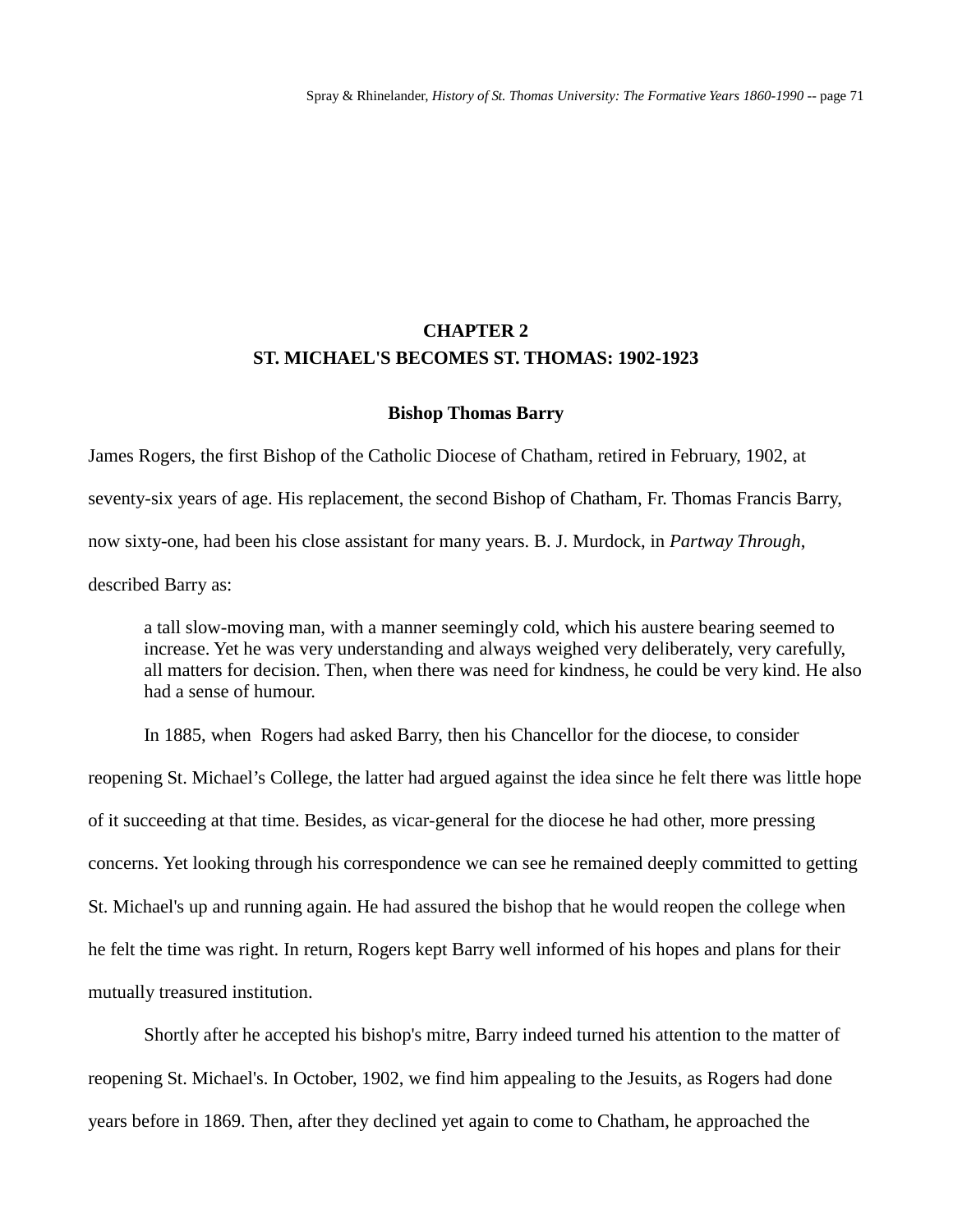# CHAPTER 2
# ST. MICHAEL'S BECOMES ST. THOMAS: 1902-1923

### Bishop Thomas Barry

James Rogers, the first Bishop of the Catholic Diocese of Chatham, retired in February, 1902, at seventy-six years of age. His replacement, the second Bishop of Chatham, Fr. Thomas Francis Barry, now sixty-one, had been his close assistant for many years. B. J. Murdock, in *Partway Through*, described Barry as:

> a tall slow-moving man, with a manner seemingly cold, which his austere bearing seemed to increase. Yet he was very understanding and always weighed very deliberately, very carefully, all matters for decision. Then, when there was need for kindness, he could be very kind. He also had a sense of humour.

In 1885, when Rogers had asked Barry, then his Chancellor for the diocese, to consider reopening St. Michael's College, the latter had argued against the idea since he felt there was little hope of it succeeding at that time. Besides, as vicar-general for the diocese he had other, more pressing concerns. Yet looking through his correspondence we can see he remained deeply committed to getting St. Michael's up and running again. He had assured the bishop that he would reopen the college when he felt the time was right. In return, Rogers kept Barry well informed of his hopes and plans for their mutually treasured institution.

Shortly after he accepted his bishop's mitre, Barry indeed turned his attention to the matter of reopening St. Michael's. In October, 1902, we find him appealing to the Jesuits, as Rogers had done years before in 1869. Then, after they declined yet again to come to Chatham, he approached the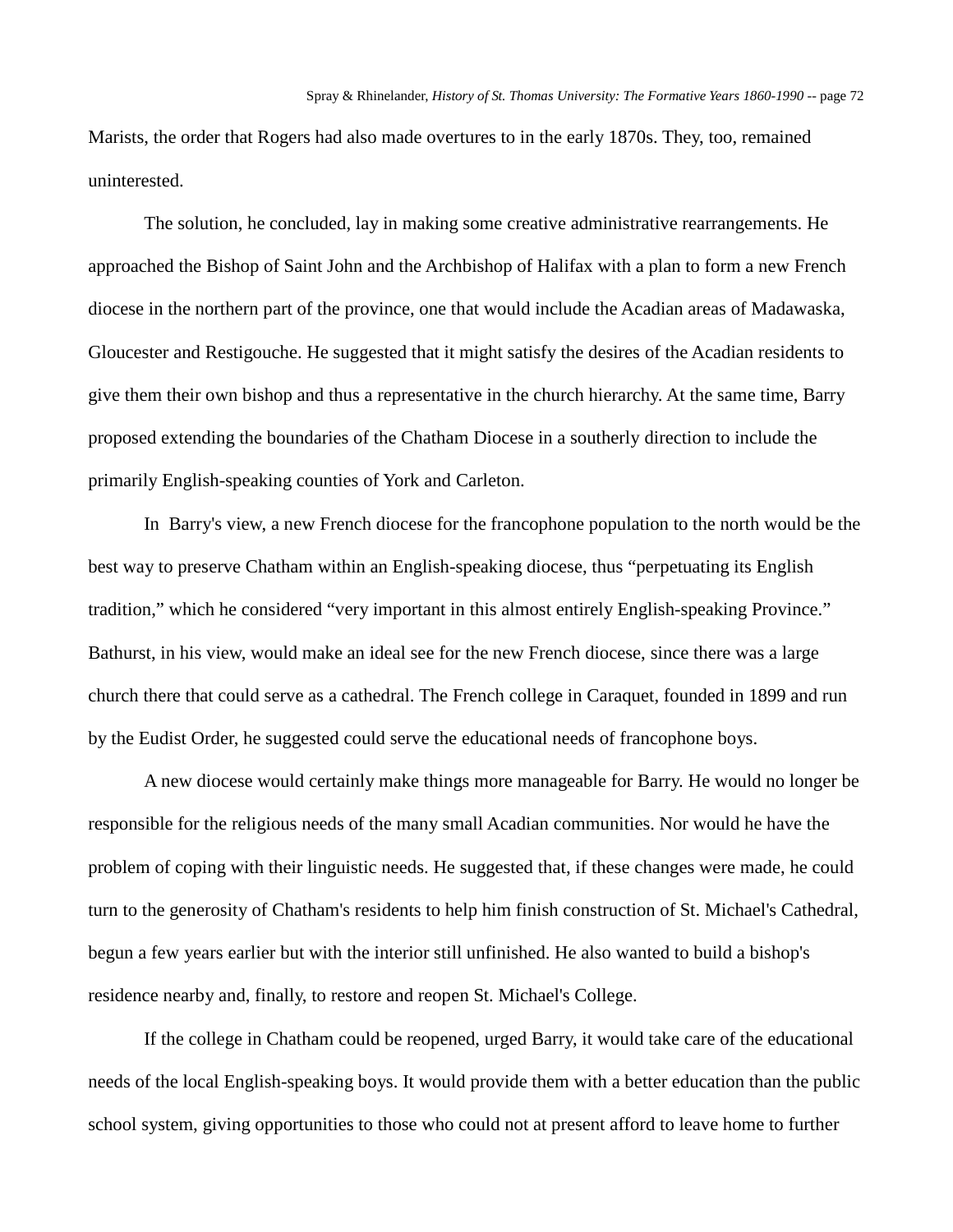Marists, the order that Rogers had also made overtures to in the early 1870s. They, too, remained uninterested.

The solution, he concluded, lay in making some creative administrative rearrangements. He approached the Bishop of Saint John and the Archbishop of Halifax with a plan to form a new French diocese in the northern part of the province, one that would include the Acadian areas of Madawaska, Gloucester and Restigouche. He suggested that it might satisfy the desires of the Acadian residents to give them their own bishop and thus a representative in the church hierarchy. At the same time, Barry proposed extending the boundaries of the Chatham Diocese in a southerly direction to include the primarily English-speaking counties of York and Carleton.

In Barry's view, a new French diocese for the francophone population to the north would be the best way to preserve Chatham within an English-speaking diocese, thus "perpetuating its English tradition," which he considered "very important in this almost entirely English-speaking Province." Bathurst, in his view, would make an ideal see for the new French diocese, since there was a large church there that could serve as a cathedral. The French college in Caraquet, founded in 1899 and run by the Eudist Order, he suggested could serve the educational needs of francophone boys.

A new diocese would certainly make things more manageable for Barry. He would no longer be responsible for the religious needs of the many small Acadian communities. Nor would he have the problem of coping with their linguistic needs. He suggested that, if these changes were made, he could turn to the generosity of Chatham's residents to help him finish construction of St. Michael's Cathedral, begun a few years earlier but with the interior still unfinished. He also wanted to build a bishop's residence nearby and, finally, to restore and reopen St. Michael's College.

If the college in Chatham could be reopened, urged Barry, it would take care of the educational needs of the local English-speaking boys. It would provide them with a better education than the public school system, giving opportunities to those who could not at present afford to leave home to further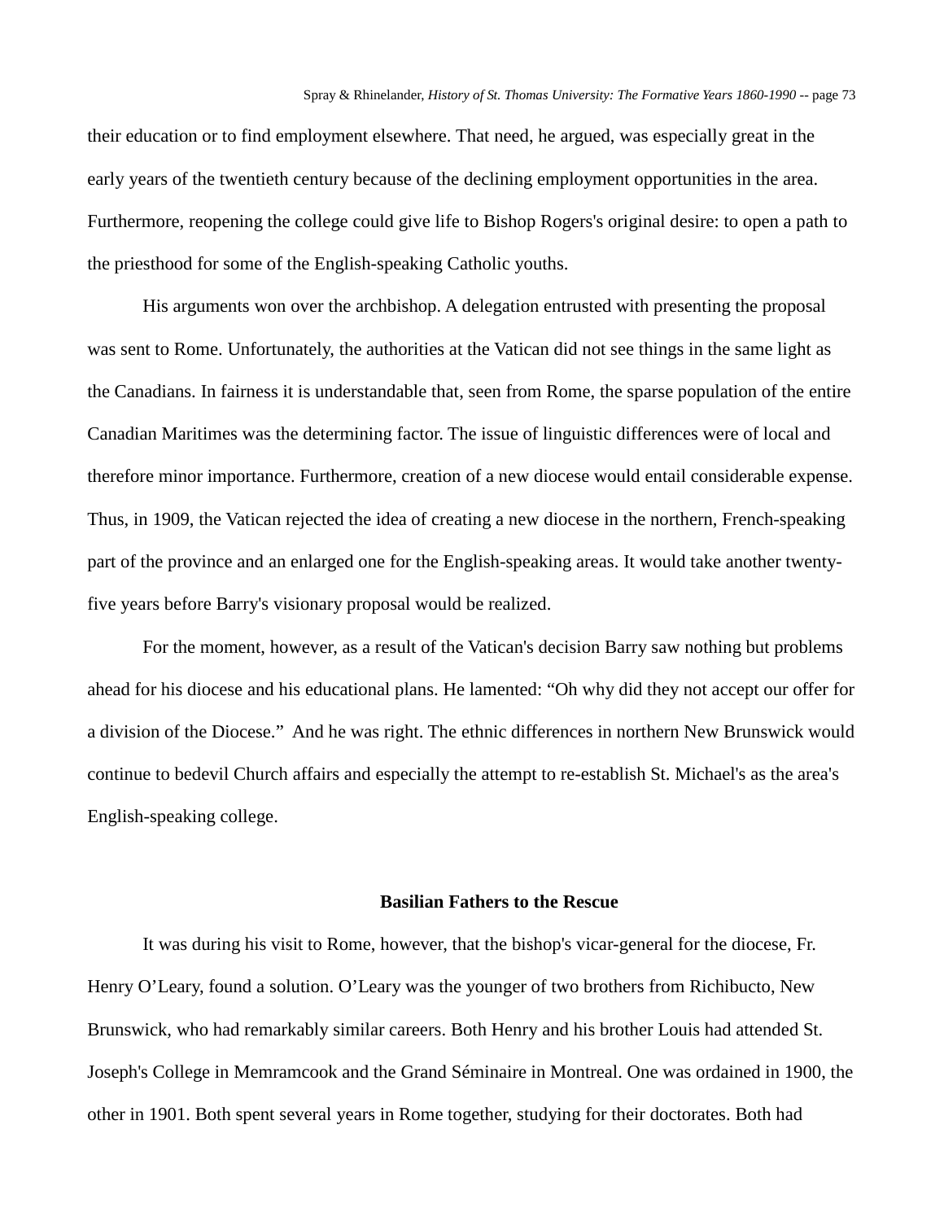their education or to find employment elsewhere. That need, he argued, was especially great in the early years of the twentieth century because of the declining employment opportunities in the area. Furthermore, reopening the college could give life to Bishop Rogers's original desire: to open a path to the priesthood for some of the English-speaking Catholic youths.

His arguments won over the archbishop. A delegation entrusted with presenting the proposal was sent to Rome. Unfortunately, the authorities at the Vatican did not see things in the same light as the Canadians. In fairness it is understandable that, seen from Rome, the sparse population of the entire Canadian Maritimes was the determining factor. The issue of linguistic differences were of local and therefore minor importance. Furthermore, creation of a new diocese would entail considerable expense. Thus, in 1909, the Vatican rejected the idea of creating a new diocese in the northern, French-speaking part of the province and an enlarged one for the English-speaking areas. It would take another twenty-five years before Barry's visionary proposal would be realized.

For the moment, however, as a result of the Vatican's decision Barry saw nothing but problems ahead for his diocese and his educational plans. He lamented: “Oh why did they not accept our offer for a division of the Diocese.”  And he was right. The ethnic differences in northern New Brunswick would continue to bedevil Church affairs and especially the attempt to re-establish St. Michael's as the area's English-speaking college.

### Basilian Fathers to the Rescue

It was during his visit to Rome, however, that the bishop's vicar-general for the diocese, Fr. Henry O’Leary, found a solution. O’Leary was the younger of two brothers from Richibucto, New Brunswick, who had remarkably similar careers. Both Henry and his brother Louis had attended St. Joseph's College in Memramcook and the Grand Séminaire in Montreal. One was ordained in 1900, the other in 1901. Both spent several years in Rome together, studying for their doctorates. Both had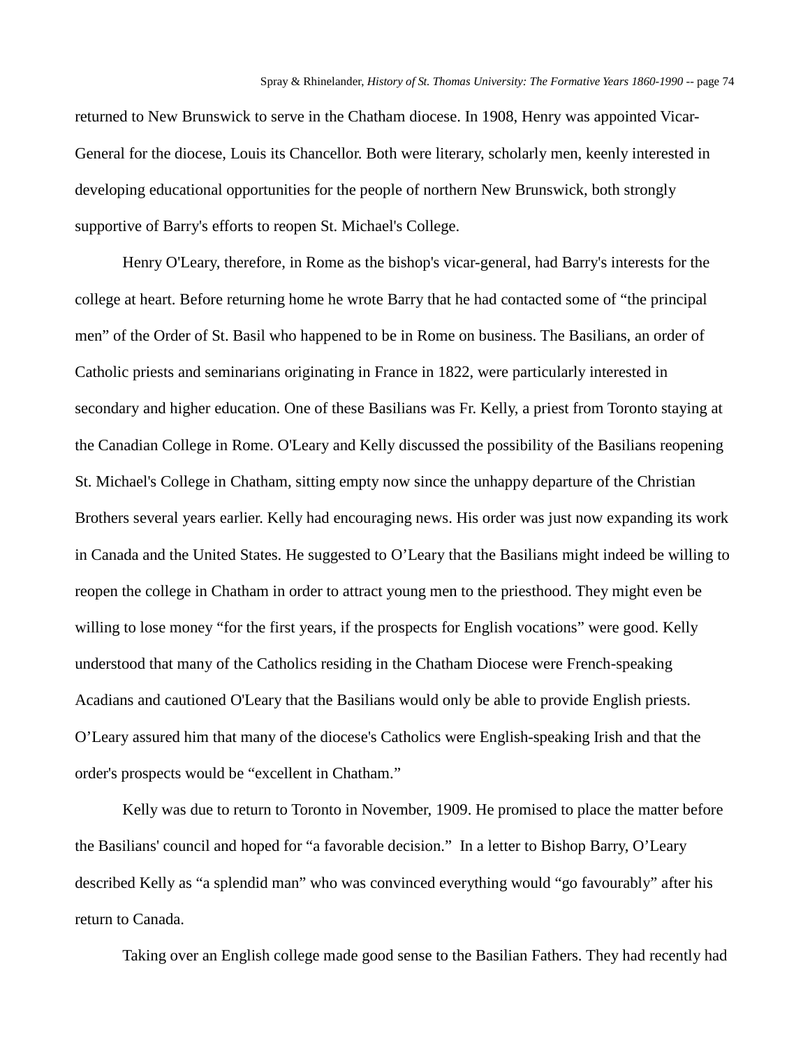returned to New Brunswick to serve in the Chatham diocese. In 1908, Henry was appointed Vicar-General for the diocese, Louis its Chancellor. Both were literary, scholarly men, keenly interested in developing educational opportunities for the people of northern New Brunswick, both strongly supportive of Barry's efforts to reopen St. Michael's College.

Henry O'Leary, therefore, in Rome as the bishop's vicar-general, had Barry's interests for the college at heart. Before returning home he wrote Barry that he had contacted some of "the principal men" of the Order of St. Basil who happened to be in Rome on business. The Basilians, an order of Catholic priests and seminarians originating in France in 1822, were particularly interested in secondary and higher education. One of these Basilians was Fr. Kelly, a priest from Toronto staying at the Canadian College in Rome. O'Leary and Kelly discussed the possibility of the Basilians reopening St. Michael's College in Chatham, sitting empty now since the unhappy departure of the Christian Brothers several years earlier. Kelly had encouraging news. His order was just now expanding its work in Canada and the United States. He suggested to O'Leary that the Basilians might indeed be willing to reopen the college in Chatham in order to attract young men to the priesthood. They might even be willing to lose money "for the first years, if the prospects for English vocations" were good. Kelly understood that many of the Catholics residing in the Chatham Diocese were French-speaking Acadians and cautioned O'Leary that the Basilians would only be able to provide English priests. O'Leary assured him that many of the diocese's Catholics were English-speaking Irish and that the order's prospects would be "excellent in Chatham."

Kelly was due to return to Toronto in November, 1909. He promised to place the matter before the Basilians' council and hoped for "a favorable decision." In a letter to Bishop Barry, O'Leary described Kelly as "a splendid man" who was convinced everything would "go favourably" after his return to Canada.

Taking over an English college made good sense to the Basilian Fathers. They had recently had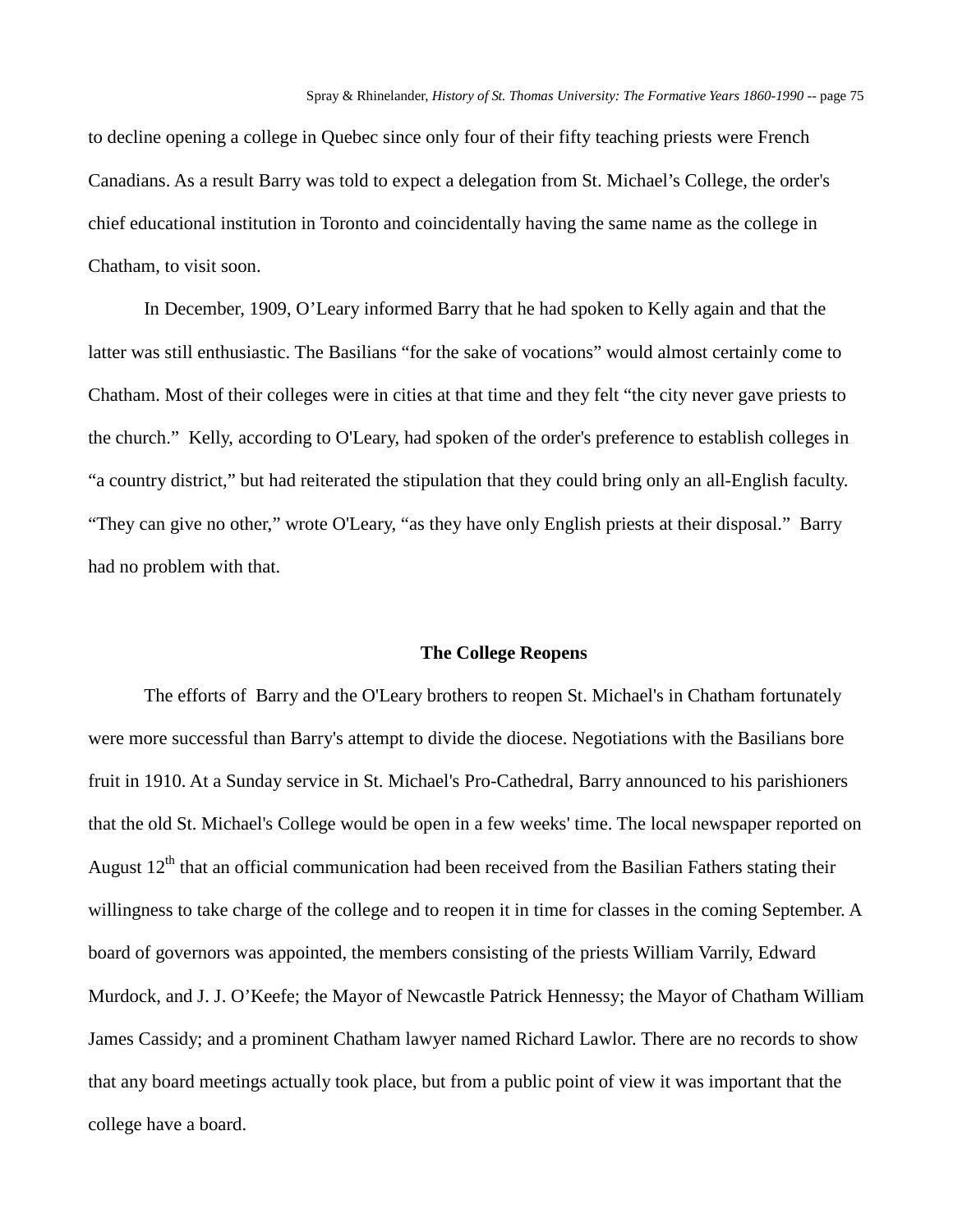to decline opening a college in Quebec since only four of their fifty teaching priests were French Canadians. As a result Barry was told to expect a delegation from St. Michael’s College, the order's chief educational institution in Toronto and coincidentally having the same name as the college in Chatham, to visit soon.

In December, 1909, O’Leary informed Barry that he had spoken to Kelly again and that the latter was still enthusiastic. The Basilians “for the sake of vocations” would almost certainly come to Chatham. Most of their colleges were in cities at that time and they felt “the city never gave priests to the church.” Kelly, according to O'Leary, had spoken of the order's preference to establish colleges in “a country district,” but had reiterated the stipulation that they could bring only an all-English faculty. “They can give no other,” wrote O'Leary, “as they have only English priests at their disposal.” Barry had no problem with that.

## The College Reopens

The efforts of Barry and the O'Leary brothers to reopen St. Michael's in Chatham fortunately were more successful than Barry's attempt to divide the diocese. Negotiations with the Basilians bore fruit in 1910. At a Sunday service in St. Michael's Pro-Cathedral, Barry announced to his parishioners that the old St. Michael's College would be open in a few weeks' time. The local newspaper reported on August 12th that an official communication had been received from the Basilian Fathers stating their willingness to take charge of the college and to reopen it in time for classes in the coming September. A board of governors was appointed, the members consisting of the priests William Varrily, Edward Murdock, and J. J. O’Keefe; the Mayor of Newcastle Patrick Hennessy; the Mayor of Chatham William James Cassidy; and a prominent Chatham lawyer named Richard Lawlor. There are no records to show that any board meetings actually took place, but from a public point of view it was important that the college have a board.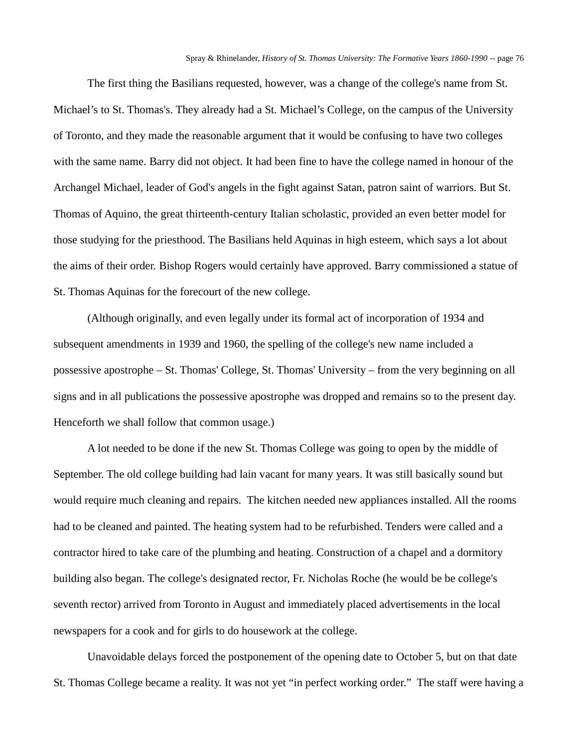The first thing the Basilians requested, however, was a change of the college's name from St. Michael’s to St. Thomas's. They already had a St. Michael’s College, on the campus of the University of Toronto, and they made the reasonable argument that it would be confusing to have two colleges with the same name. Barry did not object. It had been fine to have the college named in honour of the Archangel Michael, leader of God's angels in the fight against Satan, patron saint of warriors. But St. Thomas of Aquino, the great thirteenth-century Italian scholastic, provided an even better model for those studying for the priesthood. The Basilians held Aquinas in high esteem, which says a lot about the aims of their order. Bishop Rogers would certainly have approved. Barry commissioned a statue of St. Thomas Aquinas for the forecourt of the new college.

(Although originally, and even legally under its formal act of incorporation of 1934 and subsequent amendments in 1939 and 1960, the spelling of the college's new name included a possessive apostrophe – St. Thomas' College, St. Thomas' University – from the very beginning on all signs and in all publications the possessive apostrophe was dropped and remains so to the present day. Henceforth we shall follow that common usage.)

A lot needed to be done if the new St. Thomas College was going to open by the middle of September. The old college building had lain vacant for many years. It was still basically sound but would require much cleaning and repairs. The kitchen needed new appliances installed. All the rooms had to be cleaned and painted. The heating system had to be refurbished. Tenders were called and a contractor hired to take care of the plumbing and heating. Construction of a chapel and a dormitory building also began. The college's designated rector, Fr. Nicholas Roche (he would be be college's seventh rector) arrived from Toronto in August and immediately placed advertisements in the local newspapers for a cook and for girls to do housework at the college.

Unavoidable delays forced the postponement of the opening date to October 5, but on that date St. Thomas College became a reality. It was not yet “in perfect working order.” The staff were having a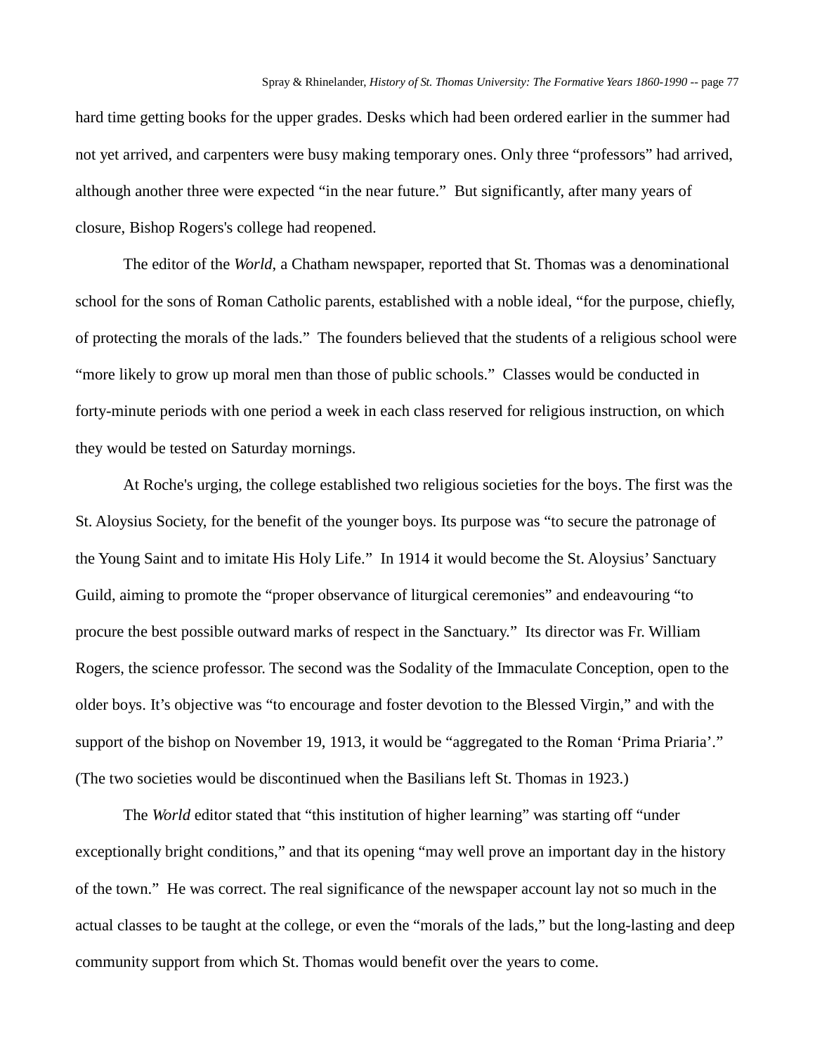hard time getting books for the upper grades. Desks which had been ordered earlier in the summer had not yet arrived, and carpenters were busy making temporary ones. Only three "professors" had arrived, although another three were expected "in the near future." But significantly, after many years of closure, Bishop Rogers's college had reopened.

The editor of the *World*, a Chatham newspaper, reported that St. Thomas was a denominational school for the sons of Roman Catholic parents, established with a noble ideal, "for the purpose, chiefly, of protecting the morals of the lads." The founders believed that the students of a religious school were "more likely to grow up moral men than those of public schools." Classes would be conducted in forty-minute periods with one period a week in each class reserved for religious instruction, on which they would be tested on Saturday mornings.

At Roche's urging, the college established two religious societies for the boys. The first was the St. Aloysius Society, for the benefit of the younger boys. Its purpose was "to secure the patronage of the Young Saint and to imitate His Holy Life." In 1914 it would become the St. Aloysius' Sanctuary Guild, aiming to promote the "proper observance of liturgical ceremonies" and endeavouring "to procure the best possible outward marks of respect in the Sanctuary." Its director was Fr. William Rogers, the science professor. The second was the Sodality of the Immaculate Conception, open to the older boys. It's objective was "to encourage and foster devotion to the Blessed Virgin," and with the support of the bishop on November 19, 1913, it would be "aggregated to the Roman 'Prima Priaria'." (The two societies would be discontinued when the Basilians left St. Thomas in 1923.)

The *World* editor stated that "this institution of higher learning" was starting off "under exceptionally bright conditions," and that its opening "may well prove an important day in the history of the town." He was correct. The real significance of the newspaper account lay not so much in the actual classes to be taught at the college, or even the "morals of the lads," but the long-lasting and deep community support from which St. Thomas would benefit over the years to come.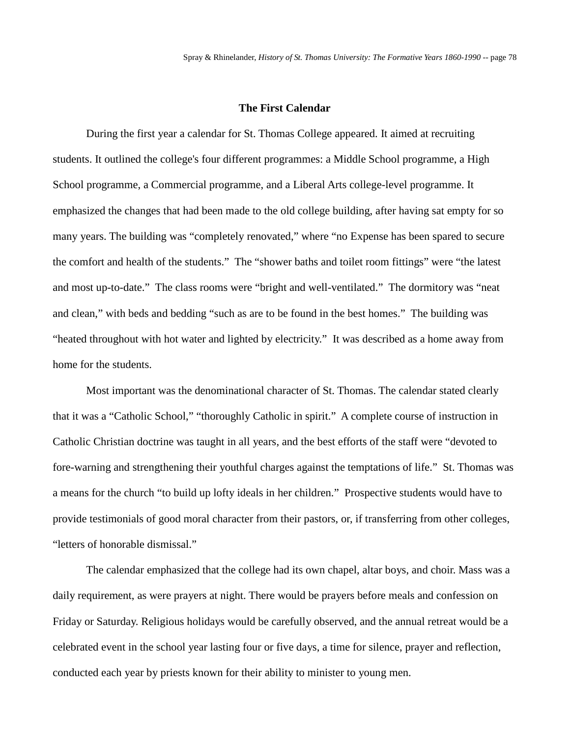### The First Calendar

During the first year a calendar for St. Thomas College appeared. It aimed at recruiting students. It outlined the college's four different programmes: a Middle School programme, a High School programme, a Commercial programme, and a Liberal Arts college-level programme. It emphasized the changes that had been made to the old college building, after having sat empty for so many years. The building was "completely renovated," where "no Expense has been spared to secure the comfort and health of the students." The "shower baths and toilet room fittings" were "the latest and most up-to-date." The class rooms were "bright and well-ventilated." The dormitory was "neat and clean," with beds and bedding "such as are to be found in the best homes." The building was "heated throughout with hot water and lighted by electricity." It was described as a home away from home for the students.

Most important was the denominational character of St. Thomas. The calendar stated clearly that it was a "Catholic School," "thoroughly Catholic in spirit." A complete course of instruction in Catholic Christian doctrine was taught in all years, and the best efforts of the staff were "devoted to fore-warning and strengthening their youthful charges against the temptations of life." St. Thomas was a means for the church "to build up lofty ideals in her children." Prospective students would have to provide testimonials of good moral character from their pastors, or, if transferring from other colleges, "letters of honorable dismissal."

The calendar emphasized that the college had its own chapel, altar boys, and choir. Mass was a daily requirement, as were prayers at night. There would be prayers before meals and confession on Friday or Saturday. Religious holidays would be carefully observed, and the annual retreat would be a celebrated event in the school year lasting four or five days, a time for silence, prayer and reflection, conducted each year by priests known for their ability to minister to young men.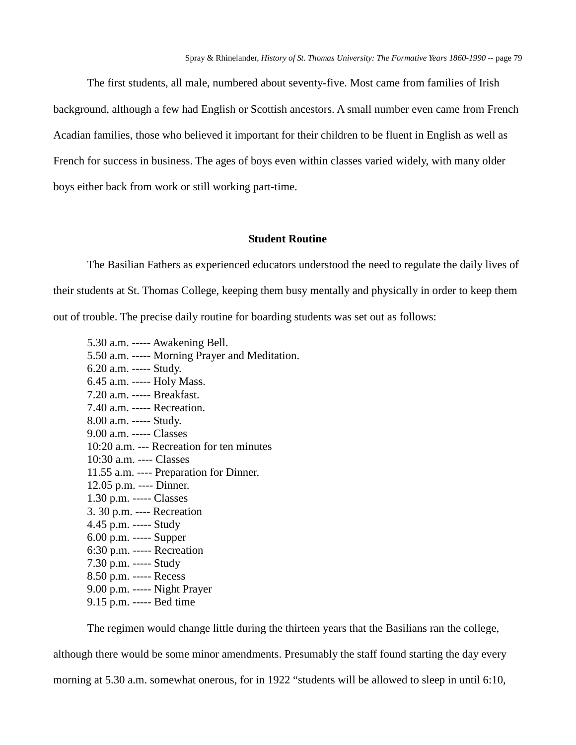The first students, all male, numbered about seventy-five. Most came from families of Irish background, although a few had English or Scottish ancestors. A small number even came from French Acadian families, those who believed it important for their children to be fluent in English as well as French for success in business. The ages of boys even within classes varied widely, with many older boys either back from work or still working part-time.

### Student Routine

The Basilian Fathers as experienced educators understood the need to regulate the daily lives of their students at St. Thomas College, keeping them busy mentally and physically in order to keep them out of trouble. The precise daily routine for boarding students was set out as follows:

5.30 a.m. ----- Awakening Bell.  
5.50 a.m. ----- Morning Prayer and Meditation.  
6.20 a.m. ----- Study.  
6.45 a.m. ----- Holy Mass.  
7.20 a.m. ----- Breakfast.  
7.40 a.m. ----- Recreation.  
8.00 a.m. ----- Study.  
9.00 a.m. ----- Classes  
10:20 a.m. --- Recreation for ten minutes  
10:30 a.m. ---- Classes  
11.55 a.m. ---- Preparation for Dinner.  
12.05 p.m. ---- Dinner.  
1.30 p.m. ----- Classes  
3. 30 p.m. ---- Recreation  
4.45 p.m. ----- Study  
6.00 p.m. ----- Supper  
6:30 p.m. ----- Recreation  
7.30 p.m. ----- Study  
8.50 p.m. ----- Recess  
9.00 p.m. ----- Night Prayer  
9.15 p.m. ----- Bed time

The regimen would change little during the thirteen years that the Basilians ran the college, although there would be some minor amendments. Presumably the staff found starting the day every morning at 5.30 a.m. somewhat onerous, for in 1922 "students will be allowed to sleep in until 6:10,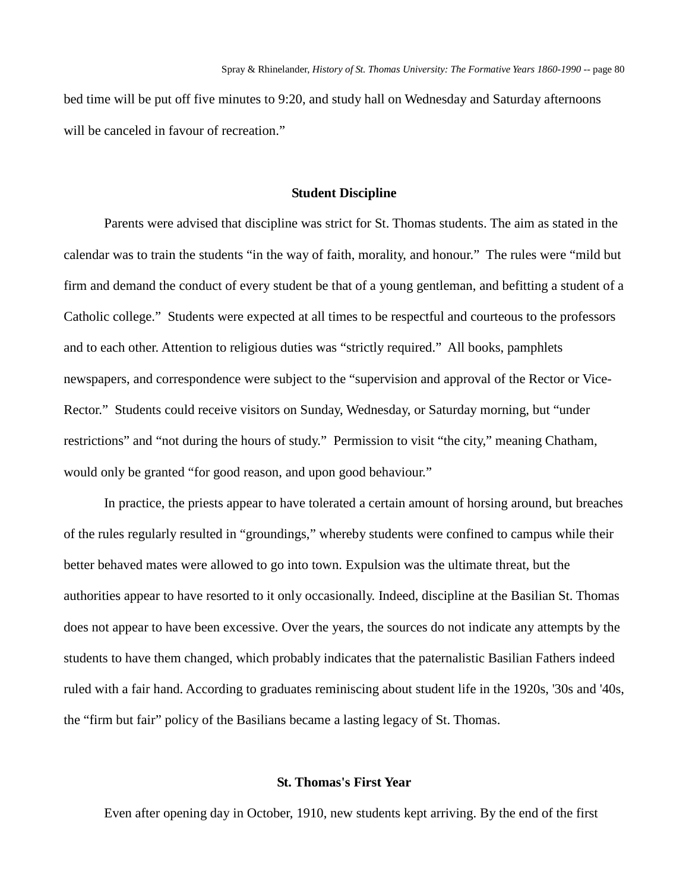bed time will be put off five minutes to 9:20, and study hall on Wednesday and Saturday afternoons will be canceled in favour of recreation."

### Student Discipline

Parents were advised that discipline was strict for St. Thomas students. The aim as stated in the calendar was to train the students "in the way of faith, morality, and honour." The rules were "mild but firm and demand the conduct of every student be that of a young gentleman, and befitting a student of a Catholic college." Students were expected at all times to be respectful and courteous to the professors and to each other. Attention to religious duties was "strictly required." All books, pamphlets newspapers, and correspondence were subject to the "supervision and approval of the Rector or Vice-Rector." Students could receive visitors on Sunday, Wednesday, or Saturday morning, but "under restrictions" and "not during the hours of study." Permission to visit "the city," meaning Chatham, would only be granted "for good reason, and upon good behaviour."

In practice, the priests appear to have tolerated a certain amount of horsing around, but breaches of the rules regularly resulted in "groundings," whereby students were confined to campus while their better behaved mates were allowed to go into town. Expulsion was the ultimate threat, but the authorities appear to have resorted to it only occasionally. Indeed, discipline at the Basilian St. Thomas does not appear to have been excessive. Over the years, the sources do not indicate any attempts by the students to have them changed, which probably indicates that the paternalistic Basilian Fathers indeed ruled with a fair hand. According to graduates reminiscing about student life in the 1920s, '30s and '40s, the "firm but fair" policy of the Basilians became a lasting legacy of St. Thomas.

### St. Thomas's First Year

Even after opening day in October, 1910, new students kept arriving. By the end of the first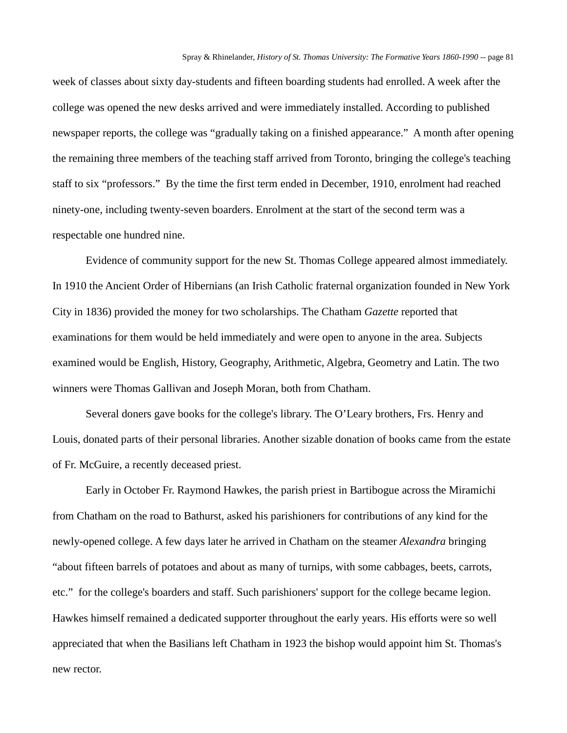week of classes about sixty day-students and fifteen boarding students had enrolled. A week after the college was opened the new desks arrived and were immediately installed. According to published newspaper reports, the college was "gradually taking on a finished appearance." A month after opening the remaining three members of the teaching staff arrived from Toronto, bringing the college's teaching staff to six "professors." By the time the first term ended in December, 1910, enrolment had reached ninety-one, including twenty-seven boarders. Enrolment at the start of the second term was a respectable one hundred nine.

Evidence of community support for the new St. Thomas College appeared almost immediately. In 1910 the Ancient Order of Hibernians (an Irish Catholic fraternal organization founded in New York City in 1836) provided the money for two scholarships. The Chatham *Gazette* reported that examinations for them would be held immediately and were open to anyone in the area. Subjects examined would be English, History, Geography, Arithmetic, Algebra, Geometry and Latin. The two winners were Thomas Gallivan and Joseph Moran, both from Chatham.

Several doners gave books for the college's library. The O'Leary brothers, Frs. Henry and Louis, donated parts of their personal libraries. Another sizable donation of books came from the estate of Fr. McGuire, a recently deceased priest.

Early in October Fr. Raymond Hawkes, the parish priest in Bartibogue across the Miramichi from Chatham on the road to Bathurst, asked his parishioners for contributions of any kind for the newly-opened college. A few days later he arrived in Chatham on the steamer *Alexandra* bringing "about fifteen barrels of potatoes and about as many of turnips, with some cabbages, beets, carrots, etc." for the college's boarders and staff. Such parishioners' support for the college became legion. Hawkes himself remained a dedicated supporter throughout the early years. His efforts were so well appreciated that when the Basilians left Chatham in 1923 the bishop would appoint him St. Thomas's new rector.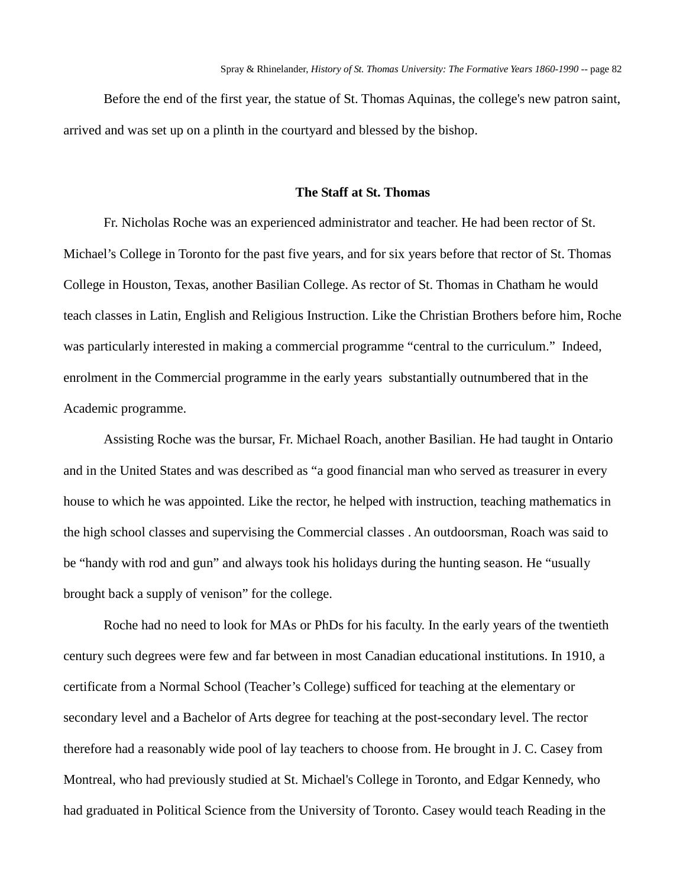Before the end of the first year, the statue of St. Thomas Aquinas, the college's new patron saint, arrived and was set up on a plinth in the courtyard and blessed by the bishop.

### The Staff at St. Thomas

Fr. Nicholas Roche was an experienced administrator and teacher. He had been rector of St. Michael's College in Toronto for the past five years, and for six years before that rector of St. Thomas College in Houston, Texas, another Basilian College. As rector of St. Thomas in Chatham he would teach classes in Latin, English and Religious Instruction. Like the Christian Brothers before him, Roche was particularly interested in making a commercial programme "central to the curriculum." Indeed, enrolment in the Commercial programme in the early years substantially outnumbered that in the Academic programme.

Assisting Roche was the bursar, Fr. Michael Roach, another Basilian. He had taught in Ontario and in the United States and was described as "a good financial man who served as treasurer in every house to which he was appointed. Like the rector, he helped with instruction, teaching mathematics in the high school classes and supervising the Commercial classes . An outdoorsman, Roach was said to be "handy with rod and gun" and always took his holidays during the hunting season. He "usually brought back a supply of venison" for the college.

Roche had no need to look for MAs or PhDs for his faculty. In the early years of the twentieth century such degrees were few and far between in most Canadian educational institutions. In 1910, a certificate from a Normal School (Teacher's College) sufficed for teaching at the elementary or secondary level and a Bachelor of Arts degree for teaching at the post-secondary level. The rector therefore had a reasonably wide pool of lay teachers to choose from. He brought in J. C. Casey from Montreal, who had previously studied at St. Michael's College in Toronto, and Edgar Kennedy, who had graduated in Political Science from the University of Toronto. Casey would teach Reading in the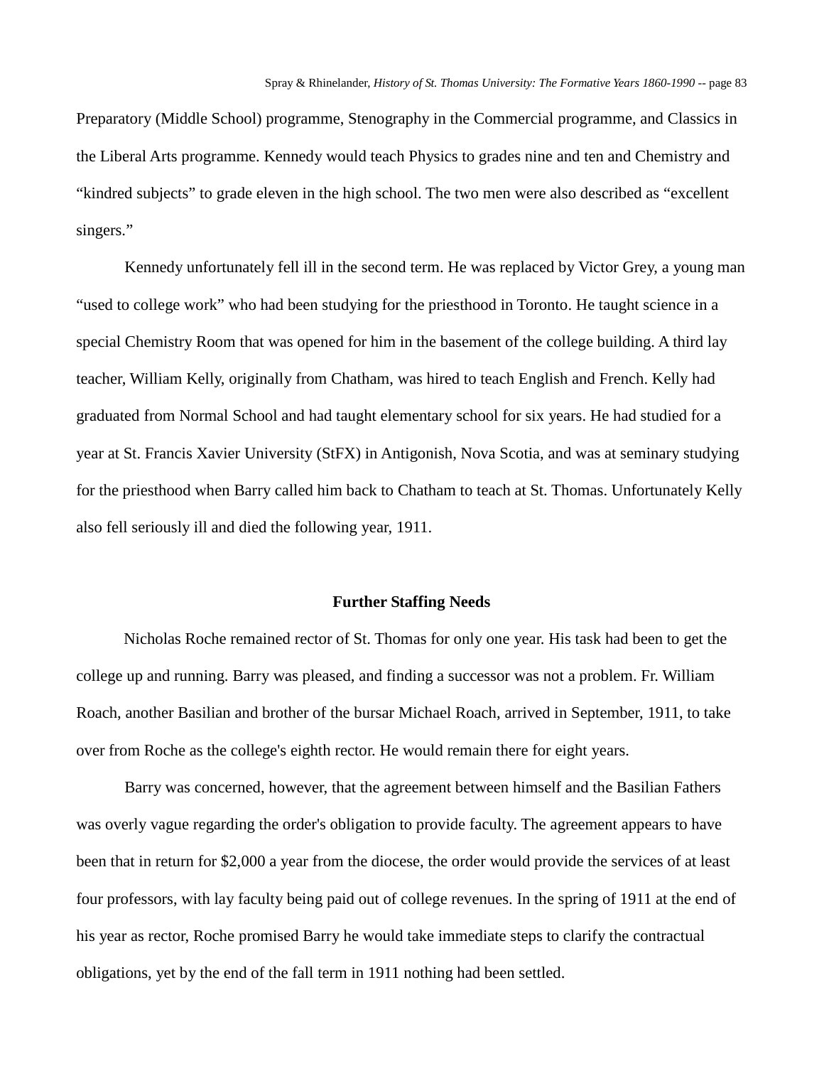Preparatory (Middle School) programme, Stenography in the Commercial programme, and Classics in the Liberal Arts programme. Kennedy would teach Physics to grades nine and ten and Chemistry and "kindred subjects" to grade eleven in the high school. The two men were also described as "excellent singers."

Kennedy unfortunately fell ill in the second term. He was replaced by Victor Grey, a young man "used to college work" who had been studying for the priesthood in Toronto. He taught science in a special Chemistry Room that was opened for him in the basement of the college building. A third lay teacher, William Kelly, originally from Chatham, was hired to teach English and French. Kelly had graduated from Normal School and had taught elementary school for six years. He had studied for a year at St. Francis Xavier University (StFX) in Antigonish, Nova Scotia, and was at seminary studying for the priesthood when Barry called him back to Chatham to teach at St. Thomas. Unfortunately Kelly also fell seriously ill and died the following year, 1911.

### Further Staffing Needs

Nicholas Roche remained rector of St. Thomas for only one year. His task had been to get the college up and running. Barry was pleased, and finding a successor was not a problem. Fr. William Roach, another Basilian and brother of the bursar Michael Roach, arrived in September, 1911, to take over from Roche as the college's eighth rector. He would remain there for eight years.

Barry was concerned, however, that the agreement between himself and the Basilian Fathers was overly vague regarding the order's obligation to provide faculty. The agreement appears to have been that in return for $2,000 a year from the diocese, the order would provide the services of at least four professors, with lay faculty being paid out of college revenues. In the spring of 1911 at the end of his year as rector, Roche promised Barry he would take immediate steps to clarify the contractual obligations, yet by the end of the fall term in 1911 nothing had been settled.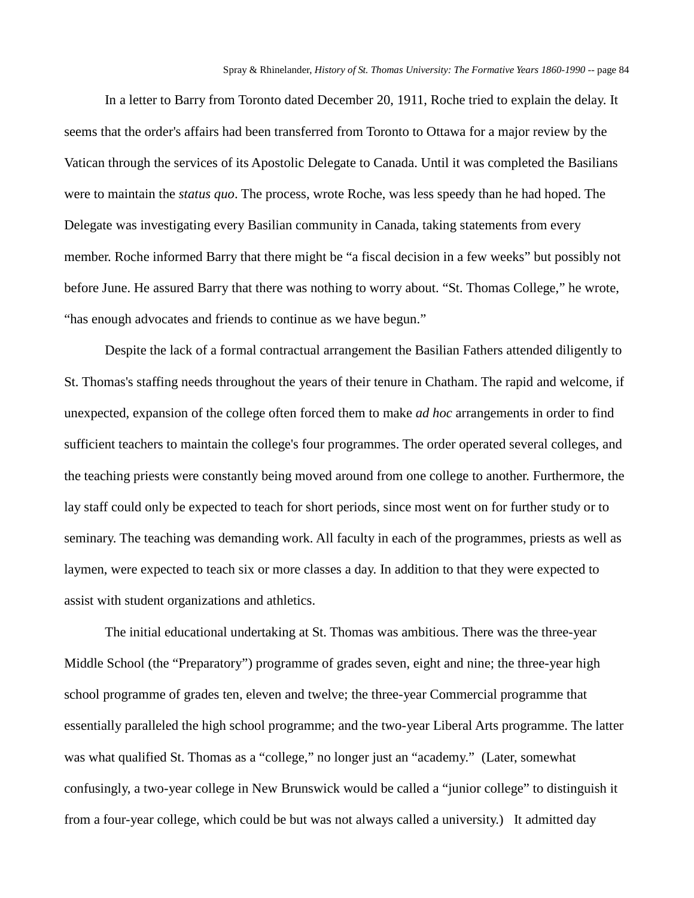In a letter to Barry from Toronto dated December 20, 1911, Roche tried to explain the delay. It seems that the order's affairs had been transferred from Toronto to Ottawa for a major review by the Vatican through the services of its Apostolic Delegate to Canada. Until it was completed the Basilians were to maintain the *status quo*. The process, wrote Roche, was less speedy than he had hoped. The Delegate was investigating every Basilian community in Canada, taking statements from every member. Roche informed Barry that there might be "a fiscal decision in a few weeks" but possibly not before June. He assured Barry that there was nothing to worry about. "St. Thomas College," he wrote, "has enough advocates and friends to continue as we have begun."

Despite the lack of a formal contractual arrangement the Basilian Fathers attended diligently to St. Thomas's staffing needs throughout the years of their tenure in Chatham. The rapid and welcome, if unexpected, expansion of the college often forced them to make *ad hoc* arrangements in order to find sufficient teachers to maintain the college's four programmes. The order operated several colleges, and the teaching priests were constantly being moved around from one college to another. Furthermore, the lay staff could only be expected to teach for short periods, since most went on for further study or to seminary. The teaching was demanding work. All faculty in each of the programmes, priests as well as laymen, were expected to teach six or more classes a day. In addition to that they were expected to assist with student organizations and athletics.

The initial educational undertaking at St. Thomas was ambitious. There was the three-year Middle School (the "Preparatory") programme of grades seven, eight and nine; the three-year high school programme of grades ten, eleven and twelve; the three-year Commercial programme that essentially paralleled the high school programme; and the two-year Liberal Arts programme. The latter was what qualified St. Thomas as a "college," no longer just an "academy." (Later, somewhat confusingly, a two-year college in New Brunswick would be called a "junior college" to distinguish it from a four-year college, which could be but was not always called a university.) It admitted day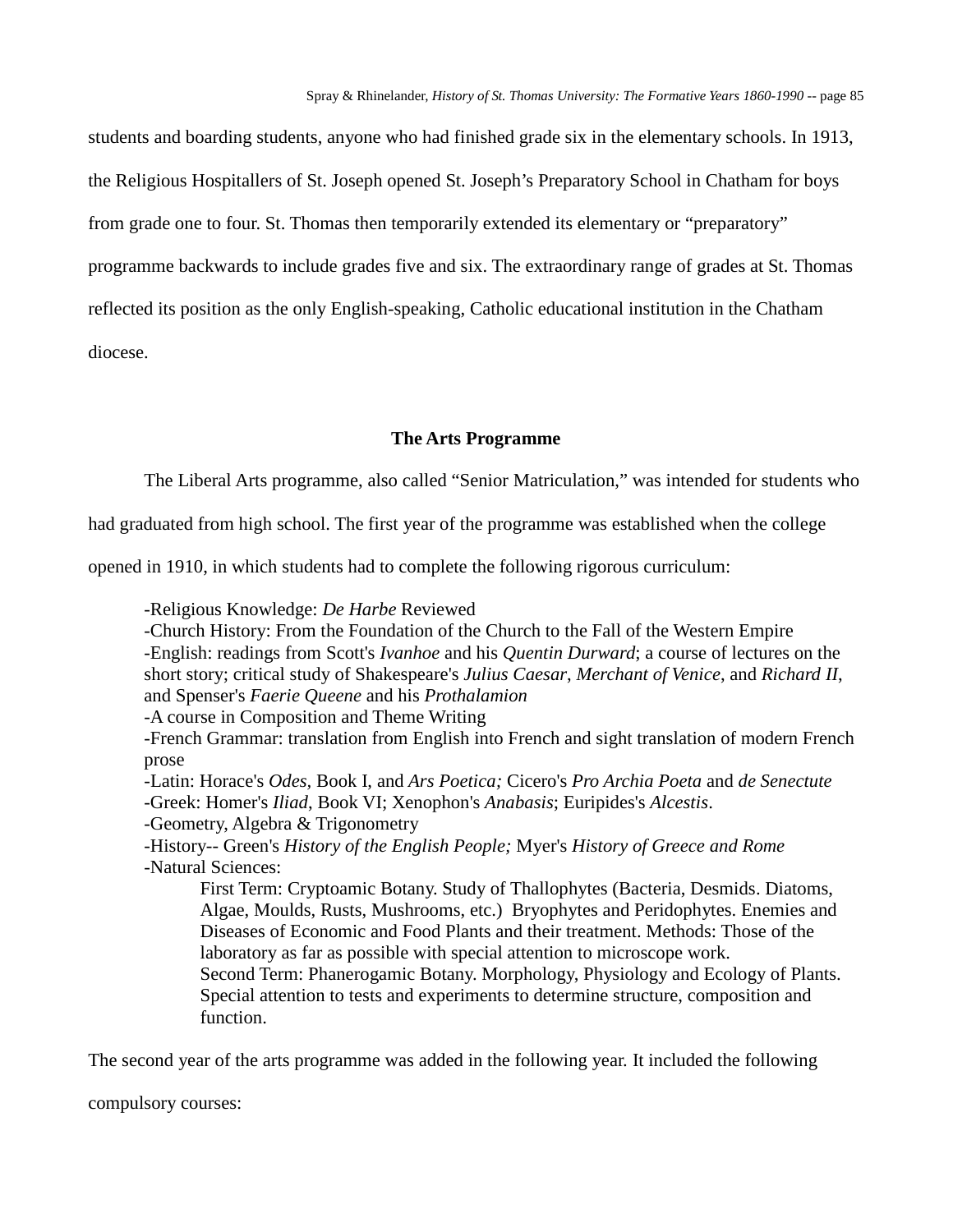students and boarding students, anyone who had finished grade six in the elementary schools. In 1913, the Religious Hospitallers of St. Joseph opened St. Joseph's Preparatory School in Chatham for boys from grade one to four. St. Thomas then temporarily extended its elementary or "preparatory" programme backwards to include grades five and six. The extraordinary range of grades at St. Thomas reflected its position as the only English-speaking, Catholic educational institution in the Chatham diocese.

## The Arts Programme

The Liberal Arts programme, also called "Senior Matriculation," was intended for students who had graduated from high school. The first year of the programme was established when the college opened in 1910, in which students had to complete the following rigorous curriculum:

> -Religious Knowledge: *De Harbe* Reviewed
> -Church History: From the Foundation of the Church to the Fall of the Western Empire
> -English: readings from Scott's *Ivanhoe* and his *Quentin Durward*; a course of lectures on the short story; critical study of Shakespeare's *Julius Caesar*, *Merchant of Venice*, and *Richard II*, and Spenser's *Faerie Queene* and his *Prothalamion*
> -A course in Composition and Theme Writing
> -French Grammar: translation from English into French and sight translation of modern French prose
> -Latin: Horace's *Odes*, Book I, and *Ars Poetica;* Cicero's *Pro Archia Poeta* and *de Senectute*
> -Greek: Homer's *Iliad*, Book VI; Xenophon's *Anabasis*; Euripides's *Alcestis*.
> -Geometry, Algebra & Trigonometry
> -History-- Green's *History of the English People;* Myer's *History of Greece and Rome*
> -Natural Sciences:
>
> > First Term: Cryptoamic Botany. Study of Thallophytes (Bacteria, Desmids. Diatoms, Algae, Moulds, Rusts, Mushrooms, etc.) Bryophytes and Peridophytes. Enemies and Diseases of Economic and Food Plants and their treatment. Methods: Those of the laboratory as far as possible with special attention to microscope work.
> > Second Term: Phanerogamic Botany. Morphology, Physiology and Ecology of Plants. Special attention to tests and experiments to determine structure, composition and function.

The second year of the arts programme was added in the following year. It included the following compulsory courses: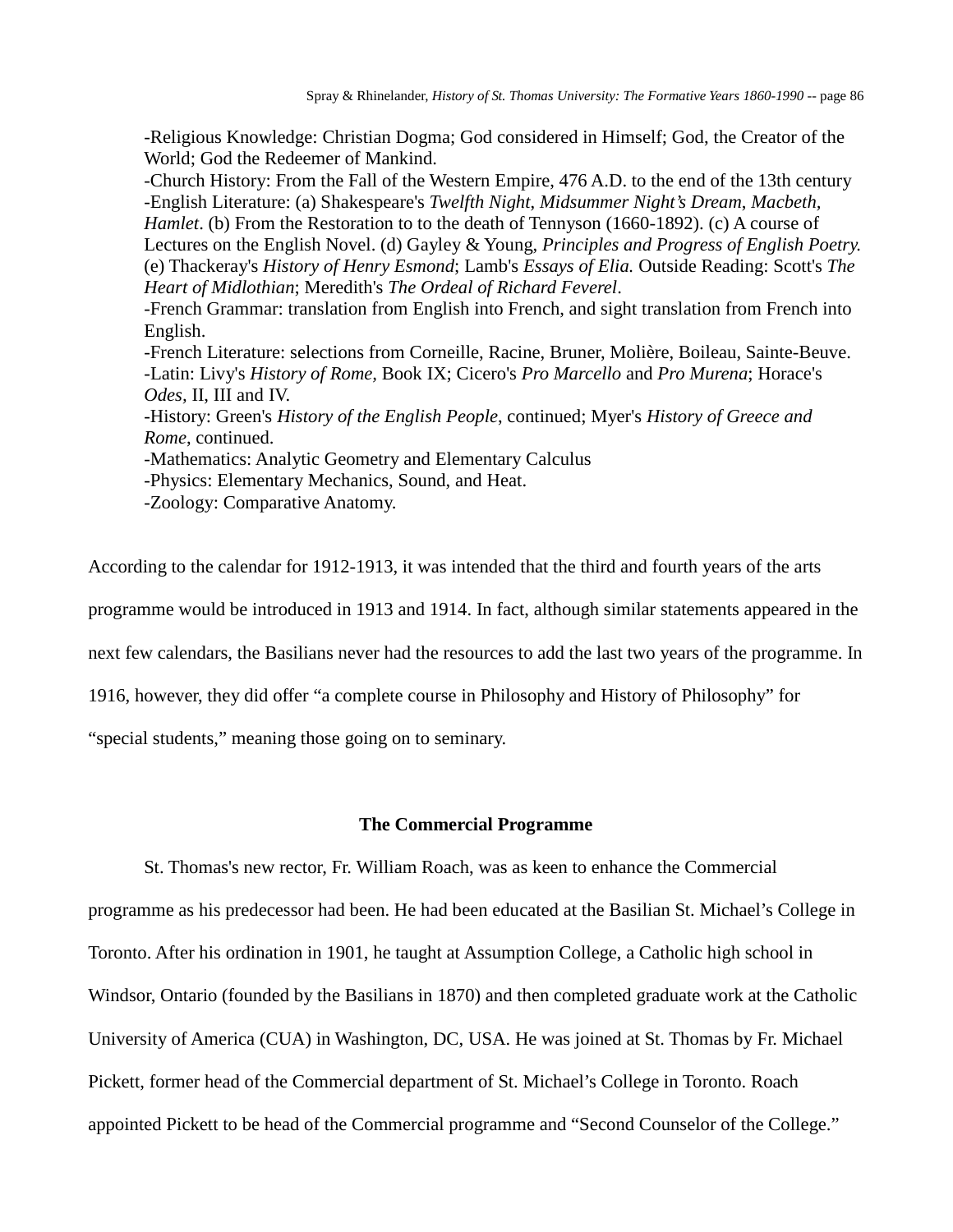-Religious Knowledge: Christian Dogma; God considered in Himself; God, the Creator of the World; God the Redeemer of Mankind.
-Church History: From the Fall of the Western Empire, 476 A.D. to the end of the 13th century
-English Literature: (a) Shakespeare's *Twelfth Night*, *Midsummer Night's Dream*, *Macbeth*, *Hamlet*. (b) From the Restoration to to the death of Tennyson (1660-1892). (c) A course of Lectures on the English Novel. (d) Gayley & Young, *Principles and Progress of English Poetry.* (e) Thackeray's *History of Henry Esmond*; Lamb's *Essays of Elia.* Outside Reading: Scott's *The Heart of Midlothian*; Meredith's *The Ordeal of Richard Feverel*.
-French Grammar: translation from English into French, and sight translation from French into English.
-French Literature: selections from Corneille, Racine, Bruner, Molière, Boileau, Sainte-Beuve.
-Latin: Livy's *History of Rome,* Book IX; Cicero's *Pro Marcello* and *Pro Murena*; Horace's *Odes,* II, III and IV.
-History: Green's *History of the English People*, continued; Myer's *History of Greece and Rome*, continued.
-Mathematics: Analytic Geometry and Elementary Calculus
-Physics: Elementary Mechanics, Sound, and Heat.
-Zoology: Comparative Anatomy.

According to the calendar for 1912-1913, it was intended that the third and fourth years of the arts programme would be introduced in 1913 and 1914. In fact, although similar statements appeared in the next few calendars, the Basilians never had the resources to add the last two years of the programme. In 1916, however, they did offer "a complete course in Philosophy and History of Philosophy" for "special students," meaning those going on to seminary.

## The Commercial Programme

St. Thomas's new rector, Fr. William Roach, was as keen to enhance the Commercial programme as his predecessor had been. He had been educated at the Basilian St. Michael's College in Toronto. After his ordination in 1901, he taught at Assumption College, a Catholic high school in Windsor, Ontario (founded by the Basilians in 1870) and then completed graduate work at the Catholic University of America (CUA) in Washington, DC, USA. He was joined at St. Thomas by Fr. Michael Pickett, former head of the Commercial department of St. Michael's College in Toronto. Roach appointed Pickett to be head of the Commercial programme and "Second Counselor of the College."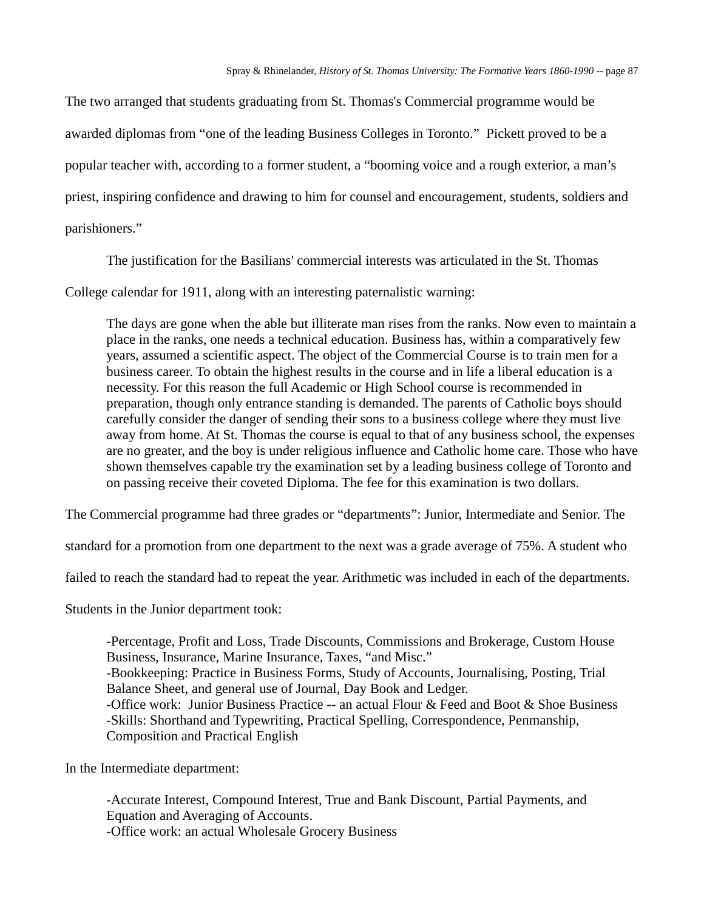The two arranged that students graduating from St. Thomas's Commercial programme would be awarded diplomas from "one of the leading Business Colleges in Toronto." Pickett proved to be a popular teacher with, according to a former student, a "booming voice and a rough exterior, a man's priest, inspiring confidence and drawing to him for counsel and encouragement, students, soldiers and parishioners."

The justification for the Basilians' commercial interests was articulated in the St. Thomas College calendar for 1911, along with an interesting paternalistic warning:

> The days are gone when the able but illiterate man rises from the ranks. Now even to maintain a place in the ranks, one needs a technical education. Business has, within a comparatively few years, assumed a scientific aspect. The object of the Commercial Course is to train men for a business career. To obtain the highest results in the course and in life a liberal education is a necessity. For this reason the full Academic or High School course is recommended in preparation, though only entrance standing is demanded. The parents of Catholic boys should carefully consider the danger of sending their sons to a business college where they must live away from home. At St. Thomas the course is equal to that of any business school, the expenses are no greater, and the boy is under religious influence and Catholic home care. Those who have shown themselves capable try the examination set by a leading business college of Toronto and on passing receive their coveted Diploma. The fee for this examination is two dollars.

The Commercial programme had three grades or "departments": Junior, Intermediate and Senior. The standard for a promotion from one department to the next was a grade average of 75%. A student who failed to reach the standard had to repeat the year. Arithmetic was included in each of the departments. Students in the Junior department took:

> -Percentage, Profit and Loss, Trade Discounts, Commissions and Brokerage, Custom House Business, Insurance, Marine Insurance, Taxes, "and Misc."
> -Bookkeeping: Practice in Business Forms, Study of Accounts, Journalising, Posting, Trial Balance Sheet, and general use of Journal, Day Book and Ledger.
> -Office work: Junior Business Practice -- an actual Flour & Feed and Boot & Shoe Business
> -Skills: Shorthand and Typewriting, Practical Spelling, Correspondence, Penmanship, Composition and Practical English

In the Intermediate department:

> -Accurate Interest, Compound Interest, True and Bank Discount, Partial Payments, and Equation and Averaging of Accounts.
> -Office work: an actual Wholesale Grocery Business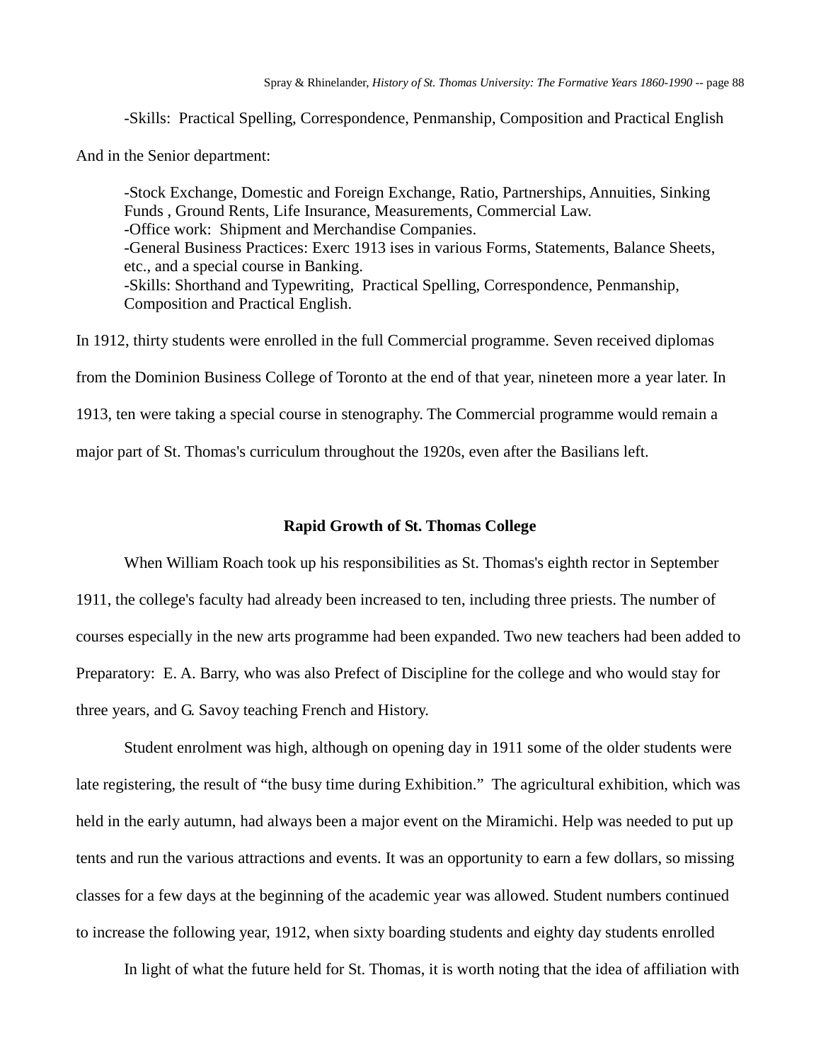-Skills: Practical Spelling, Correspondence, Penmanship, Composition and Practical English

And in the Senior department:

> -Stock Exchange, Domestic and Foreign Exchange, Ratio, Partnerships, Annuities, Sinking Funds , Ground Rents, Life Insurance, Measurements, Commercial Law.
> -Office work: Shipment and Merchandise Companies.
> -General Business Practices: Exerc 1913 ises in various Forms, Statements, Balance Sheets, etc., and a special course in Banking.
> -Skills: Shorthand and Typewriting, Practical Spelling, Correspondence, Penmanship, Composition and Practical English.

In 1912, thirty students were enrolled in the full Commercial programme. Seven received diplomas from the Dominion Business College of Toronto at the end of that year, nineteen more a year later. In 1913, ten were taking a special course in stenography. The Commercial programme would remain a major part of St. Thomas's curriculum throughout the 1920s, even after the Basilians left.

## Rapid Growth of St. Thomas College

When William Roach took up his responsibilities as St. Thomas's eighth rector in September 1911, the college's faculty had already been increased to ten, including three priests. The number of courses especially in the new arts programme had been expanded. Two new teachers had been added to Preparatory: E. A. Barry, who was also Prefect of Discipline for the college and who would stay for three years, and G. Savoy teaching French and History.

Student enrolment was high, although on opening day in 1911 some of the older students were late registering, the result of "the busy time during Exhibition." The agricultural exhibition, which was held in the early autumn, had always been a major event on the Miramichi. Help was needed to put up tents and run the various attractions and events. It was an opportunity to earn a few dollars, so missing classes for a few days at the beginning of the academic year was allowed. Student numbers continued to increase the following year, 1912, when sixty boarding students and eighty day students enrolled

In light of what the future held for St. Thomas, it is worth noting that the idea of affiliation with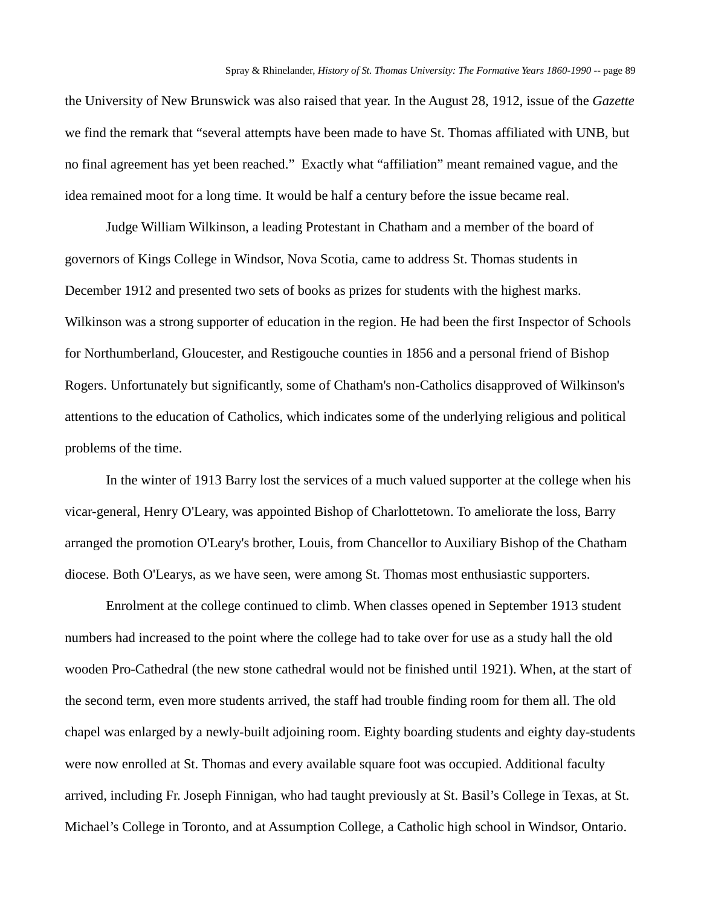the University of New Brunswick was also raised that year. In the August 28, 1912, issue of the *Gazette* we find the remark that "several attempts have been made to have St. Thomas affiliated with UNB, but no final agreement has yet been reached." Exactly what "affiliation" meant remained vague, and the idea remained moot for a long time. It would be half a century before the issue became real.

Judge William Wilkinson, a leading Protestant in Chatham and a member of the board of governors of Kings College in Windsor, Nova Scotia, came to address St. Thomas students in December 1912 and presented two sets of books as prizes for students with the highest marks. Wilkinson was a strong supporter of education in the region. He had been the first Inspector of Schools for Northumberland, Gloucester, and Restigouche counties in 1856 and a personal friend of Bishop Rogers. Unfortunately but significantly, some of Chatham's non-Catholics disapproved of Wilkinson's attentions to the education of Catholics, which indicates some of the underlying religious and political problems of the time.

In the winter of 1913 Barry lost the services of a much valued supporter at the college when his vicar-general, Henry O'Leary, was appointed Bishop of Charlottetown. To ameliorate the loss, Barry arranged the promotion O'Leary's brother, Louis, from Chancellor to Auxiliary Bishop of the Chatham diocese. Both O'Learys, as we have seen, were among St. Thomas most enthusiastic supporters.

Enrolment at the college continued to climb. When classes opened in September 1913 student numbers had increased to the point where the college had to take over for use as a study hall the old wooden Pro-Cathedral (the new stone cathedral would not be finished until 1921). When, at the start of the second term, even more students arrived, the staff had trouble finding room for them all. The old chapel was enlarged by a newly-built adjoining room. Eighty boarding students and eighty day-students were now enrolled at St. Thomas and every available square foot was occupied. Additional faculty arrived, including Fr. Joseph Finnigan, who had taught previously at St. Basil's College in Texas, at St. Michael's College in Toronto, and at Assumption College, a Catholic high school in Windsor, Ontario.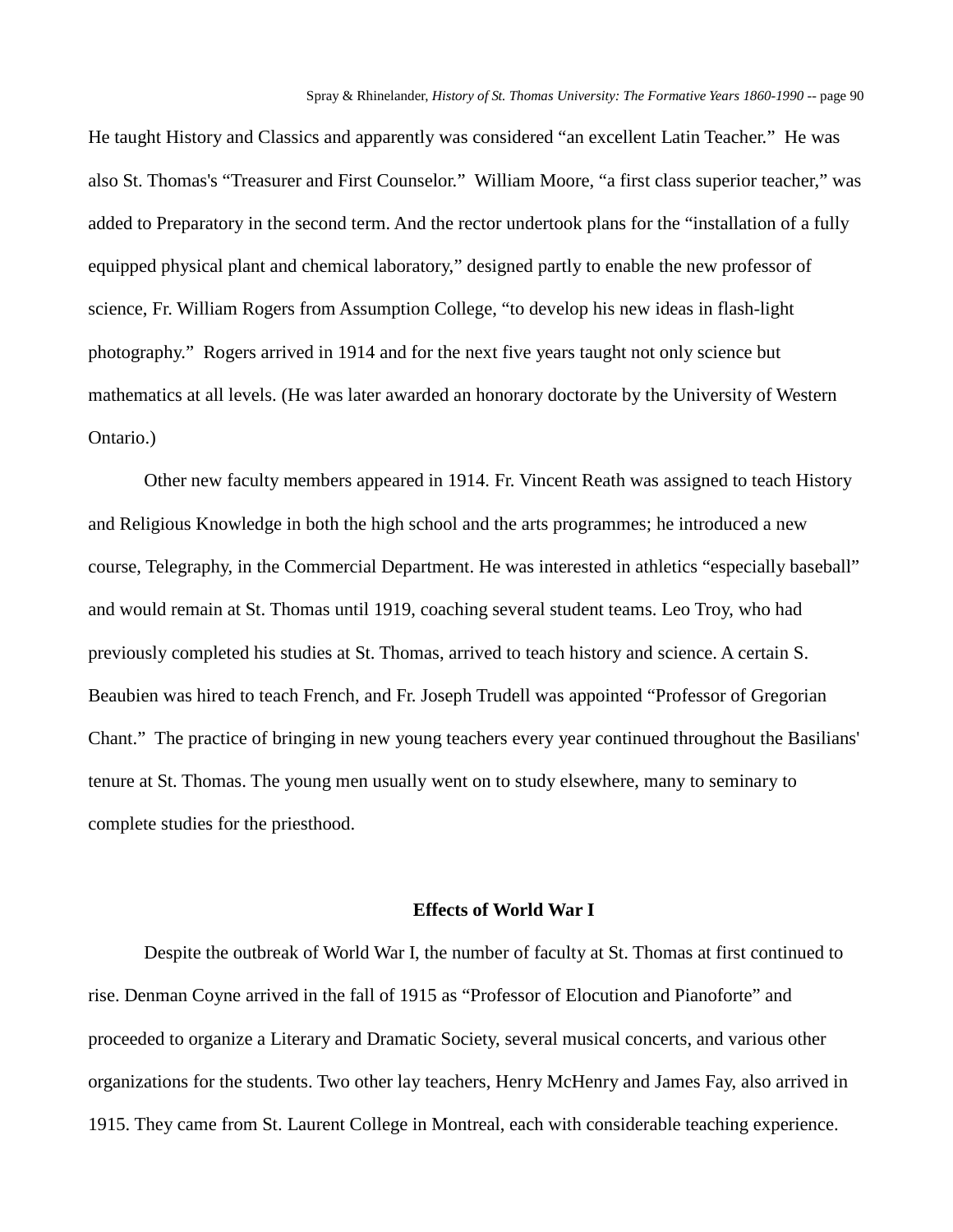He taught History and Classics and apparently was considered “an excellent Latin Teacher.” He was also St. Thomas's “Treasurer and First Counselor.” William Moore, “a first class superior teacher,” was added to Preparatory in the second term. And the rector undertook plans for the “installation of a fully equipped physical plant and chemical laboratory,” designed partly to enable the new professor of science, Fr. William Rogers from Assumption College, “to develop his new ideas in flash-light photography.” Rogers arrived in 1914 and for the next five years taught not only science but mathematics at all levels. (He was later awarded an honorary doctorate by the University of Western Ontario.)

Other new faculty members appeared in 1914. Fr. Vincent Reath was assigned to teach History and Religious Knowledge in both the high school and the arts programmes; he introduced a new course, Telegraphy, in the Commercial Department. He was interested in athletics “especially baseball” and would remain at St. Thomas until 1919, coaching several student teams. Leo Troy, who had previously completed his studies at St. Thomas, arrived to teach history and science. A certain S. Beaubien was hired to teach French, and Fr. Joseph Trudell was appointed “Professor of Gregorian Chant.” The practice of bringing in new young teachers every year continued throughout the Basilians' tenure at St. Thomas. The young men usually went on to study elsewhere, many to seminary to complete studies for the priesthood.

## Effects of World War I

Despite the outbreak of World War I, the number of faculty at St. Thomas at first continued to rise. Denman Coyne arrived in the fall of 1915 as “Professor of Elocution and Pianoforte” and proceeded to organize a Literary and Dramatic Society, several musical concerts, and various other organizations for the students. Two other lay teachers, Henry McHenry and James Fay, also arrived in 1915. They came from St. Laurent College in Montreal, each with considerable teaching experience.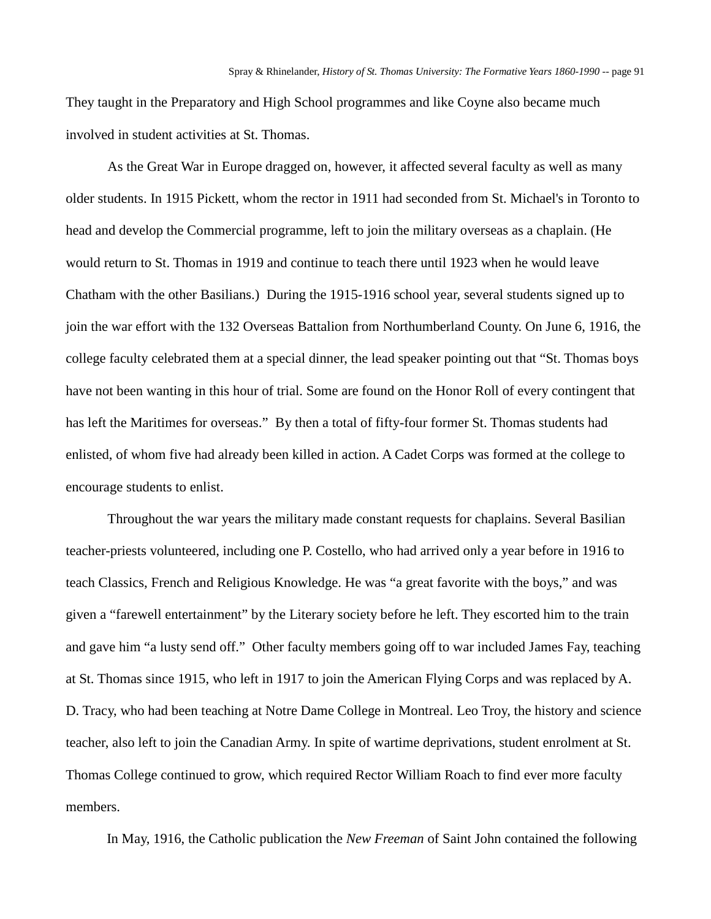They taught in the Preparatory and High School programmes and like Coyne also became much involved in student activities at St. Thomas.

As the Great War in Europe dragged on, however, it affected several faculty as well as many older students. In 1915 Pickett, whom the rector in 1911 had seconded from St. Michael's in Toronto to head and develop the Commercial programme, left to join the military overseas as a chaplain. (He would return to St. Thomas in 1919 and continue to teach there until 1923 when he would leave Chatham with the other Basilians.) During the 1915-1916 school year, several students signed up to join the war effort with the 132 Overseas Battalion from Northumberland County. On June 6, 1916, the college faculty celebrated them at a special dinner, the lead speaker pointing out that "St. Thomas boys have not been wanting in this hour of trial. Some are found on the Honor Roll of every contingent that has left the Maritimes for overseas." By then a total of fifty-four former St. Thomas students had enlisted, of whom five had already been killed in action. A Cadet Corps was formed at the college to encourage students to enlist.

Throughout the war years the military made constant requests for chaplains. Several Basilian teacher-priests volunteered, including one P. Costello, who had arrived only a year before in 1916 to teach Classics, French and Religious Knowledge. He was "a great favorite with the boys," and was given a "farewell entertainment" by the Literary society before he left. They escorted him to the train and gave him "a lusty send off." Other faculty members going off to war included James Fay, teaching at St. Thomas since 1915, who left in 1917 to join the American Flying Corps and was replaced by A. D. Tracy, who had been teaching at Notre Dame College in Montreal. Leo Troy, the history and science teacher, also left to join the Canadian Army. In spite of wartime deprivations, student enrolment at St. Thomas College continued to grow, which required Rector William Roach to find ever more faculty members.

In May, 1916, the Catholic publication the *New Freeman* of Saint John contained the following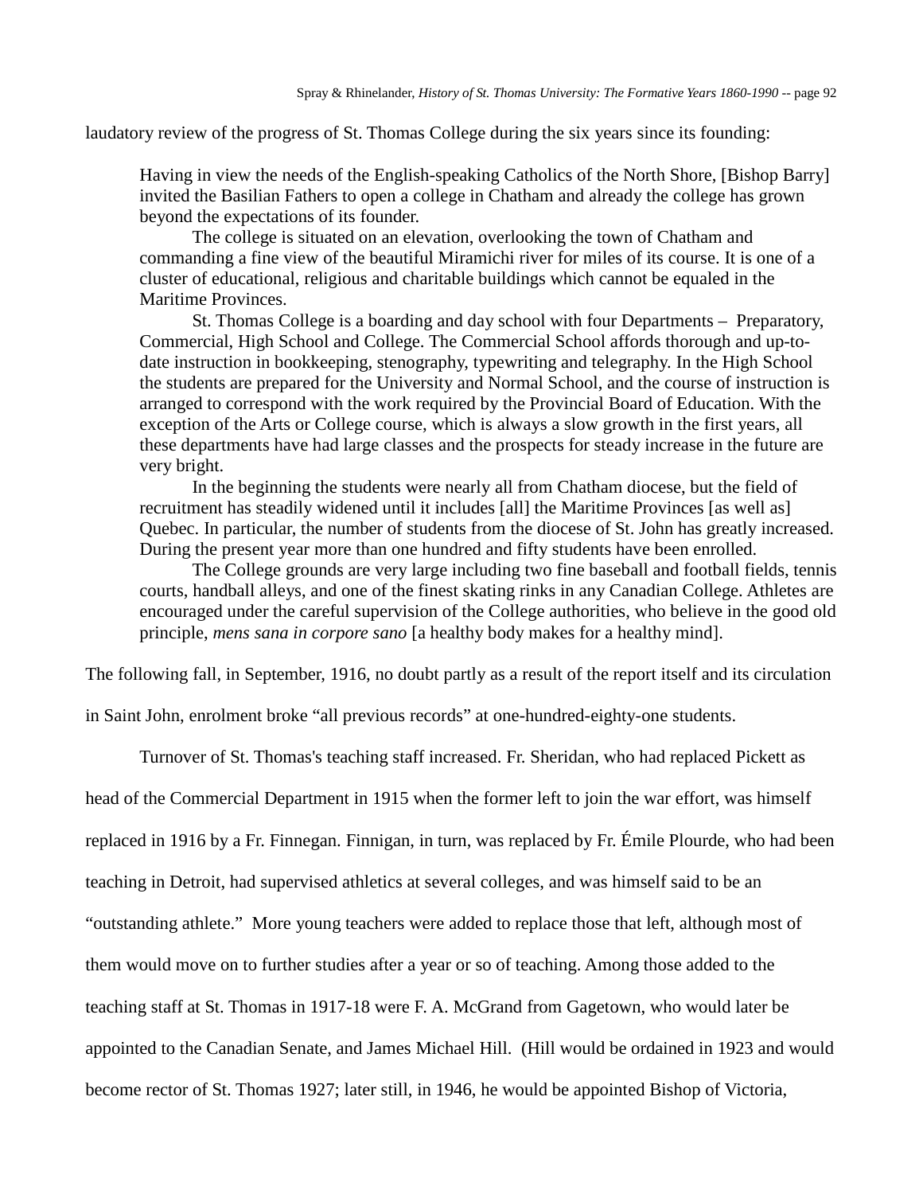laudatory review of the progress of St. Thomas College during the six years since its founding:

> Having in view the needs of the English-speaking Catholics of the North Shore, [Bishop Barry] invited the Basilian Fathers to open a college in Chatham and already the college has grown beyond the expectations of its founder.
>
> The college is situated on an elevation, overlooking the town of Chatham and commanding a fine view of the beautiful Miramichi river for miles of its course. It is one of a cluster of educational, religious and charitable buildings which cannot be equaled in the Maritime Provinces.
>
> St. Thomas College is a boarding and day school with four Departments – Preparatory, Commercial, High School and College. The Commercial School affords thorough and up-to-date instruction in bookkeeping, stenography, typewriting and telegraphy. In the High School the students are prepared for the University and Normal School, and the course of instruction is arranged to correspond with the work required by the Provincial Board of Education. With the exception of the Arts or College course, which is always a slow growth in the first years, all these departments have had large classes and the prospects for steady increase in the future are very bright.
>
> In the beginning the students were nearly all from Chatham diocese, but the field of recruitment has steadily widened until it includes [all] the Maritime Provinces [as well as] Quebec. In particular, the number of students from the diocese of St. John has greatly increased. During the present year more than one hundred and fifty students have been enrolled.
>
> The College grounds are very large including two fine baseball and football fields, tennis courts, handball alleys, and one of the finest skating rinks in any Canadian College. Athletes are encouraged under the careful supervision of the College authorities, who believe in the good old principle, *mens sana in corpore sano* [a healthy body makes for a healthy mind].

The following fall, in September, 1916, no doubt partly as a result of the report itself and its circulation in Saint John, enrolment broke "all previous records" at one-hundred-eighty-one students.

Turnover of St. Thomas's teaching staff increased. Fr. Sheridan, who had replaced Pickett as head of the Commercial Department in 1915 when the former left to join the war effort, was himself replaced in 1916 by a Fr. Finnegan. Finnigan, in turn, was replaced by Fr. Émile Plourde, who had been teaching in Detroit, had supervised athletics at several colleges, and was himself said to be an "outstanding athlete." More young teachers were added to replace those that left, although most of them would move on to further studies after a year or so of teaching. Among those added to the teaching staff at St. Thomas in 1917-18 were F. A. McGrand from Gagetown, who would later be appointed to the Canadian Senate, and James Michael Hill. (Hill would be ordained in 1923 and would become rector of St. Thomas 1927; later still, in 1946, he would be appointed Bishop of Victoria,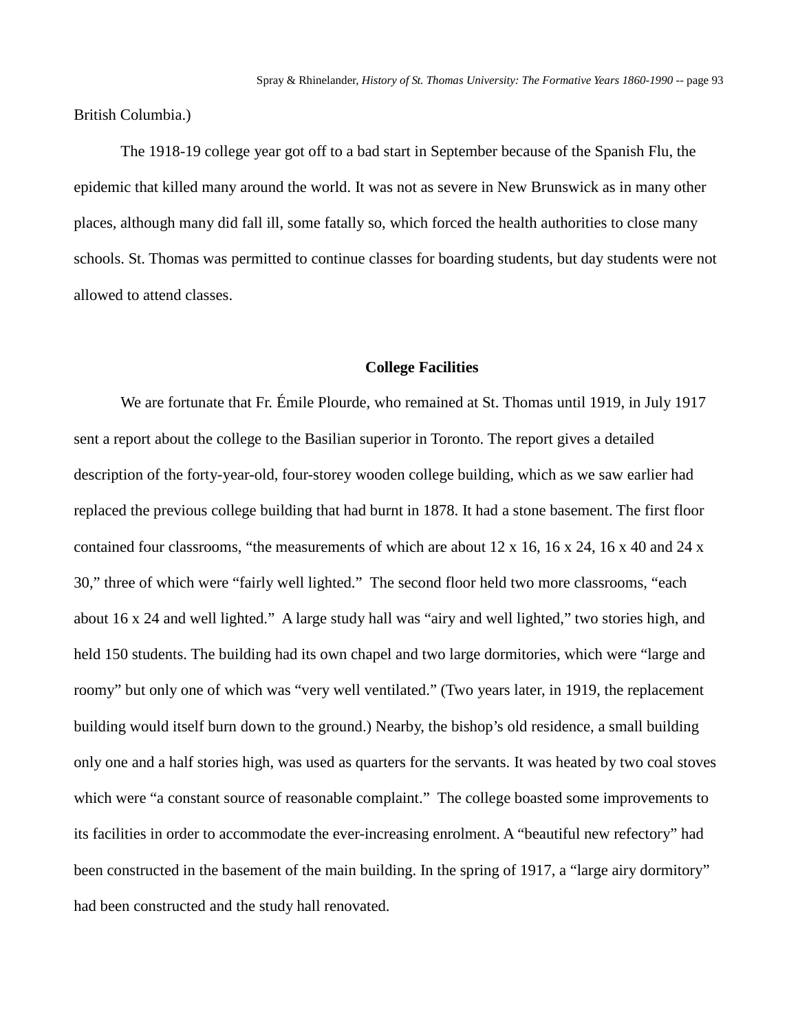British Columbia.)

The 1918-19 college year got off to a bad start in September because of the Spanish Flu, the epidemic that killed many around the world. It was not as severe in New Brunswick as in many other places, although many did fall ill, some fatally so, which forced the health authorities to close many schools. St. Thomas was permitted to continue classes for boarding students, but day students were not allowed to attend classes.

## College Facilities

We are fortunate that Fr. Émile Plourde, who remained at St. Thomas until 1919, in July 1917 sent a report about the college to the Basilian superior in Toronto. The report gives a detailed description of the forty-year-old, four-storey wooden college building, which as we saw earlier had replaced the previous college building that had burnt in 1878. It had a stone basement. The first floor contained four classrooms, “the measurements of which are about 12 x 16, 16 x 24, 16 x 40 and 24 x 30,” three of which were “fairly well lighted.” The second floor held two more classrooms, “each about 16 x 24 and well lighted.” A large study hall was “airy and well lighted,” two stories high, and held 150 students. The building had its own chapel and two large dormitories, which were “large and roomy” but only one of which was “very well ventilated.” (Two years later, in 1919, the replacement building would itself burn down to the ground.) Nearby, the bishop’s old residence, a small building only one and a half stories high, was used as quarters for the servants. It was heated by two coal stoves which were “a constant source of reasonable complaint.” The college boasted some improvements to its facilities in order to accommodate the ever-increasing enrolment. A “beautiful new refectory” had been constructed in the basement of the main building. In the spring of 1917, a “large airy dormitory” had been constructed and the study hall renovated.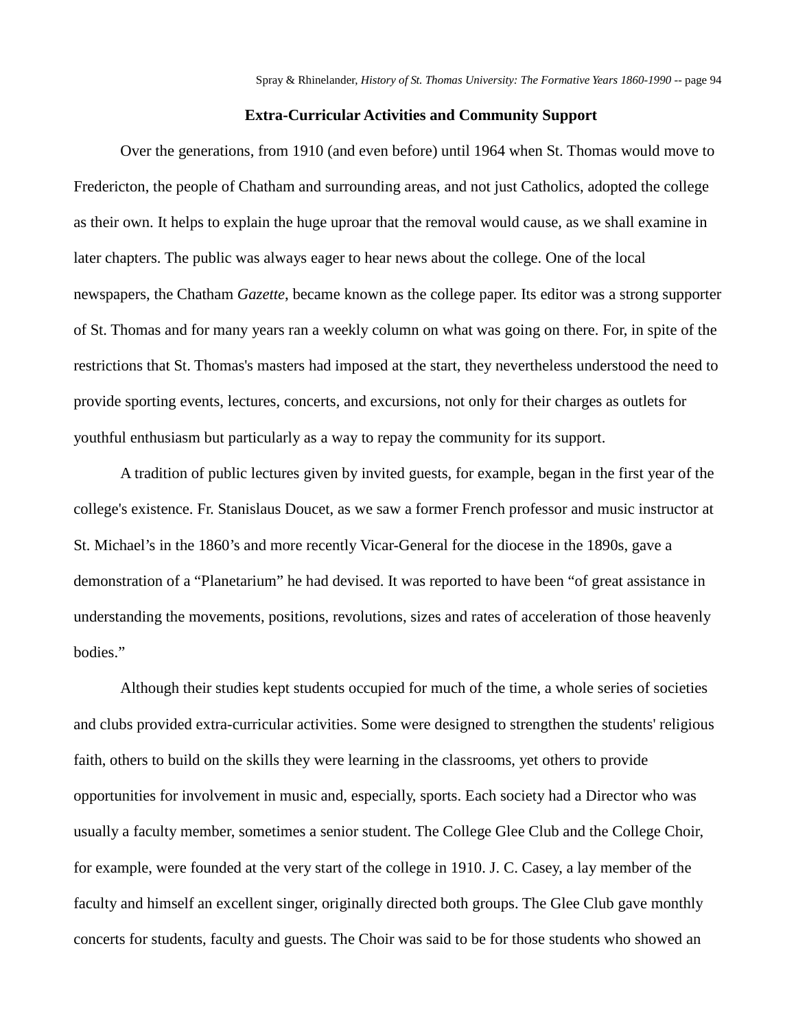## Extra-Curricular Activities and Community Support

Over the generations, from 1910 (and even before) until 1964 when St. Thomas would move to Fredericton, the people of Chatham and surrounding areas, and not just Catholics, adopted the college as their own. It helps to explain the huge uproar that the removal would cause, as we shall examine in later chapters. The public was always eager to hear news about the college. One of the local newspapers, the Chatham *Gazette*, became known as the college paper. Its editor was a strong supporter of St. Thomas and for many years ran a weekly column on what was going on there. For, in spite of the restrictions that St. Thomas's masters had imposed at the start, they nevertheless understood the need to provide sporting events, lectures, concerts, and excursions, not only for their charges as outlets for youthful enthusiasm but particularly as a way to repay the community for its support.

A tradition of public lectures given by invited guests, for example, began in the first year of the college's existence. Fr. Stanislaus Doucet, as we saw a former French professor and music instructor at St. Michael's in the 1860's and more recently Vicar-General for the diocese in the 1890s, gave a demonstration of a "Planetarium" he had devised. It was reported to have been "of great assistance in understanding the movements, positions, revolutions, sizes and rates of acceleration of those heavenly bodies."

Although their studies kept students occupied for much of the time, a whole series of societies and clubs provided extra-curricular activities. Some were designed to strengthen the students' religious faith, others to build on the skills they were learning in the classrooms, yet others to provide opportunities for involvement in music and, especially, sports. Each society had a Director who was usually a faculty member, sometimes a senior student. The College Glee Club and the College Choir, for example, were founded at the very start of the college in 1910. J. C. Casey, a lay member of the faculty and himself an excellent singer, originally directed both groups. The Glee Club gave monthly concerts for students, faculty and guests. The Choir was said to be for those students who showed an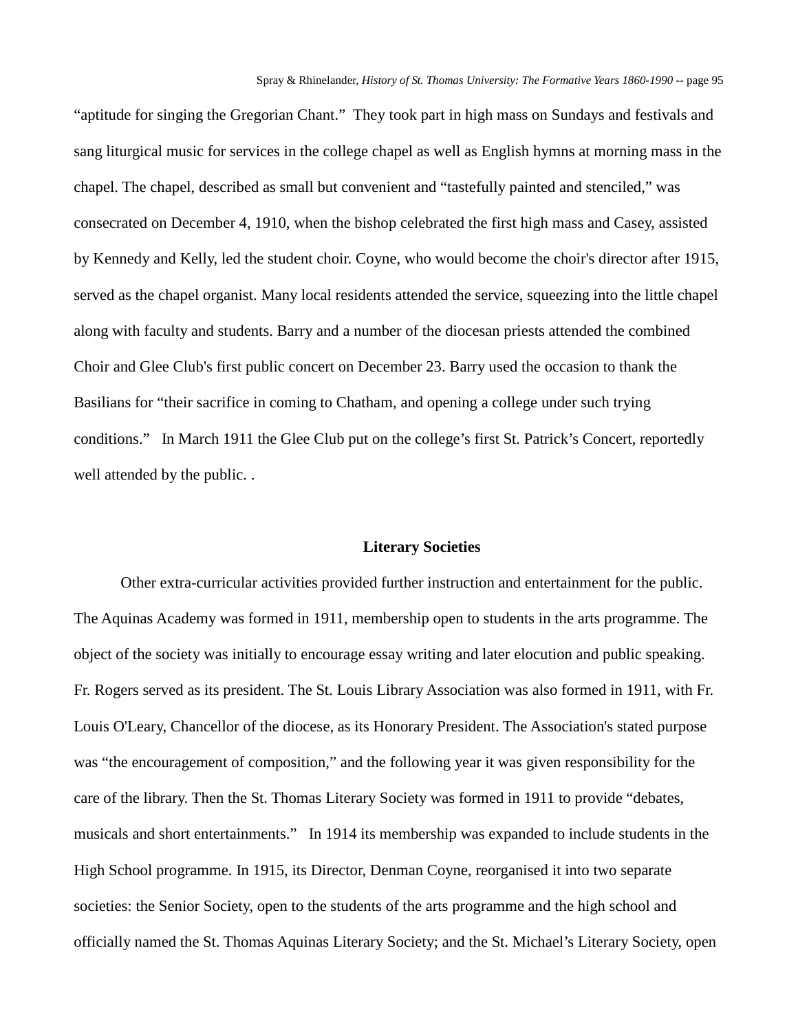"aptitude for singing the Gregorian Chant." They took part in high mass on Sundays and festivals and sang liturgical music for services in the college chapel as well as English hymns at morning mass in the chapel. The chapel, described as small but convenient and "tastefully painted and stenciled," was consecrated on December 4, 1910, when the bishop celebrated the first high mass and Casey, assisted by Kennedy and Kelly, led the student choir. Coyne, who would become the choir's director after 1915, served as the chapel organist. Many local residents attended the service, squeezing into the little chapel along with faculty and students. Barry and a number of the diocesan priests attended the combined Choir and Glee Club's first public concert on December 23. Barry used the occasion to thank the Basilians for "their sacrifice in coming to Chatham, and opening a college under such trying conditions." In March 1911 the Glee Club put on the college's first St. Patrick's Concert, reportedly well attended by the public. .

### Literary Societies

Other extra-curricular activities provided further instruction and entertainment for the public. The Aquinas Academy was formed in 1911, membership open to students in the arts programme. The object of the society was initially to encourage essay writing and later elocution and public speaking. Fr. Rogers served as its president. The St. Louis Library Association was also formed in 1911, with Fr. Louis O'Leary, Chancellor of the diocese, as its Honorary President. The Association's stated purpose was "the encouragement of composition," and the following year it was given responsibility for the care of the library. Then the St. Thomas Literary Society was formed in 1911 to provide "debates, musicals and short entertainments." In 1914 its membership was expanded to include students in the High School programme. In 1915, its Director, Denman Coyne, reorganised it into two separate societies: the Senior Society, open to the students of the arts programme and the high school and officially named the St. Thomas Aquinas Literary Society; and the St. Michael's Literary Society, open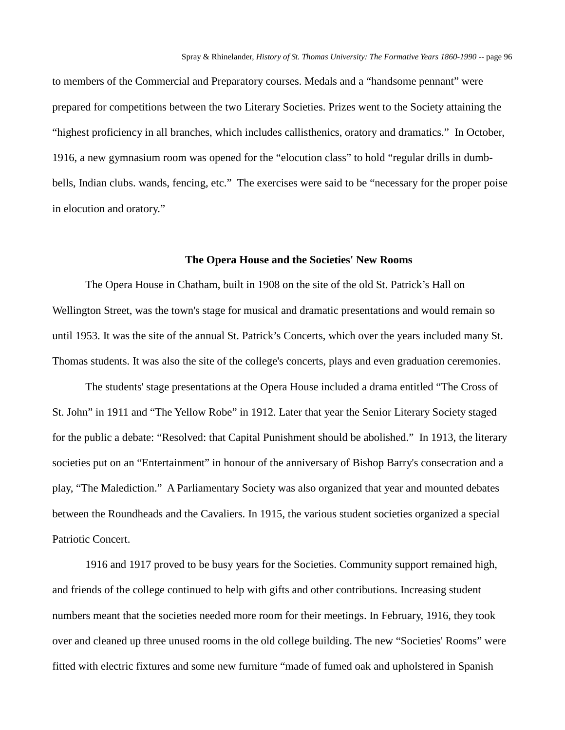to members of the Commercial and Preparatory courses. Medals and a “handsome pennant” were prepared for competitions between the two Literary Societies. Prizes went to the Society attaining the “highest proficiency in all branches, which includes callisthenics, oratory and dramatics.” In October, 1916, a new gymnasium room was opened for the “elocution class” to hold “regular drills in dumb-bells, Indian clubs. wands, fencing, etc.” The exercises were said to be “necessary for the proper poise in elocution and oratory.”

## The Opera House and the Societies' New Rooms

The Opera House in Chatham, built in 1908 on the site of the old St. Patrick’s Hall on Wellington Street, was the town's stage for musical and dramatic presentations and would remain so until 1953. It was the site of the annual St. Patrick’s Concerts, which over the years included many St. Thomas students. It was also the site of the college's concerts, plays and even graduation ceremonies.

The students' stage presentations at the Opera House included a drama entitled “The Cross of St. John” in 1911 and “The Yellow Robe” in 1912. Later that year the Senior Literary Society staged for the public a debate: “Resolved: that Capital Punishment should be abolished.” In 1913, the literary societies put on an “Entertainment” in honour of the anniversary of Bishop Barry's consecration and a play, “The Malediction.” A Parliamentary Society was also organized that year and mounted debates between the Roundheads and the Cavaliers. In 1915, the various student societies organized a special Patriotic Concert.

1916 and 1917 proved to be busy years for the Societies. Community support remained high, and friends of the college continued to help with gifts and other contributions. Increasing student numbers meant that the societies needed more room for their meetings. In February, 1916, they took over and cleaned up three unused rooms in the old college building. The new “Societies' Rooms” were fitted with electric fixtures and some new furniture “made of fumed oak and upholstered in Spanish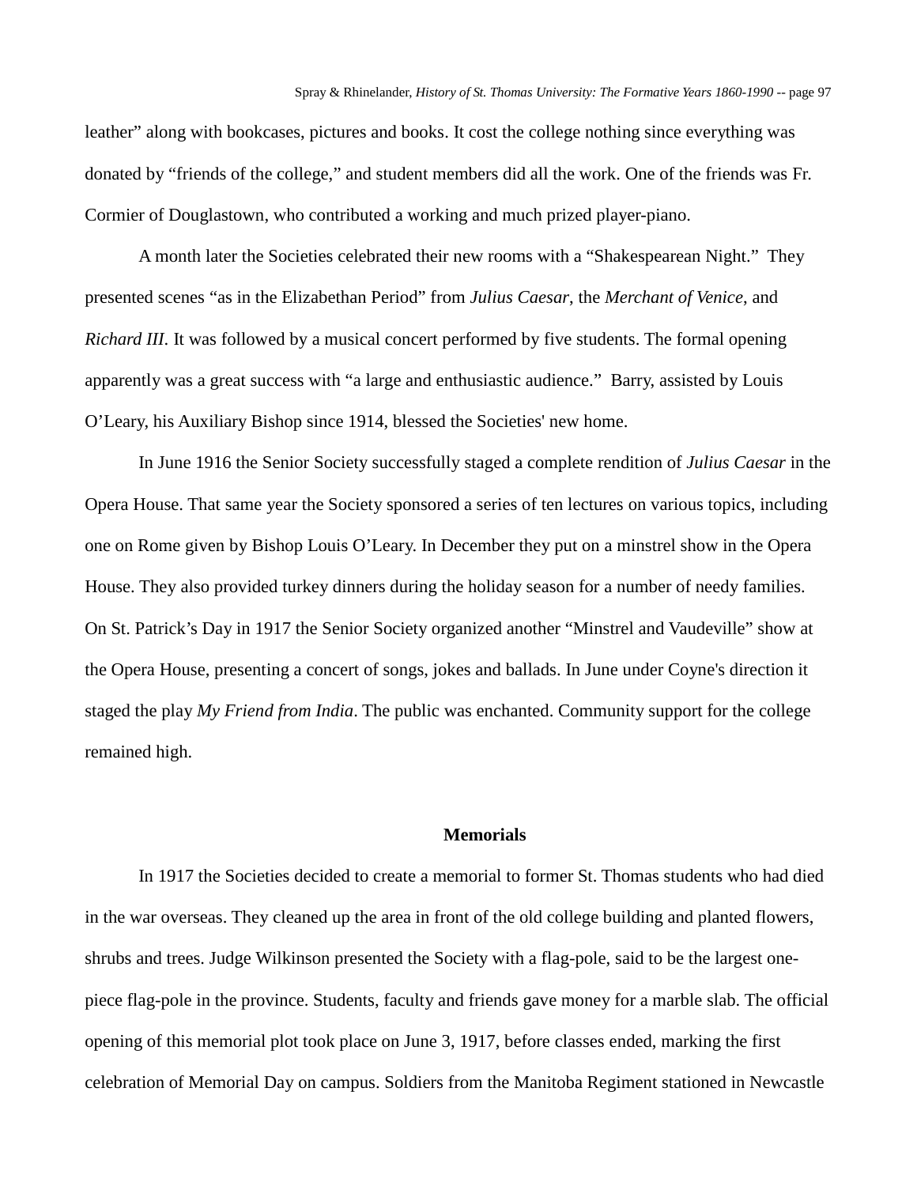leather" along with bookcases, pictures and books. It cost the college nothing since everything was donated by "friends of the college," and student members did all the work. One of the friends was Fr. Cormier of Douglastown, who contributed a working and much prized player-piano.

A month later the Societies celebrated their new rooms with a "Shakespearean Night." They presented scenes "as in the Elizabethan Period" from *Julius Caesar*, the *Merchant of Venice*, and *Richard III*. It was followed by a musical concert performed by five students. The formal opening apparently was a great success with "a large and enthusiastic audience." Barry, assisted by Louis O'Leary, his Auxiliary Bishop since 1914, blessed the Societies' new home.

In June 1916 the Senior Society successfully staged a complete rendition of *Julius Caesar* in the Opera House. That same year the Society sponsored a series of ten lectures on various topics, including one on Rome given by Bishop Louis O'Leary. In December they put on a minstrel show in the Opera House. They also provided turkey dinners during the holiday season for a number of needy families. On St. Patrick's Day in 1917 the Senior Society organized another "Minstrel and Vaudeville" show at the Opera House, presenting a concert of songs, jokes and ballads. In June under Coyne's direction it staged the play *My Friend from India*. The public was enchanted. Community support for the college remained high.

### Memorials

In 1917 the Societies decided to create a memorial to former St. Thomas students who had died in the war overseas. They cleaned up the area in front of the old college building and planted flowers, shrubs and trees. Judge Wilkinson presented the Society with a flag-pole, said to be the largest one-piece flag-pole in the province. Students, faculty and friends gave money for a marble slab. The official opening of this memorial plot took place on June 3, 1917, before classes ended, marking the first celebration of Memorial Day on campus. Soldiers from the Manitoba Regiment stationed in Newcastle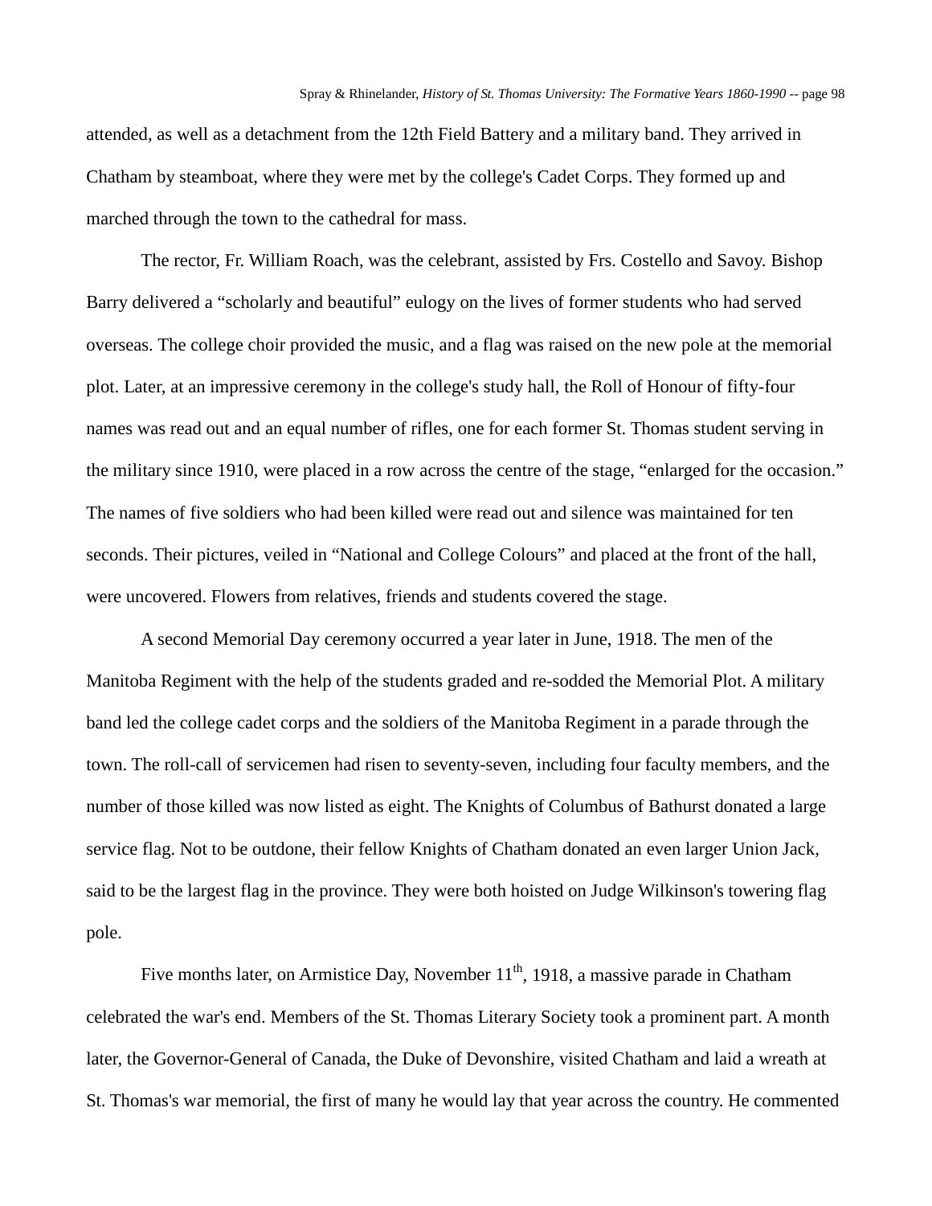attended, as well as a detachment from the 12th Field Battery and a military band. They arrived in Chatham by steamboat, where they were met by the college's Cadet Corps. They formed up and marched through the town to the cathedral for mass.

The rector, Fr. William Roach, was the celebrant, assisted by Frs. Costello and Savoy. Bishop Barry delivered a "scholarly and beautiful" eulogy on the lives of former students who had served overseas. The college choir provided the music, and a flag was raised on the new pole at the memorial plot. Later, at an impressive ceremony in the college's study hall, the Roll of Honour of fifty-four names was read out and an equal number of rifles, one for each former St. Thomas student serving in the military since 1910, were placed in a row across the centre of the stage, "enlarged for the occasion." The names of five soldiers who had been killed were read out and silence was maintained for ten seconds. Their pictures, veiled in "National and College Colours" and placed at the front of the hall, were uncovered. Flowers from relatives, friends and students covered the stage.

A second Memorial Day ceremony occurred a year later in June, 1918. The men of the Manitoba Regiment with the help of the students graded and re-sodded the Memorial Plot. A military band led the college cadet corps and the soldiers of the Manitoba Regiment in a parade through the town. The roll-call of servicemen had risen to seventy-seven, including four faculty members, and the number of those killed was now listed as eight. The Knights of Columbus of Bathurst donated a large service flag. Not to be outdone, their fellow Knights of Chatham donated an even larger Union Jack, said to be the largest flag in the province. They were both hoisted on Judge Wilkinson's towering flag pole.

Five months later, on Armistice Day, November 11th, 1918, a massive parade in Chatham celebrated the war's end. Members of the St. Thomas Literary Society took a prominent part. A month later, the Governor-General of Canada, the Duke of Devonshire, visited Chatham and laid a wreath at St. Thomas's war memorial, the first of many he would lay that year across the country. He commented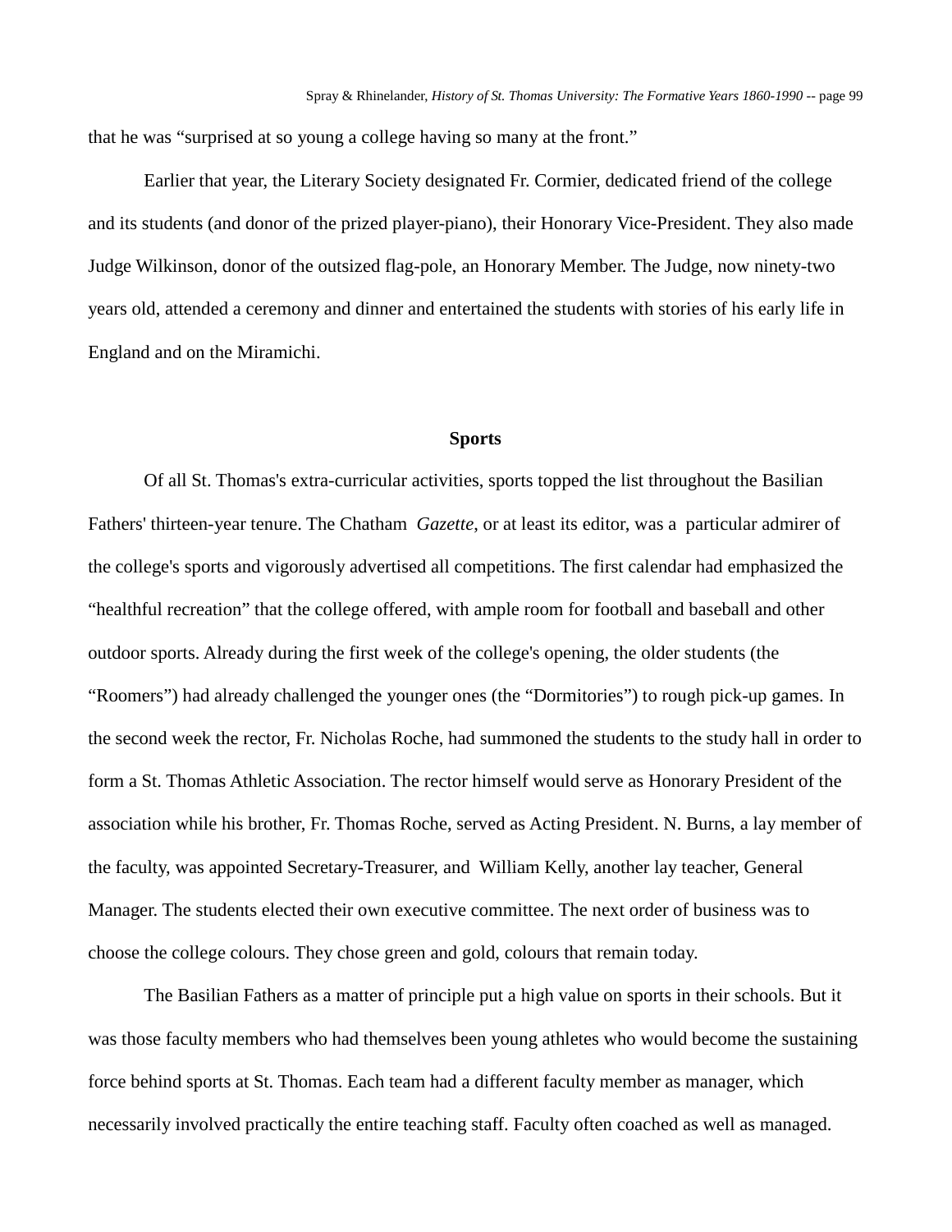that he was "surprised at so young a college having so many at the front."

Earlier that year, the Literary Society designated Fr. Cormier, dedicated friend of the college and its students (and donor of the prized player-piano), their Honorary Vice-President. They also made Judge Wilkinson, donor of the outsized flag-pole, an Honorary Member. The Judge, now ninety-two years old, attended a ceremony and dinner and entertained the students with stories of his early life in England and on the Miramichi.

## Sports

Of all St. Thomas's extra-curricular activities, sports topped the list throughout the Basilian Fathers' thirteen-year tenure. The Chatham *Gazette*, or at least its editor, was a particular admirer of the college's sports and vigorously advertised all competitions. The first calendar had emphasized the "healthful recreation" that the college offered, with ample room for football and baseball and other outdoor sports. Already during the first week of the college's opening, the older students (the "Roomers") had already challenged the younger ones (the "Dormitories") to rough pick-up games. In the second week the rector, Fr. Nicholas Roche, had summoned the students to the study hall in order to form a St. Thomas Athletic Association. The rector himself would serve as Honorary President of the association while his brother, Fr. Thomas Roche, served as Acting President. N. Burns, a lay member of the faculty, was appointed Secretary-Treasurer, and William Kelly, another lay teacher, General Manager. The students elected their own executive committee. The next order of business was to choose the college colours. They chose green and gold, colours that remain today.

The Basilian Fathers as a matter of principle put a high value on sports in their schools. But it was those faculty members who had themselves been young athletes who would become the sustaining force behind sports at St. Thomas. Each team had a different faculty member as manager, which necessarily involved practically the entire teaching staff. Faculty often coached as well as managed.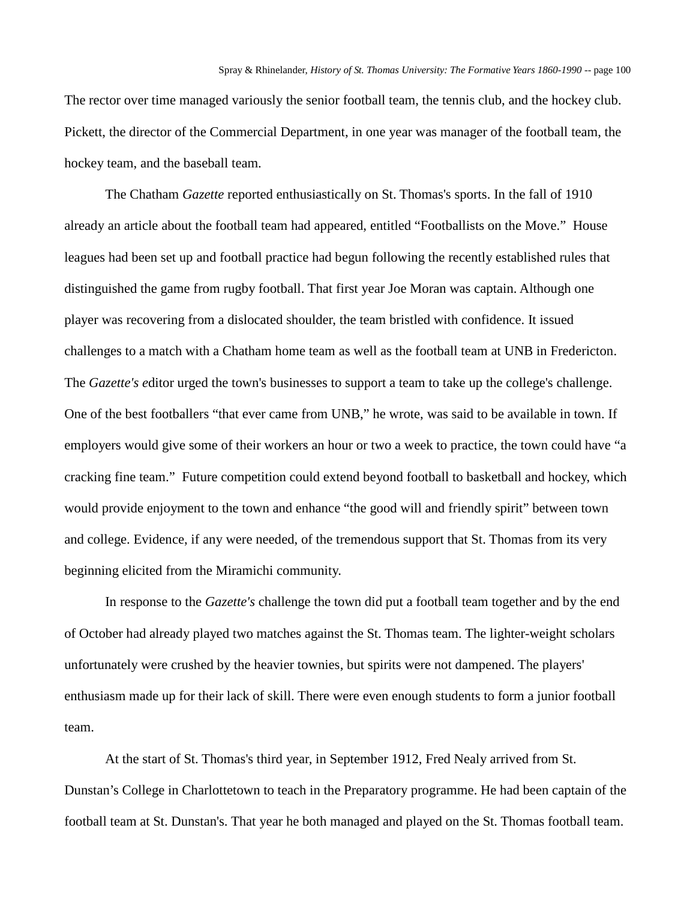The rector over time managed variously the senior football team, the tennis club, and the hockey club. Pickett, the director of the Commercial Department, in one year was manager of the football team, the hockey team, and the baseball team.

The Chatham *Gazette* reported enthusiastically on St. Thomas's sports. In the fall of 1910 already an article about the football team had appeared, entitled "Footballists on the Move." House leagues had been set up and football practice had begun following the recently established rules that distinguished the game from rugby football. That first year Joe Moran was captain. Although one player was recovering from a dislocated shoulder, the team bristled with confidence. It issued challenges to a match with a Chatham home team as well as the football team at UNB in Fredericton. The *Gazette's e*ditor urged the town's businesses to support a team to take up the college's challenge. One of the best footballers "that ever came from UNB," he wrote, was said to be available in town. If employers would give some of their workers an hour or two a week to practice, the town could have "a cracking fine team." Future competition could extend beyond football to basketball and hockey, which would provide enjoyment to the town and enhance "the good will and friendly spirit" between town and college. Evidence, if any were needed, of the tremendous support that St. Thomas from its very beginning elicited from the Miramichi community.

In response to the *Gazette's* challenge the town did put a football team together and by the end of October had already played two matches against the St. Thomas team. The lighter-weight scholars unfortunately were crushed by the heavier townies, but spirits were not dampened. The players' enthusiasm made up for their lack of skill. There were even enough students to form a junior football team.

At the start of St. Thomas's third year, in September 1912, Fred Nealy arrived from St. Dunstan's College in Charlottetown to teach in the Preparatory programme. He had been captain of the football team at St. Dunstan's. That year he both managed and played on the St. Thomas football team.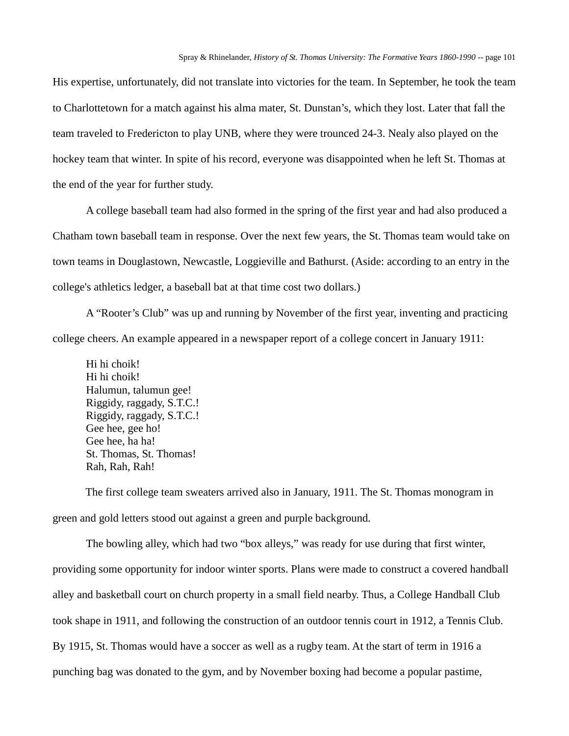His expertise, unfortunately, did not translate into victories for the team. In September, he took the team to Charlottetown for a match against his alma mater, St. Dunstan's, which they lost. Later that fall the team traveled to Fredericton to play UNB, where they were trounced 24-3. Nealy also played on the hockey team that winter. In spite of his record, everyone was disappointed when he left St. Thomas at the end of the year for further study.

A college baseball team had also formed in the spring of the first year and had also produced a Chatham town baseball team in response. Over the next few years, the St. Thomas team would take on town teams in Douglastown, Newcastle, Loggieville and Bathurst. (Aside: according to an entry in the college's athletics ledger, a baseball bat at that time cost two dollars.)

A "Rooter's Club" was up and running by November of the first year, inventing and practicing college cheers. An example appeared in a newspaper report of a college concert in January 1911:

> Hi hi choik!
> Hi hi choik!
> Halumun, talumun gee!
> Riggidy, raggady, S.T.C.!
> Riggidy, raggady, S.T.C.!
> Gee hee, gee ho!
> Gee hee, ha ha!
> St. Thomas, St. Thomas!
> Rah, Rah, Rah!

The first college team sweaters arrived also in January, 1911. The St. Thomas monogram in green and gold letters stood out against a green and purple background.

The bowling alley, which had two "box alleys," was ready for use during that first winter, providing some opportunity for indoor winter sports. Plans were made to construct a covered handball alley and basketball court on church property in a small field nearby. Thus, a College Handball Club took shape in 1911, and following the construction of an outdoor tennis court in 1912, a Tennis Club. By 1915, St. Thomas would have a soccer as well as a rugby team. At the start of term in 1916 a punching bag was donated to the gym, and by November boxing had become a popular pastime,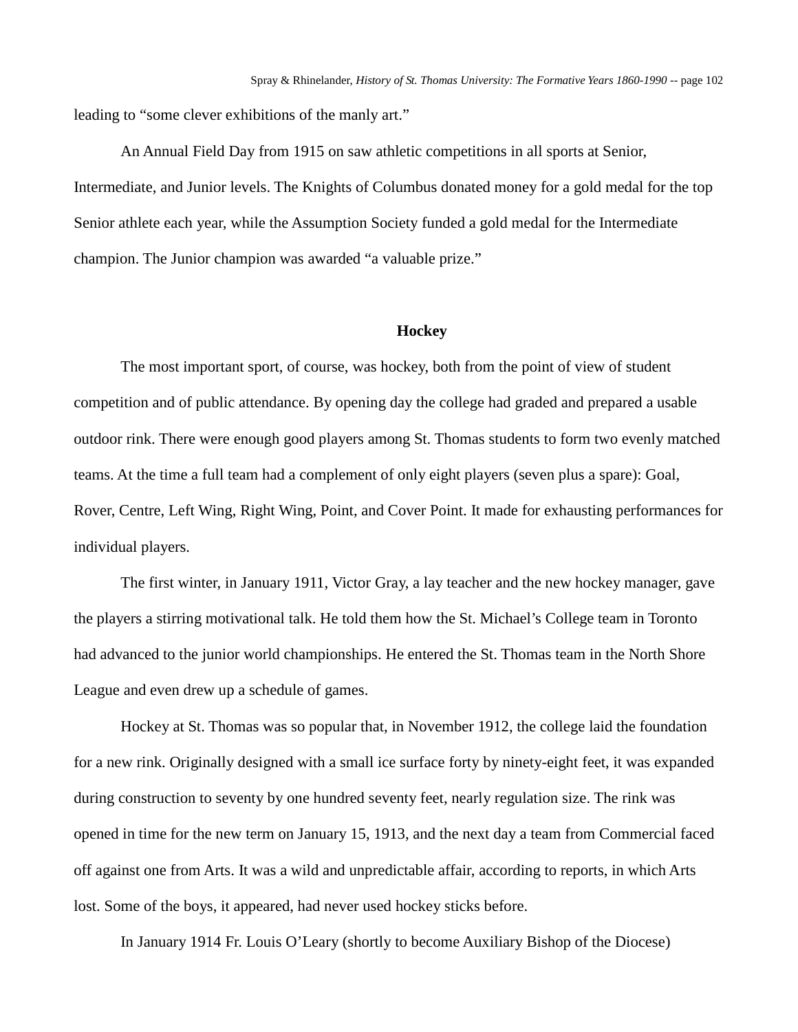leading to “some clever exhibitions of the manly art.”

An Annual Field Day from 1915 on saw athletic competitions in all sports at Senior, Intermediate, and Junior levels. The Knights of Columbus donated money for a gold medal for the top Senior athlete each year, while the Assumption Society funded a gold medal for the Intermediate champion. The Junior champion was awarded “a valuable prize.”

## Hockey

The most important sport, of course, was hockey, both from the point of view of student competition and of public attendance. By opening day the college had graded and prepared a usable outdoor rink. There were enough good players among St. Thomas students to form two evenly matched teams. At the time a full team had a complement of only eight players (seven plus a spare): Goal, Rover, Centre, Left Wing, Right Wing, Point, and Cover Point. It made for exhausting performances for individual players.

The first winter, in January 1911, Victor Gray, a lay teacher and the new hockey manager, gave the players a stirring motivational talk. He told them how the St. Michael’s College team in Toronto had advanced to the junior world championships. He entered the St. Thomas team in the North Shore League and even drew up a schedule of games.

Hockey at St. Thomas was so popular that, in November 1912, the college laid the foundation for a new rink. Originally designed with a small ice surface forty by ninety-eight feet, it was expanded during construction to seventy by one hundred seventy feet, nearly regulation size. The rink was opened in time for the new term on January 15, 1913, and the next day a team from Commercial faced off against one from Arts. It was a wild and unpredictable affair, according to reports, in which Arts lost. Some of the boys, it appeared, had never used hockey sticks before.

In January 1914 Fr. Louis O’Leary (shortly to become Auxiliary Bishop of the Diocese)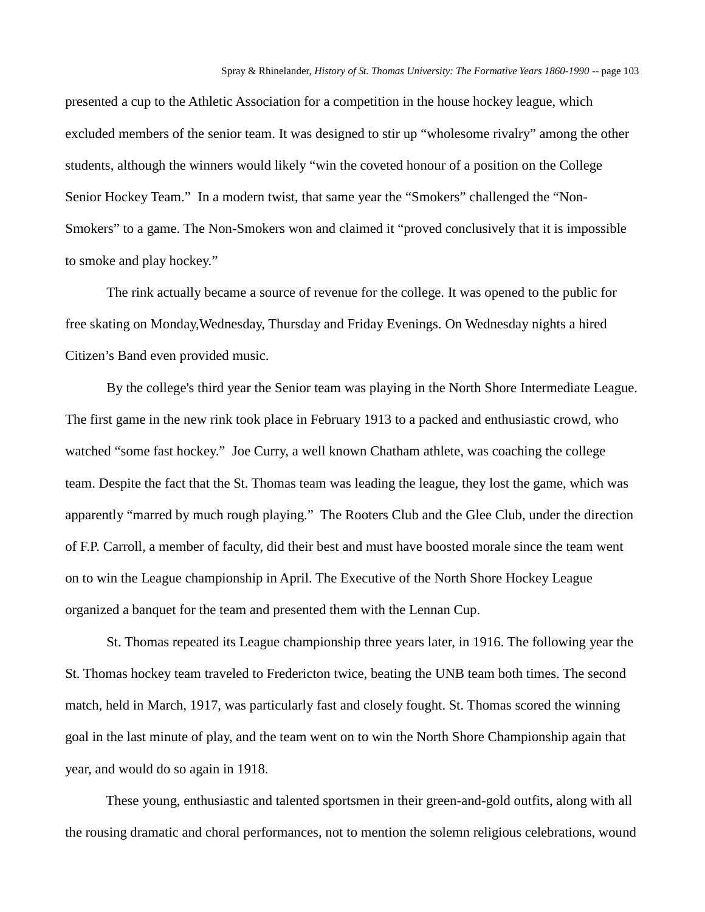presented a cup to the Athletic Association for a competition in the house hockey league, which excluded members of the senior team. It was designed to stir up "wholesome rivalry" among the other students, although the winners would likely "win the coveted honour of a position on the College Senior Hockey Team."  In a modern twist, that same year the "Smokers" challenged the "Non-Smokers" to a game. The Non-Smokers won and claimed it "proved conclusively that it is impossible to smoke and play hockey."

The rink actually became a source of revenue for the college. It was opened to the public for free skating on Monday,Wednesday, Thursday and Friday Evenings. On Wednesday nights a hired Citizen's Band even provided music.

By the college's third year the Senior team was playing in the North Shore Intermediate League. The first game in the new rink took place in February 1913 to a packed and enthusiastic crowd, who watched "some fast hockey."  Joe Curry, a well known Chatham athlete, was coaching the college team. Despite the fact that the St. Thomas team was leading the league, they lost the game, which was apparently "marred by much rough playing."  The Rooters Club and the Glee Club, under the direction of F.P. Carroll, a member of faculty, did their best and must have boosted morale since the team went on to win the League championship in April. The Executive of the North Shore Hockey League organized a banquet for the team and presented them with the Lennan Cup.

St. Thomas repeated its League championship three years later, in 1916. The following year the St. Thomas hockey team traveled to Fredericton twice, beating the UNB team both times. The second match, held in March, 1917, was particularly fast and closely fought. St. Thomas scored the winning goal in the last minute of play, and the team went on to win the North Shore Championship again that year, and would do so again in 1918.

These young, enthusiastic and talented sportsmen in their green-and-gold outfits, along with all the rousing dramatic and choral performances, not to mention the solemn religious celebrations, wound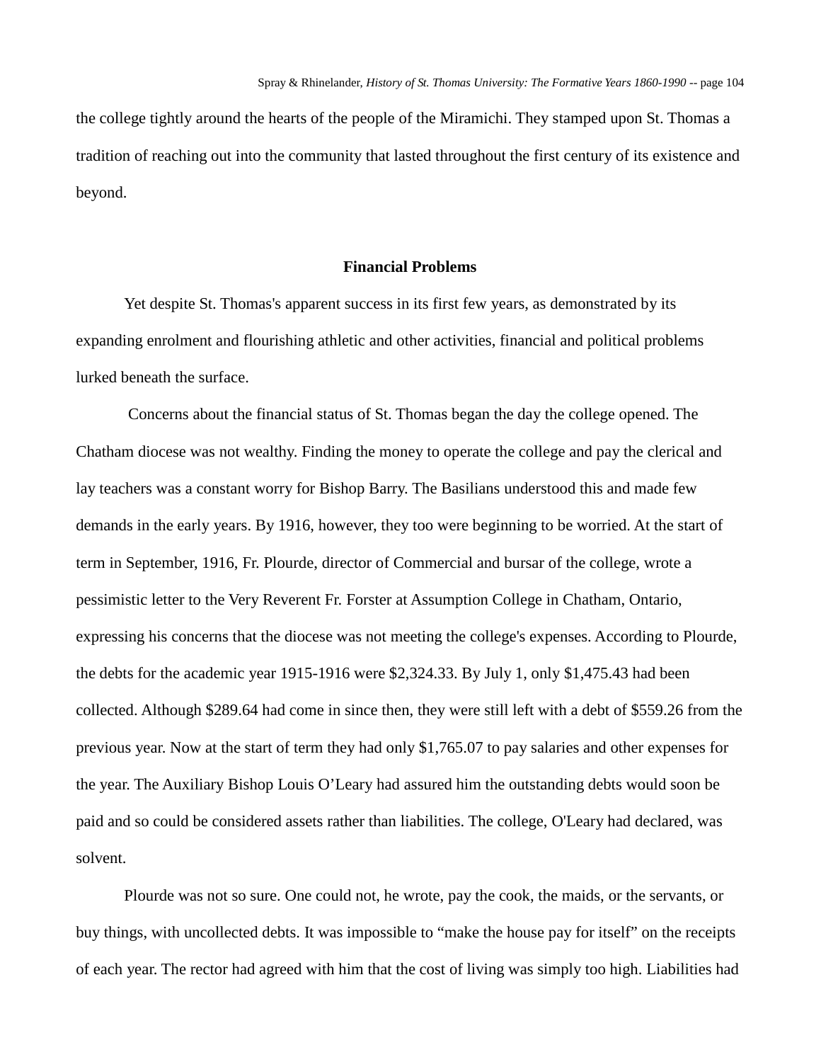the college tightly around the hearts of the people of the Miramichi. They stamped upon St. Thomas a tradition of reaching out into the community that lasted throughout the first century of its existence and beyond.

## Financial Problems

Yet despite St. Thomas's apparent success in its first few years, as demonstrated by its expanding enrolment and flourishing athletic and other activities, financial and political problems lurked beneath the surface.

Concerns about the financial status of St. Thomas began the day the college opened. The Chatham diocese was not wealthy. Finding the money to operate the college and pay the clerical and lay teachers was a constant worry for Bishop Barry. The Basilians understood this and made few demands in the early years. By 1916, however, they too were beginning to be worried. At the start of term in September, 1916, Fr. Plourde, director of Commercial and bursar of the college, wrote a pessimistic letter to the Very Reverent Fr. Forster at Assumption College in Chatham, Ontario, expressing his concerns that the diocese was not meeting the college's expenses. According to Plourde, the debts for the academic year 1915-1916 were $2,324.33. By July 1, only $1,475.43 had been collected. Although $289.64 had come in since then, they were still left with a debt of $559.26 from the previous year. Now at the start of term they had only $1,765.07 to pay salaries and other expenses for the year. The Auxiliary Bishop Louis O'Leary had assured him the outstanding debts would soon be paid and so could be considered assets rather than liabilities. The college, O'Leary had declared, was solvent.

Plourde was not so sure. One could not, he wrote, pay the cook, the maids, or the servants, or buy things, with uncollected debts. It was impossible to "make the house pay for itself" on the receipts of each year. The rector had agreed with him that the cost of living was simply too high. Liabilities had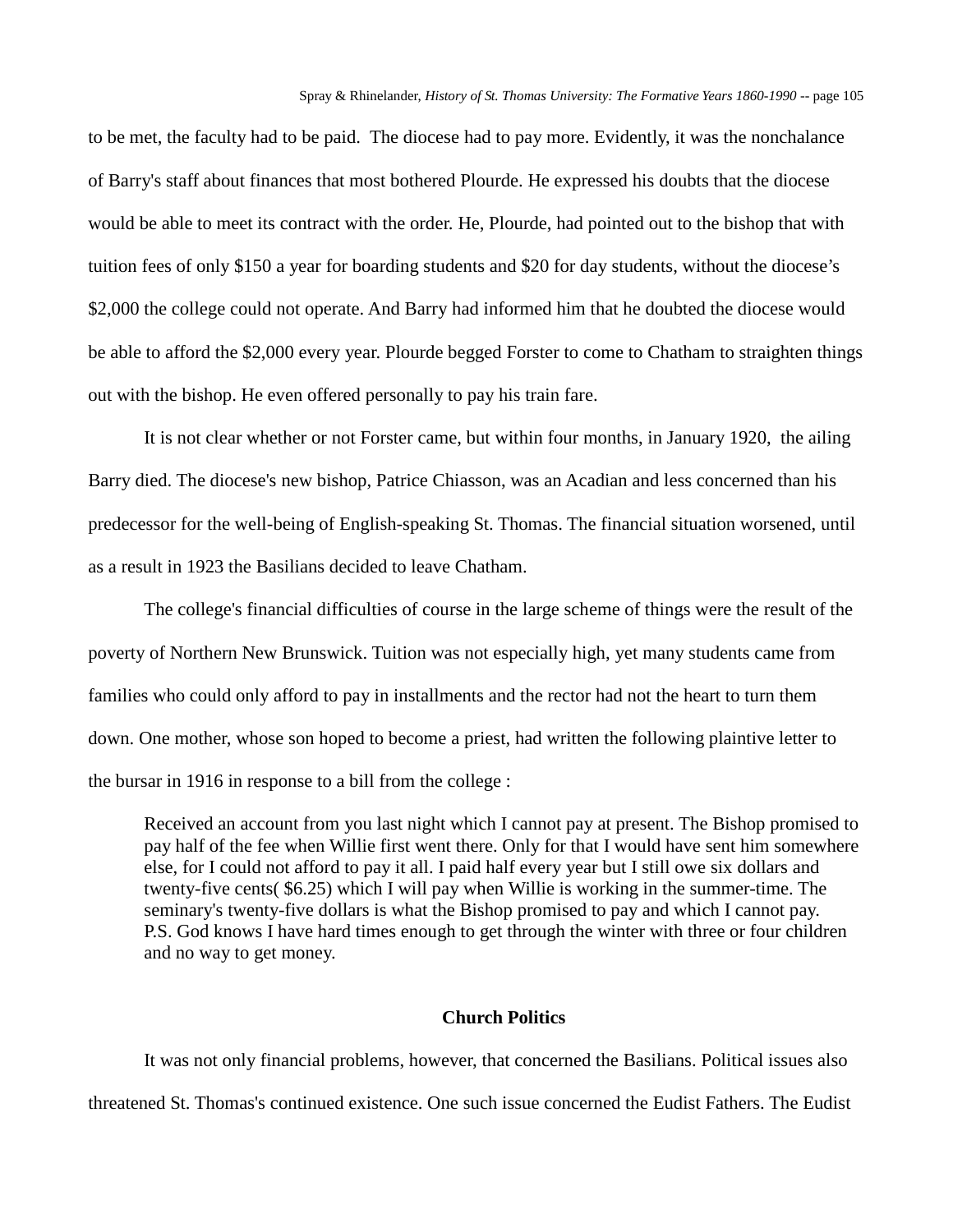to be met, the faculty had to be paid. The diocese had to pay more. Evidently, it was the nonchalance of Barry's staff about finances that most bothered Plourde. He expressed his doubts that the diocese would be able to meet its contract with the order. He, Plourde, had pointed out to the bishop that with tuition fees of only $150 a year for boarding students and $20 for day students, without the diocese's $2,000 the college could not operate. And Barry had informed him that he doubted the diocese would be able to afford the $2,000 every year. Plourde begged Forster to come to Chatham to straighten things out with the bishop. He even offered personally to pay his train fare.

It is not clear whether or not Forster came, but within four months, in January 1920, the ailing Barry died. The diocese's new bishop, Patrice Chiasson, was an Acadian and less concerned than his predecessor for the well-being of English-speaking St. Thomas. The financial situation worsened, until as a result in 1923 the Basilians decided to leave Chatham.

The college's financial difficulties of course in the large scheme of things were the result of the poverty of Northern New Brunswick. Tuition was not especially high, yet many students came from families who could only afford to pay in installments and the rector had not the heart to turn them down. One mother, whose son hoped to become a priest, had written the following plaintive letter to the bursar in 1916 in response to a bill from the college :

> Received an account from you last night which I cannot pay at present. The Bishop promised to pay half of the fee when Willie first went there. Only for that I would have sent him somewhere else, for I could not afford to pay it all. I paid half every year but I still owe six dollars and twenty-five cents( $6.25) which I will pay when Willie is working in the summer-time. The seminary's twenty-five dollars is what the Bishop promised to pay and which I cannot pay.
> P.S. God knows I have hard times enough to get through the winter with three or four children and no way to get money.

### Church Politics

It was not only financial problems, however, that concerned the Basilians. Political issues also threatened St. Thomas's continued existence. One such issue concerned the Eudist Fathers. The Eudist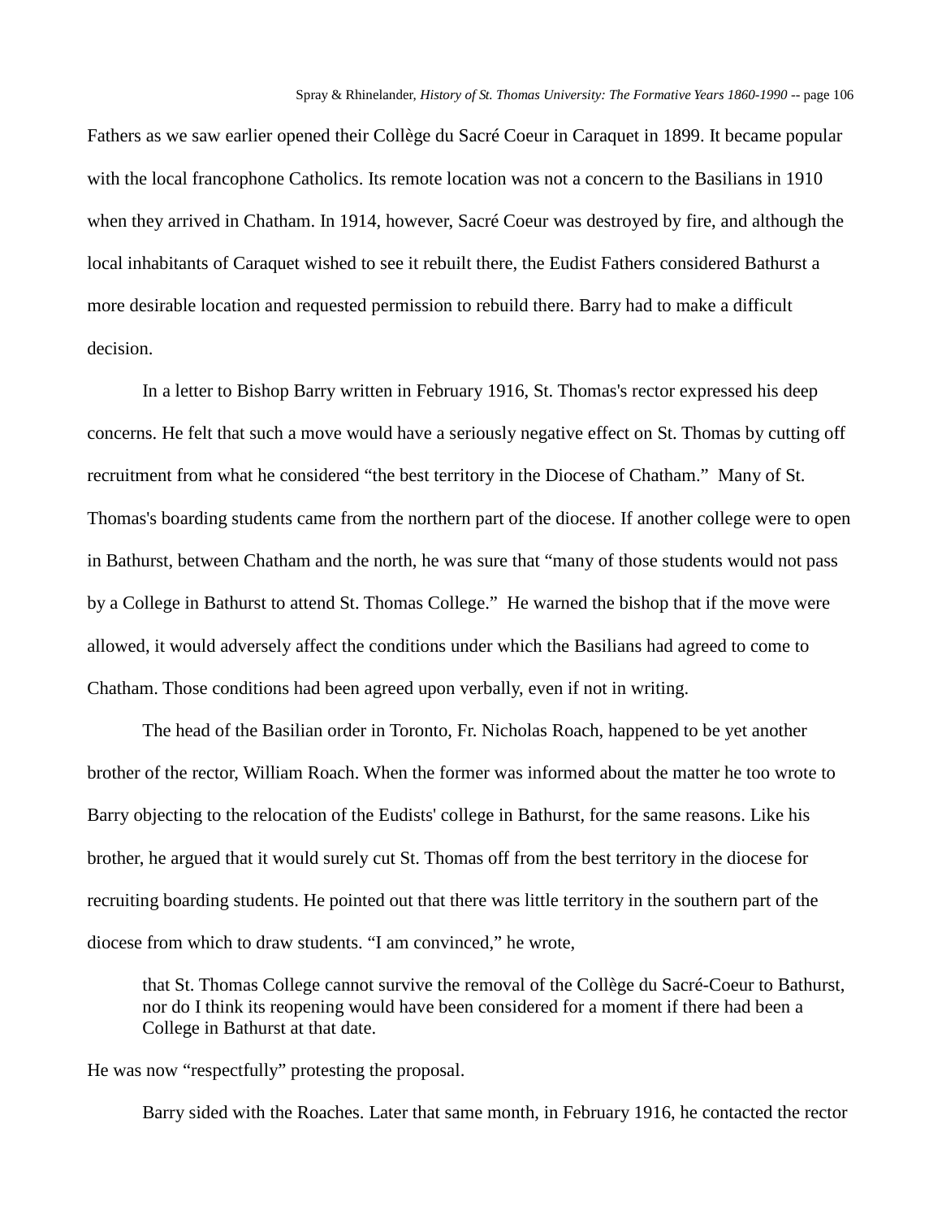Fathers as we saw earlier opened their Collège du Sacré Coeur in Caraquet in 1899. It became popular with the local francophone Catholics. Its remote location was not a concern to the Basilians in 1910 when they arrived in Chatham. In 1914, however, Sacré Coeur was destroyed by fire, and although the local inhabitants of Caraquet wished to see it rebuilt there, the Eudist Fathers considered Bathurst a more desirable location and requested permission to rebuild there. Barry had to make a difficult decision.

In a letter to Bishop Barry written in February 1916, St. Thomas's rector expressed his deep concerns. He felt that such a move would have a seriously negative effect on St. Thomas by cutting off recruitment from what he considered "the best territory in the Diocese of Chatham." Many of St. Thomas's boarding students came from the northern part of the diocese. If another college were to open in Bathurst, between Chatham and the north, he was sure that "many of those students would not pass by a College in Bathurst to attend St. Thomas College." He warned the bishop that if the move were allowed, it would adversely affect the conditions under which the Basilians had agreed to come to Chatham. Those conditions had been agreed upon verbally, even if not in writing.

The head of the Basilian order in Toronto, Fr. Nicholas Roach, happened to be yet another brother of the rector, William Roach. When the former was informed about the matter he too wrote to Barry objecting to the relocation of the Eudists' college in Bathurst, for the same reasons. Like his brother, he argued that it would surely cut St. Thomas off from the best territory in the diocese for recruiting boarding students. He pointed out that there was little territory in the southern part of the diocese from which to draw students. "I am convinced," he wrote,

> that St. Thomas College cannot survive the removal of the Collège du Sacré-Coeur to Bathurst, nor do I think its reopening would have been considered for a moment if there had been a College in Bathurst at that date.

He was now "respectfully" protesting the proposal.

Barry sided with the Roaches. Later that same month, in February 1916, he contacted the rector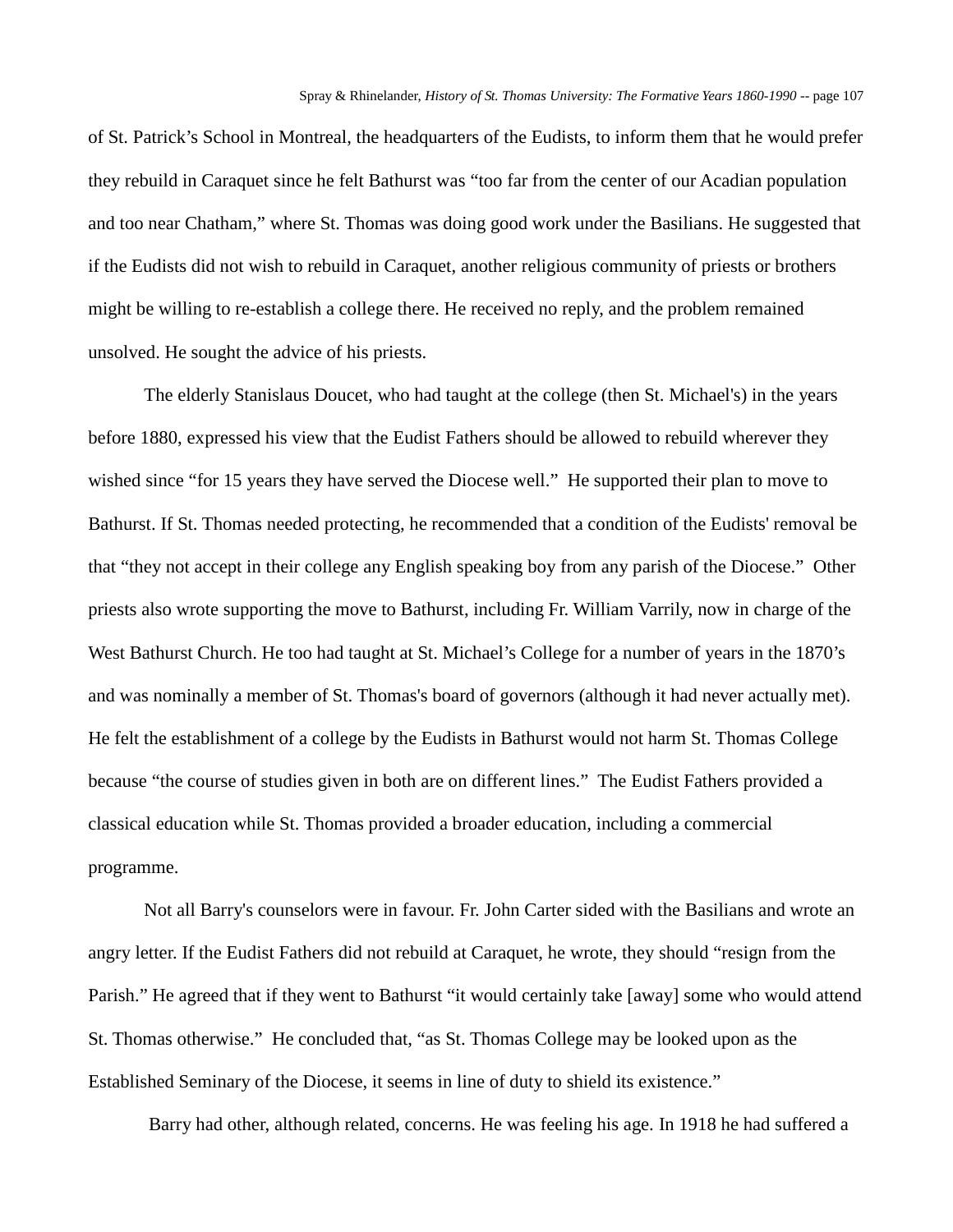of St. Patrick’s School in Montreal, the headquarters of the Eudists, to inform them that he would prefer they rebuild in Caraquet since he felt Bathurst was “too far from the center of our Acadian population and too near Chatham,” where St. Thomas was doing good work under the Basilians. He suggested that if the Eudists did not wish to rebuild in Caraquet, another religious community of priests or brothers might be willing to re-establish a college there. He received no reply, and the problem remained unsolved. He sought the advice of his priests.

The elderly Stanislaus Doucet, who had taught at the college (then St. Michael's) in the years before 1880, expressed his view that the Eudist Fathers should be allowed to rebuild wherever they wished since “for 15 years they have served the Diocese well.” He supported their plan to move to Bathurst. If St. Thomas needed protecting, he recommended that a condition of the Eudists' removal be that “they not accept in their college any English speaking boy from any parish of the Diocese.” Other priests also wrote supporting the move to Bathurst, including Fr. William Varrily, now in charge of the West Bathurst Church. He too had taught at St. Michael’s College for a number of years in the 1870’s and was nominally a member of St. Thomas's board of governors (although it had never actually met). He felt the establishment of a college by the Eudists in Bathurst would not harm St. Thomas College because “the course of studies given in both are on different lines.” The Eudist Fathers provided a classical education while St. Thomas provided a broader education, including a commercial programme.

Not all Barry's counselors were in favour. Fr. John Carter sided with the Basilians and wrote an angry letter. If the Eudist Fathers did not rebuild at Caraquet, he wrote, they should “resign from the Parish.” He agreed that if they went to Bathurst “it would certainly take [away] some who would attend St. Thomas otherwise.” He concluded that, “as St. Thomas College may be looked upon as the Established Seminary of the Diocese, it seems in line of duty to shield its existence.”

Barry had other, although related, concerns. He was feeling his age. In 1918 he had suffered a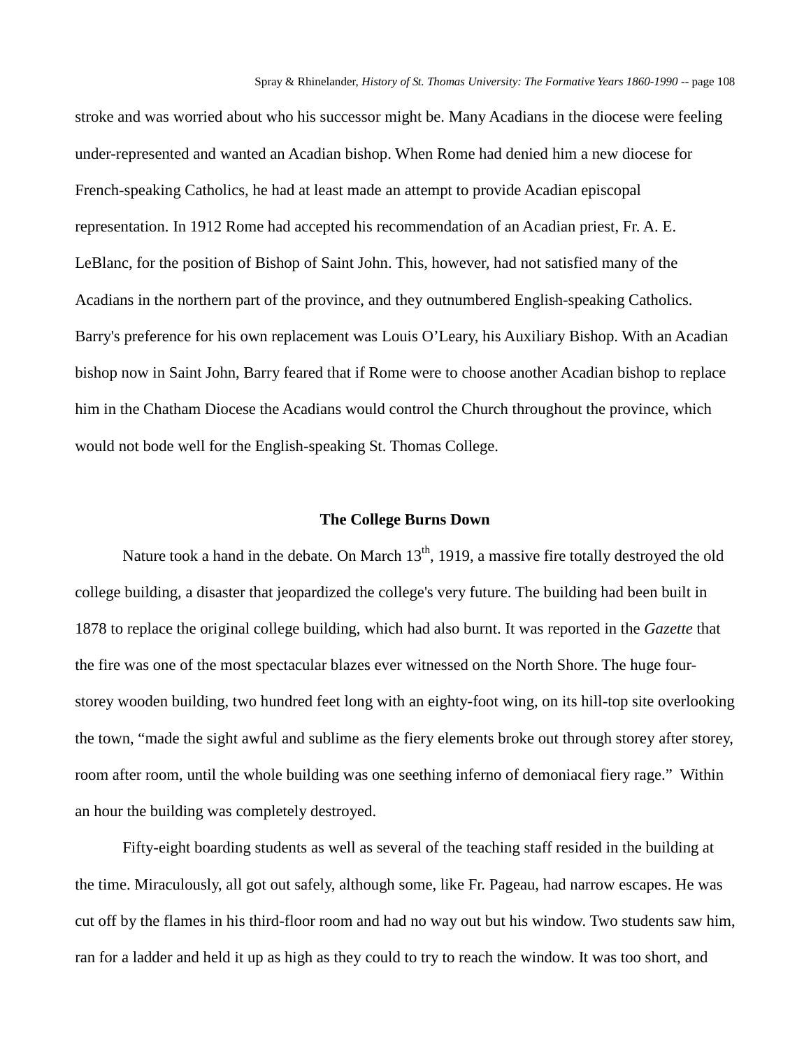stroke and was worried about who his successor might be. Many Acadians in the diocese were feeling under-represented and wanted an Acadian bishop. When Rome had denied him a new diocese for French-speaking Catholics, he had at least made an attempt to provide Acadian episcopal representation. In 1912 Rome had accepted his recommendation of an Acadian priest, Fr. A. E. LeBlanc, for the position of Bishop of Saint John. This, however, had not satisfied many of the Acadians in the northern part of the province, and they outnumbered English-speaking Catholics. Barry's preference for his own replacement was Louis O'Leary, his Auxiliary Bishop. With an Acadian bishop now in Saint John, Barry feared that if Rome were to choose another Acadian bishop to replace him in the Chatham Diocese the Acadians would control the Church throughout the province, which would not bode well for the English-speaking St. Thomas College.

### The College Burns Down

Nature took a hand in the debate. On March 13th, 1919, a massive fire totally destroyed the old college building, a disaster that jeopardized the college's very future. The building had been built in 1878 to replace the original college building, which had also burnt. It was reported in the *Gazette* that the fire was one of the most spectacular blazes ever witnessed on the North Shore. The huge four-storey wooden building, two hundred feet long with an eighty-foot wing, on its hill-top site overlooking the town, "made the sight awful and sublime as the fiery elements broke out through storey after storey, room after room, until the whole building was one seething inferno of demoniacal fiery rage." Within an hour the building was completely destroyed.

Fifty-eight boarding students as well as several of the teaching staff resided in the building at the time. Miraculously, all got out safely, although some, like Fr. Pageau, had narrow escapes. He was cut off by the flames in his third-floor room and had no way out but his window. Two students saw him, ran for a ladder and held it up as high as they could to try to reach the window. It was too short, and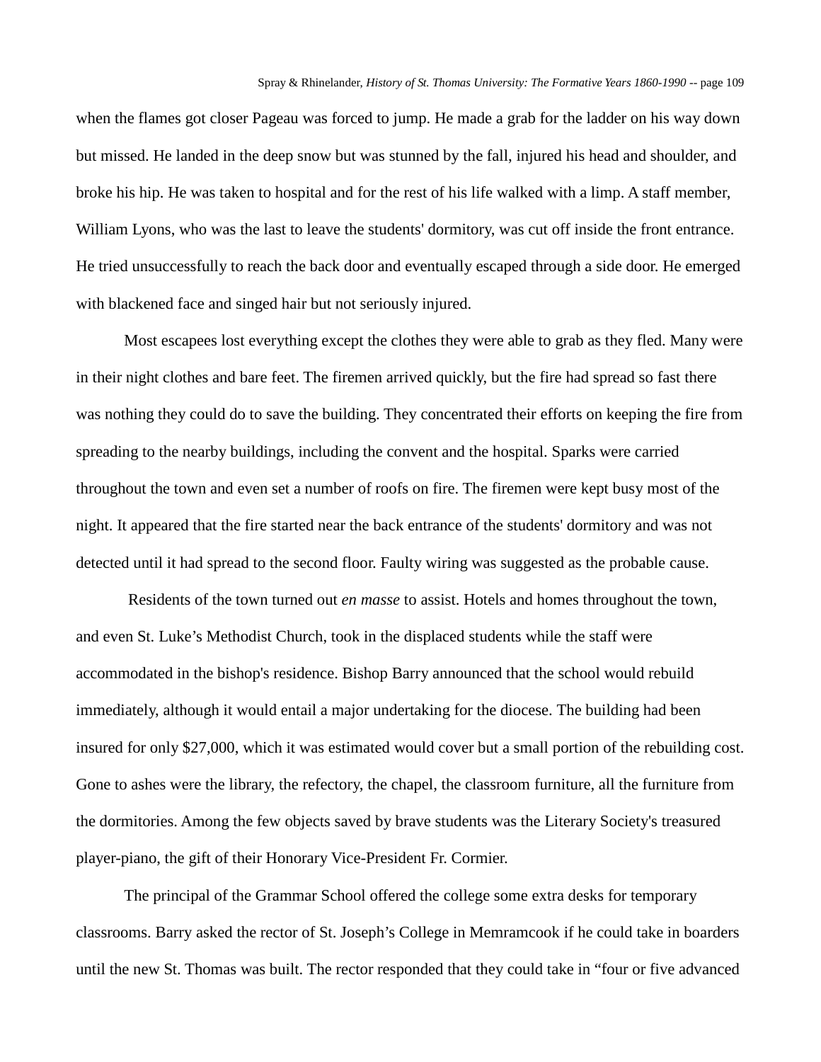when the flames got closer Pageau was forced to jump. He made a grab for the ladder on his way down but missed. He landed in the deep snow but was stunned by the fall, injured his head and shoulder, and broke his hip. He was taken to hospital and for the rest of his life walked with a limp. A staff member, William Lyons, who was the last to leave the students' dormitory, was cut off inside the front entrance. He tried unsuccessfully to reach the back door and eventually escaped through a side door. He emerged with blackened face and singed hair but not seriously injured.

Most escapees lost everything except the clothes they were able to grab as they fled. Many were in their night clothes and bare feet. The firemen arrived quickly, but the fire had spread so fast there was nothing they could do to save the building. They concentrated their efforts on keeping the fire from spreading to the nearby buildings, including the convent and the hospital. Sparks were carried throughout the town and even set a number of roofs on fire. The firemen were kept busy most of the night. It appeared that the fire started near the back entrance of the students' dormitory and was not detected until it had spread to the second floor. Faulty wiring was suggested as the probable cause.

Residents of the town turned out *en masse* to assist. Hotels and homes throughout the town, and even St. Luke's Methodist Church, took in the displaced students while the staff were accommodated in the bishop's residence. Bishop Barry announced that the school would rebuild immediately, although it would entail a major undertaking for the diocese. The building had been insured for only $27,000, which it was estimated would cover but a small portion of the rebuilding cost. Gone to ashes were the library, the refectory, the chapel, the classroom furniture, all the furniture from the dormitories. Among the few objects saved by brave students was the Literary Society's treasured player-piano, the gift of their Honorary Vice-President Fr. Cormier.

The principal of the Grammar School offered the college some extra desks for temporary classrooms. Barry asked the rector of St. Joseph's College in Memramcook if he could take in boarders until the new St. Thomas was built. The rector responded that they could take in "four or five advanced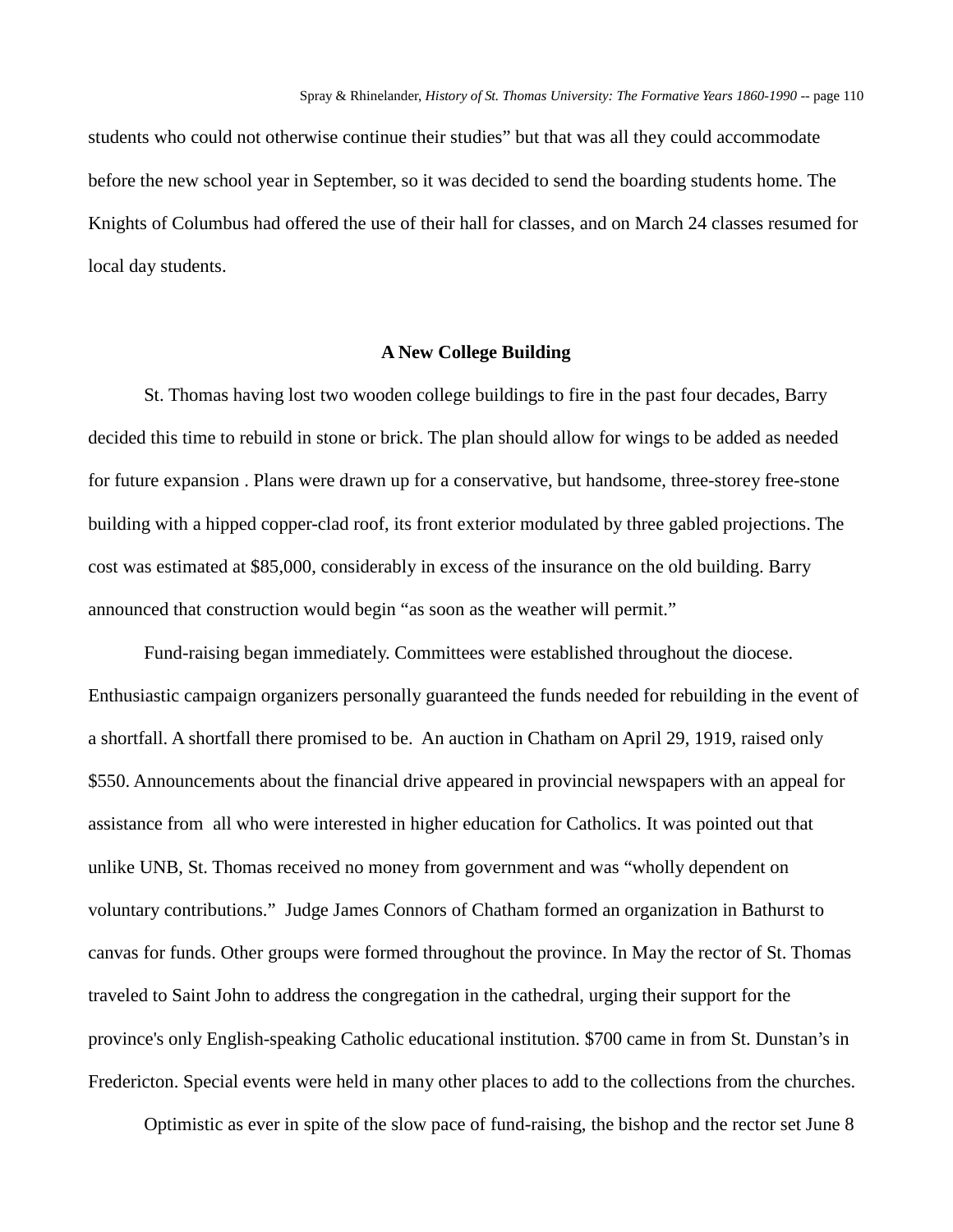students who could not otherwise continue their studies" but that was all they could accommodate before the new school year in September, so it was decided to send the boarding students home. The Knights of Columbus had offered the use of their hall for classes, and on March 24 classes resumed for local day students.

### A New College Building

St. Thomas having lost two wooden college buildings to fire in the past four decades, Barry decided this time to rebuild in stone or brick. The plan should allow for wings to be added as needed for future expansion . Plans were drawn up for a conservative, but handsome, three-storey free-stone building with a hipped copper-clad roof, its front exterior modulated by three gabled projections. The cost was estimated at $85,000, considerably in excess of the insurance on the old building. Barry announced that construction would begin "as soon as the weather will permit."

Fund-raising began immediately. Committees were established throughout the diocese. Enthusiastic campaign organizers personally guaranteed the funds needed for rebuilding in the event of a shortfall. A shortfall there promised to be. An auction in Chatham on April 29, 1919, raised only $550. Announcements about the financial drive appeared in provincial newspapers with an appeal for assistance from all who were interested in higher education for Catholics. It was pointed out that unlike UNB, St. Thomas received no money from government and was "wholly dependent on voluntary contributions." Judge James Connors of Chatham formed an organization in Bathurst to canvas for funds. Other groups were formed throughout the province. In May the rector of St. Thomas traveled to Saint John to address the congregation in the cathedral, urging their support for the province's only English-speaking Catholic educational institution. $700 came in from St. Dunstan's in Fredericton. Special events were held in many other places to add to the collections from the churches.

Optimistic as ever in spite of the slow pace of fund-raising, the bishop and the rector set June 8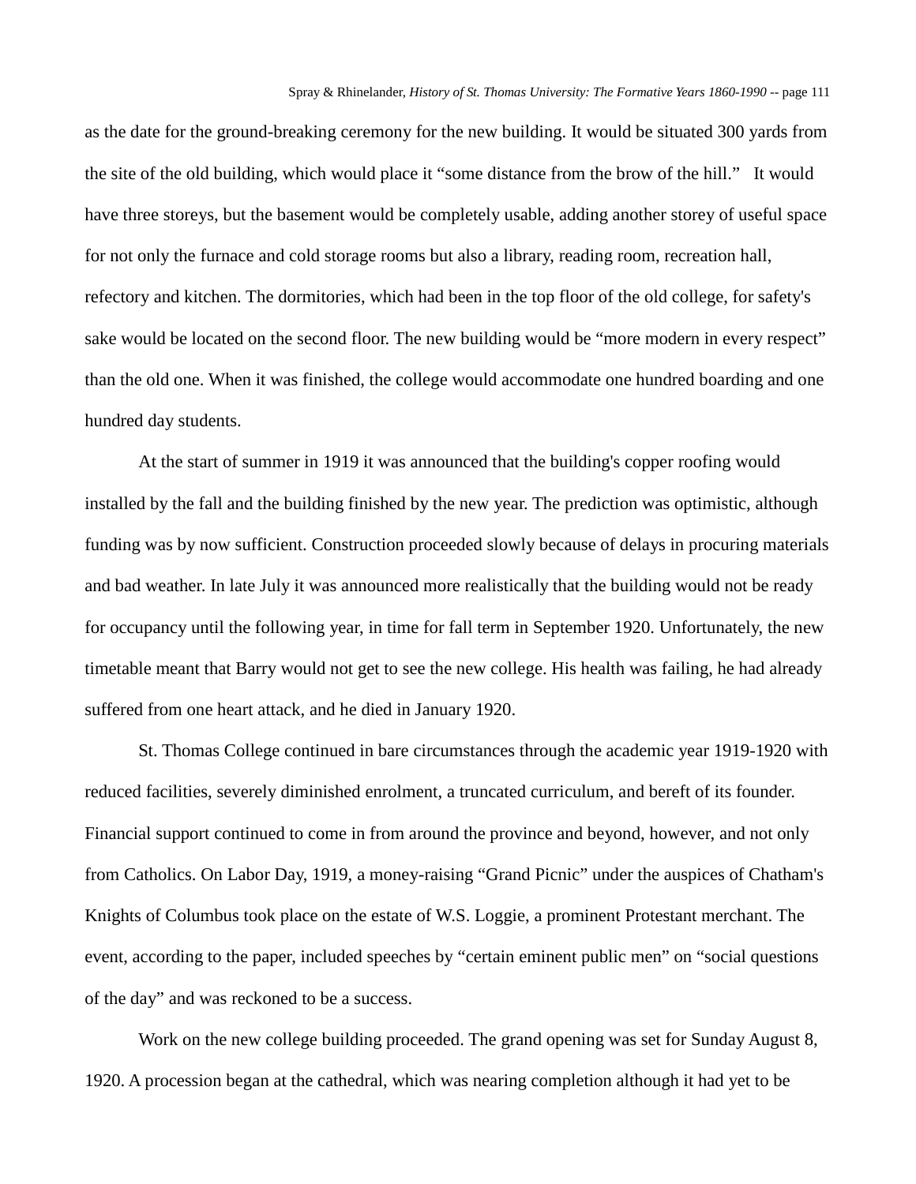as the date for the ground-breaking ceremony for the new building. It would be situated 300 yards from the site of the old building, which would place it “some distance from the brow of the hill.” It would have three storeys, but the basement would be completely usable, adding another storey of useful space for not only the furnace and cold storage rooms but also a library, reading room, recreation hall, refectory and kitchen. The dormitories, which had been in the top floor of the old college, for safety's sake would be located on the second floor. The new building would be “more modern in every respect” than the old one. When it was finished, the college would accommodate one hundred boarding and one hundred day students.

At the start of summer in 1919 it was announced that the building's copper roofing would installed by the fall and the building finished by the new year. The prediction was optimistic, although funding was by now sufficient. Construction proceeded slowly because of delays in procuring materials and bad weather. In late July it was announced more realistically that the building would not be ready for occupancy until the following year, in time for fall term in September 1920. Unfortunately, the new timetable meant that Barry would not get to see the new college. His health was failing, he had already suffered from one heart attack, and he died in January 1920.

St. Thomas College continued in bare circumstances through the academic year 1919-1920 with reduced facilities, severely diminished enrolment, a truncated curriculum, and bereft of its founder. Financial support continued to come in from around the province and beyond, however, and not only from Catholics. On Labor Day, 1919, a money-raising “Grand Picnic” under the auspices of Chatham's Knights of Columbus took place on the estate of W.S. Loggie, a prominent Protestant merchant. The event, according to the paper, included speeches by “certain eminent public men” on “social questions of the day” and was reckoned to be a success.

Work on the new college building proceeded. The grand opening was set for Sunday August 8, 1920. A procession began at the cathedral, which was nearing completion although it had yet to be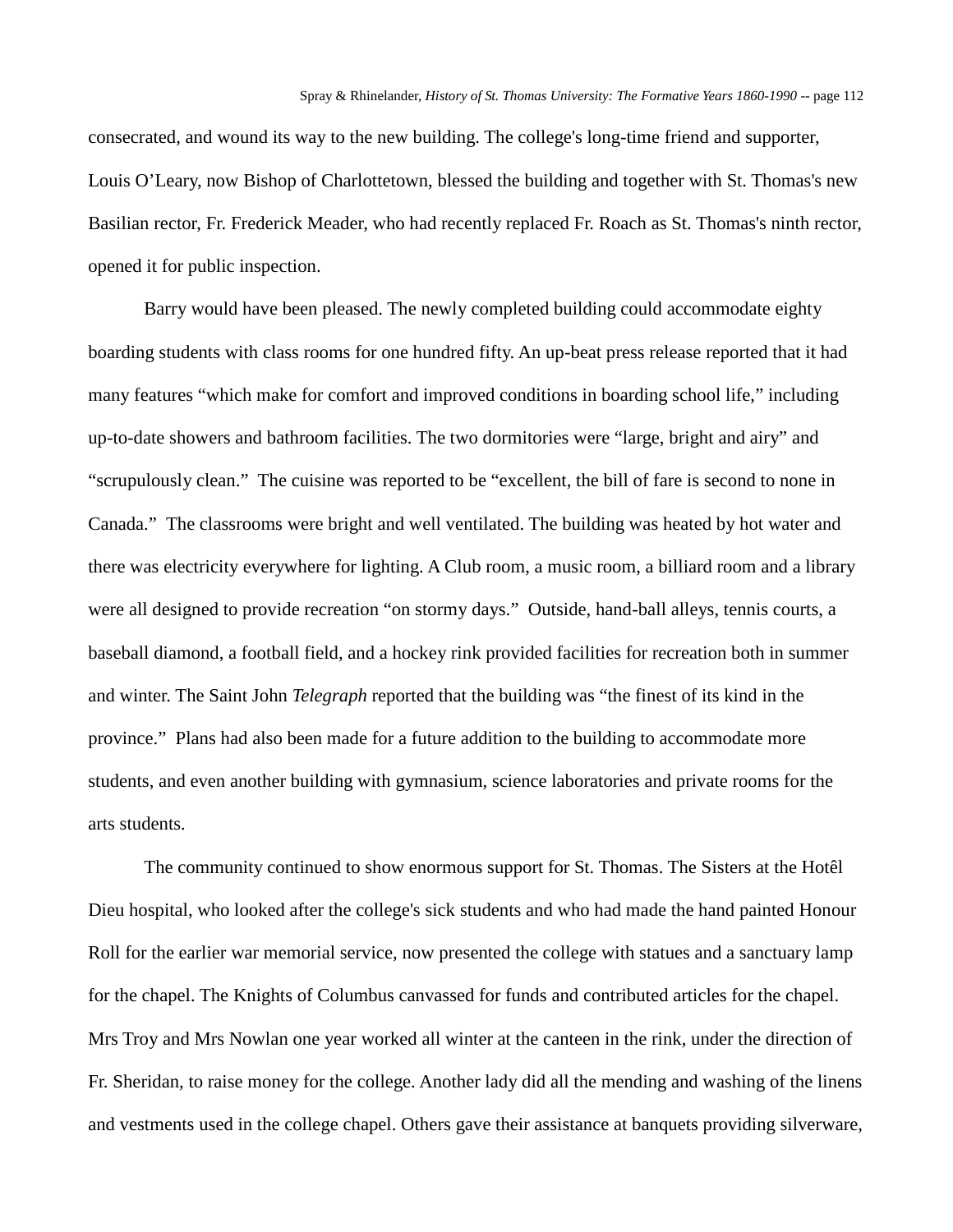consecrated, and wound its way to the new building. The college's long-time friend and supporter, Louis O'Leary, now Bishop of Charlottetown, blessed the building and together with St. Thomas's new Basilian rector, Fr. Frederick Meader, who had recently replaced Fr. Roach as St. Thomas's ninth rector, opened it for public inspection.

Barry would have been pleased. The newly completed building could accommodate eighty boarding students with class rooms for one hundred fifty. An up-beat press release reported that it had many features "which make for comfort and improved conditions in boarding school life," including up-to-date showers and bathroom facilities. The two dormitories were "large, bright and airy" and "scrupulously clean." The cuisine was reported to be "excellent, the bill of fare is second to none in Canada." The classrooms were bright and well ventilated. The building was heated by hot water and there was electricity everywhere for lighting. A Club room, a music room, a billiard room and a library were all designed to provide recreation "on stormy days." Outside, hand-ball alleys, tennis courts, a baseball diamond, a football field, and a hockey rink provided facilities for recreation both in summer and winter. The Saint John *Telegraph* reported that the building was "the finest of its kind in the province." Plans had also been made for a future addition to the building to accommodate more students, and even another building with gymnasium, science laboratories and private rooms for the arts students.

The community continued to show enormous support for St. Thomas. The Sisters at the Hotêl Dieu hospital, who looked after the college's sick students and who had made the hand painted Honour Roll for the earlier war memorial service, now presented the college with statues and a sanctuary lamp for the chapel. The Knights of Columbus canvassed for funds and contributed articles for the chapel. Mrs Troy and Mrs Nowlan one year worked all winter at the canteen in the rink, under the direction of Fr. Sheridan, to raise money for the college. Another lady did all the mending and washing of the linens and vestments used in the college chapel. Others gave their assistance at banquets providing silverware,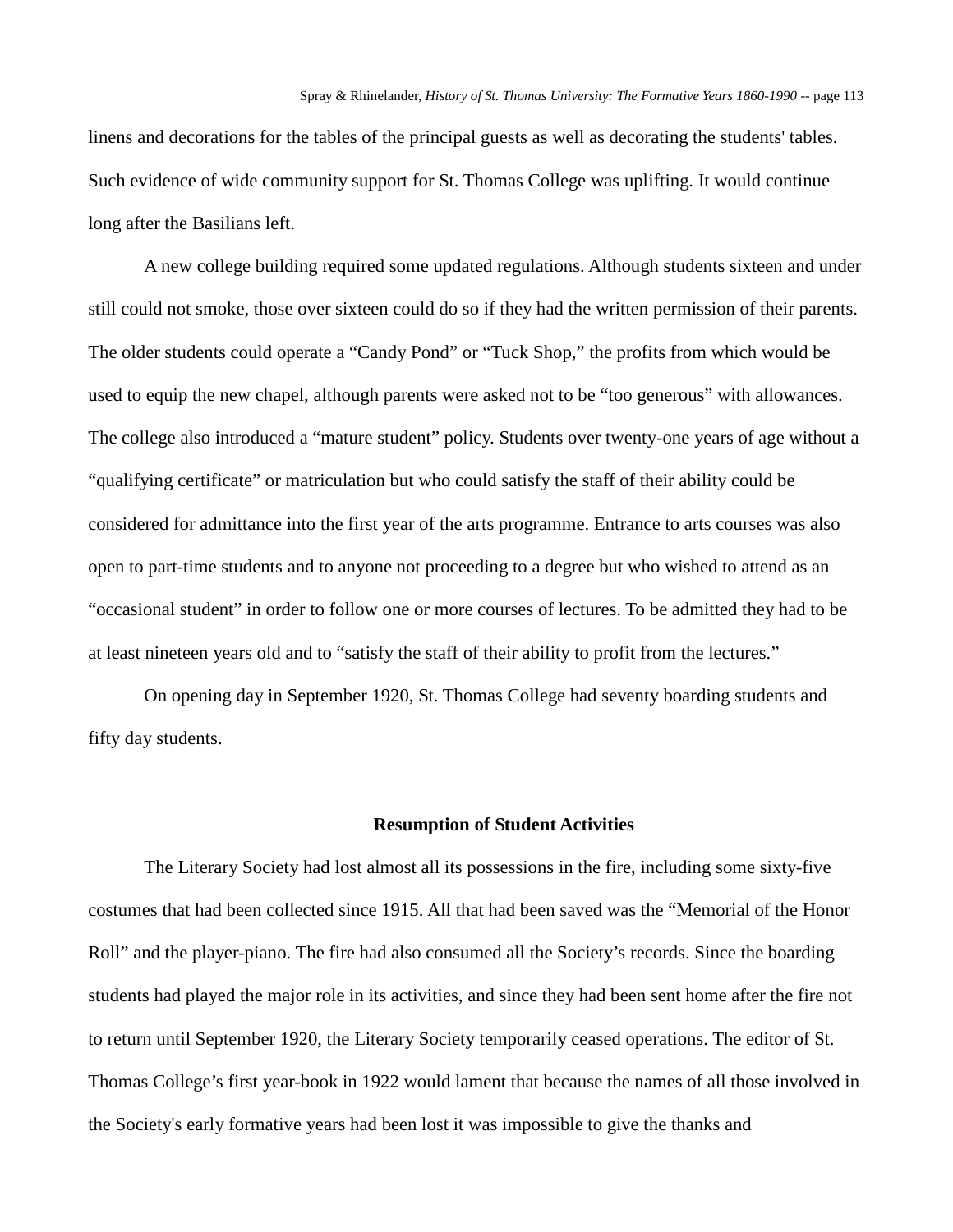linens and decorations for the tables of the principal guests as well as decorating the students' tables. Such evidence of wide community support for St. Thomas College was uplifting. It would continue long after the Basilians left.

A new college building required some updated regulations. Although students sixteen and under still could not smoke, those over sixteen could do so if they had the written permission of their parents. The older students could operate a “Candy Pond” or “Tuck Shop,” the profits from which would be used to equip the new chapel, although parents were asked not to be “too generous” with allowances. The college also introduced a “mature student” policy. Students over twenty-one years of age without a “qualifying certificate” or matriculation but who could satisfy the staff of their ability could be considered for admittance into the first year of the arts programme. Entrance to arts courses was also open to part-time students and to anyone not proceeding to a degree but who wished to attend as an “occasional student” in order to follow one or more courses of lectures. To be admitted they had to be at least nineteen years old and to “satisfy the staff of their ability to profit from the lectures.”

On opening day in September 1920, St. Thomas College had seventy boarding students and fifty day students.

## Resumption of Student Activities

The Literary Society had lost almost all its possessions in the fire, including some sixty-five costumes that had been collected since 1915. All that had been saved was the “Memorial of the Honor Roll” and the player-piano. The fire had also consumed all the Society’s records. Since the boarding students had played the major role in its activities, and since they had been sent home after the fire not to return until September 1920, the Literary Society temporarily ceased operations. The editor of St. Thomas College’s first year-book in 1922 would lament that because the names of all those involved in the Society's early formative years had been lost it was impossible to give the thanks and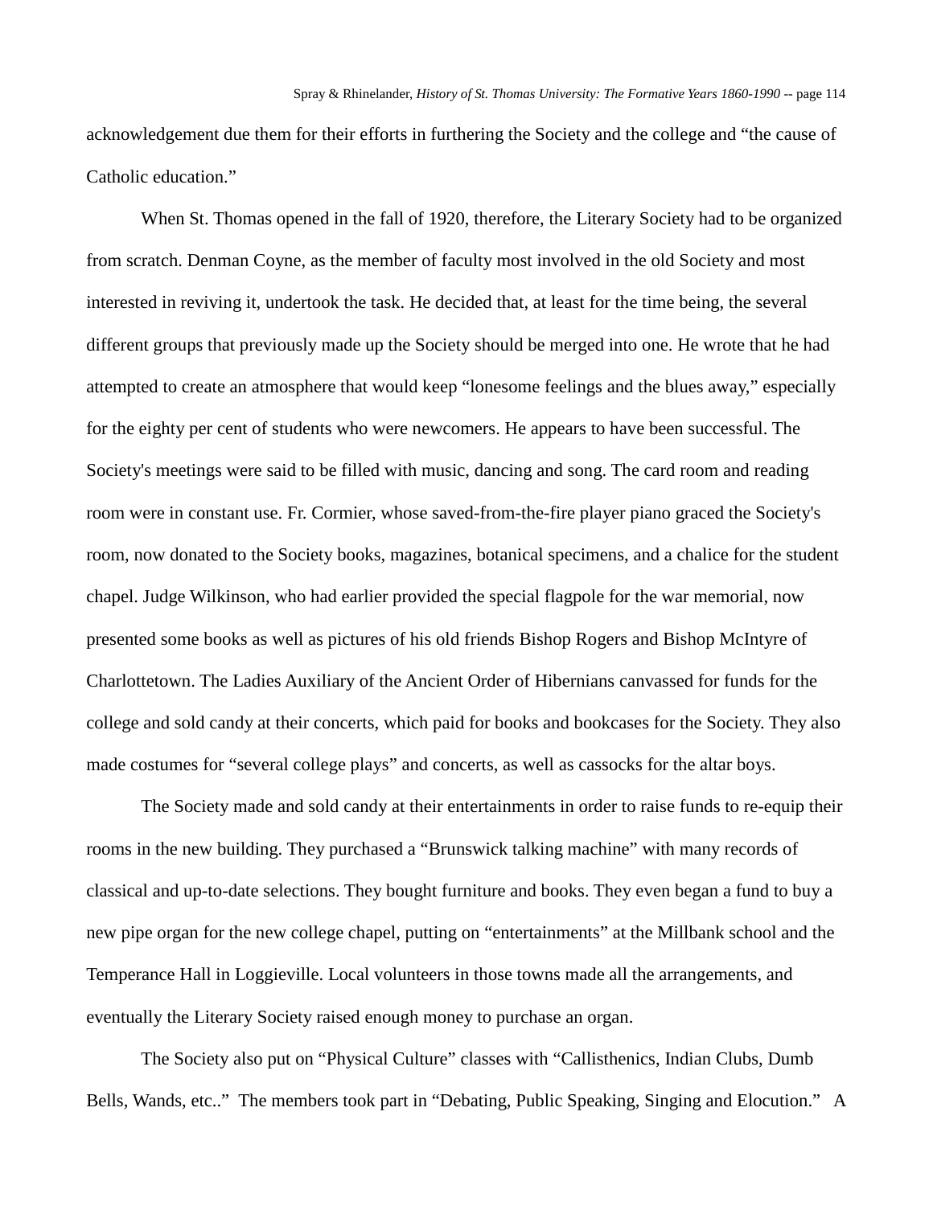acknowledgement due them for their efforts in furthering the Society and the college and "the cause of Catholic education."

When St. Thomas opened in the fall of 1920, therefore, the Literary Society had to be organized from scratch. Denman Coyne, as the member of faculty most involved in the old Society and most interested in reviving it, undertook the task. He decided that, at least for the time being, the several different groups that previously made up the Society should be merged into one. He wrote that he had attempted to create an atmosphere that would keep "lonesome feelings and the blues away," especially for the eighty per cent of students who were newcomers. He appears to have been successful. The Society's meetings were said to be filled with music, dancing and song. The card room and reading room were in constant use. Fr. Cormier, whose saved-from-the-fire player piano graced the Society's room, now donated to the Society books, magazines, botanical specimens, and a chalice for the student chapel. Judge Wilkinson, who had earlier provided the special flagpole for the war memorial, now presented some books as well as pictures of his old friends Bishop Rogers and Bishop McIntyre of Charlottetown. The Ladies Auxiliary of the Ancient Order of Hibernians canvassed for funds for the college and sold candy at their concerts, which paid for books and bookcases for the Society. They also made costumes for "several college plays" and concerts, as well as cassocks for the altar boys.

The Society made and sold candy at their entertainments in order to raise funds to re-equip their rooms in the new building. They purchased a "Brunswick talking machine" with many records of classical and up-to-date selections. They bought furniture and books. They even began a fund to buy a new pipe organ for the new college chapel, putting on "entertainments" at the Millbank school and the Temperance Hall in Loggieville. Local volunteers in those towns made all the arrangements, and eventually the Literary Society raised enough money to purchase an organ.

The Society also put on "Physical Culture" classes with "Callisthenics, Indian Clubs, Dumb Bells, Wands, etc.." The members took part in "Debating, Public Speaking, Singing and Elocution." A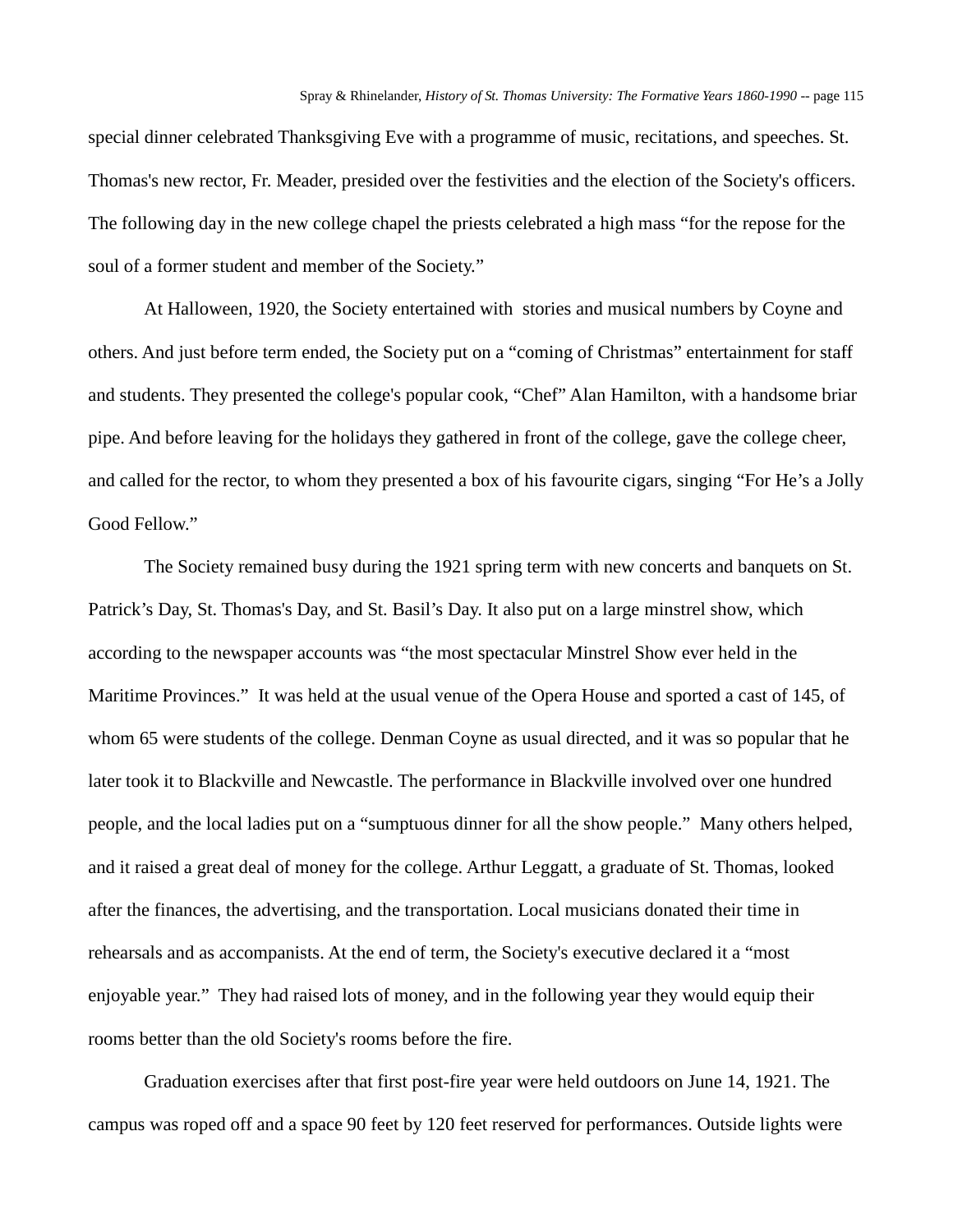special dinner celebrated Thanksgiving Eve with a programme of music, recitations, and speeches. St. Thomas's new rector, Fr. Meader, presided over the festivities and the election of the Society's officers. The following day in the new college chapel the priests celebrated a high mass “for the repose for the soul of a former student and member of the Society.”

At Halloween, 1920, the Society entertained with stories and musical numbers by Coyne and others. And just before term ended, the Society put on a “coming of Christmas” entertainment for staff and students. They presented the college's popular cook, “Chef” Alan Hamilton, with a handsome briar pipe. And before leaving for the holidays they gathered in front of the college, gave the college cheer, and called for the rector, to whom they presented a box of his favourite cigars, singing “For He’s a Jolly Good Fellow.”

The Society remained busy during the 1921 spring term with new concerts and banquets on St. Patrick’s Day, St. Thomas's Day, and St. Basil’s Day. It also put on a large minstrel show, which according to the newspaper accounts was “the most spectacular Minstrel Show ever held in the Maritime Provinces.” It was held at the usual venue of the Opera House and sported a cast of 145, of whom 65 were students of the college. Denman Coyne as usual directed, and it was so popular that he later took it to Blackville and Newcastle. The performance in Blackville involved over one hundred people, and the local ladies put on a “sumptuous dinner for all the show people.” Many others helped, and it raised a great deal of money for the college. Arthur Leggatt, a graduate of St. Thomas, looked after the finances, the advertising, and the transportation. Local musicians donated their time in rehearsals and as accompanists. At the end of term, the Society's executive declared it a “most enjoyable year.” They had raised lots of money, and in the following year they would equip their rooms better than the old Society's rooms before the fire.

Graduation exercises after that first post-fire year were held outdoors on June 14, 1921. The campus was roped off and a space 90 feet by 120 feet reserved for performances. Outside lights were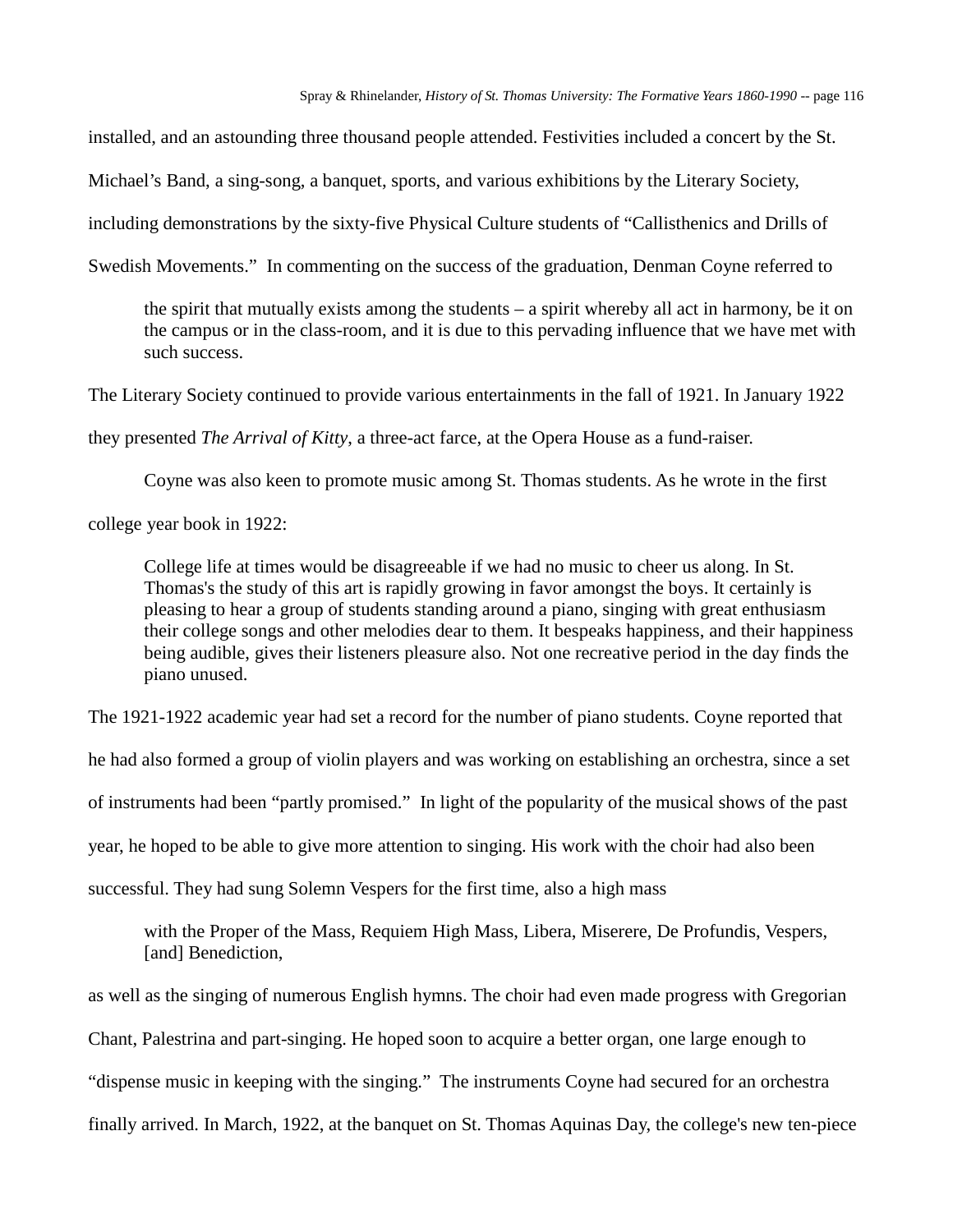installed, and an astounding three thousand people attended. Festivities included a concert by the St. Michael's Band, a sing-song, a banquet, sports, and various exhibitions by the Literary Society, including demonstrations by the sixty-five Physical Culture students of "Callisthenics and Drills of Swedish Movements." In commenting on the success of the graduation, Denman Coyne referred to

> the spirit that mutually exists among the students – a spirit whereby all act in harmony, be it on the campus or in the class-room, and it is due to this pervading influence that we have met with such success.

The Literary Society continued to provide various entertainments in the fall of 1921. In January 1922 they presented *The Arrival of Kitty*, a three-act farce, at the Opera House as a fund-raiser.

Coyne was also keen to promote music among St. Thomas students. As he wrote in the first college year book in 1922:

> College life at times would be disagreeable if we had no music to cheer us along. In St. Thomas's the study of this art is rapidly growing in favor amongst the boys. It certainly is pleasing to hear a group of students standing around a piano, singing with great enthusiasm their college songs and other melodies dear to them. It bespeaks happiness, and their happiness being audible, gives their listeners pleasure also. Not one recreative period in the day finds the piano unused.

The 1921-1922 academic year had set a record for the number of piano students. Coyne reported that he had also formed a group of violin players and was working on establishing an orchestra, since a set of instruments had been "partly promised." In light of the popularity of the musical shows of the past year, he hoped to be able to give more attention to singing. His work with the choir had also been successful. They had sung Solemn Vespers for the first time, also a high mass

> with the Proper of the Mass, Requiem High Mass, Libera, Miserere, De Profundis, Vespers, [and] Benediction,

as well as the singing of numerous English hymns. The choir had even made progress with Gregorian Chant, Palestrina and part-singing. He hoped soon to acquire a better organ, one large enough to "dispense music in keeping with the singing." The instruments Coyne had secured for an orchestra finally arrived. In March, 1922, at the banquet on St. Thomas Aquinas Day, the college's new ten-piece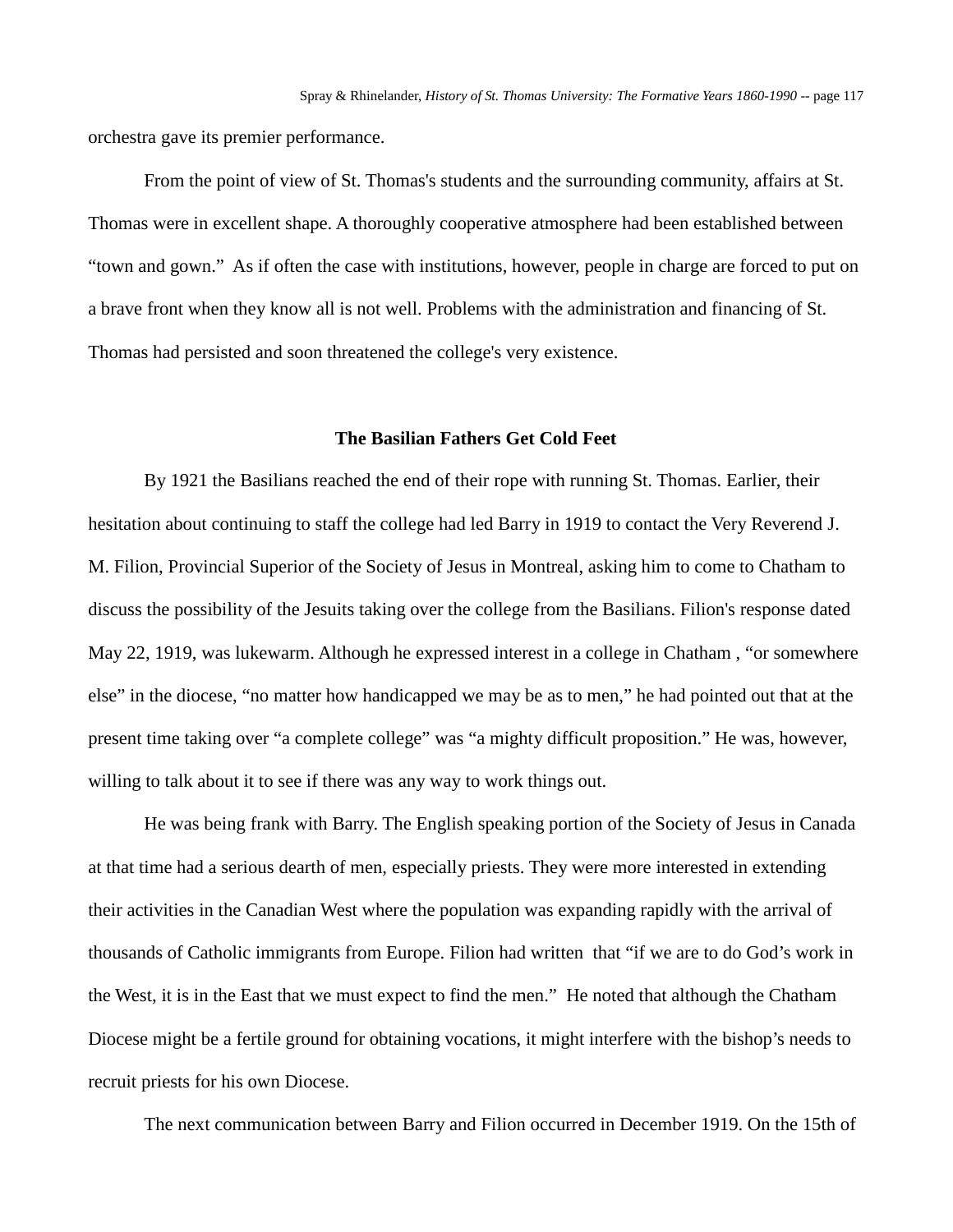orchestra gave its premier performance.

From the point of view of St. Thomas's students and the surrounding community, affairs at St. Thomas were in excellent shape. A thoroughly cooperative atmosphere had been established between "town and gown." As if often the case with institutions, however, people in charge are forced to put on a brave front when they know all is not well. Problems with the administration and financing of St. Thomas had persisted and soon threatened the college's very existence.

### The Basilian Fathers Get Cold Feet

By 1921 the Basilians reached the end of their rope with running St. Thomas. Earlier, their hesitation about continuing to staff the college had led Barry in 1919 to contact the Very Reverend J. M. Filion, Provincial Superior of the Society of Jesus in Montreal, asking him to come to Chatham to discuss the possibility of the Jesuits taking over the college from the Basilians. Filion's response dated May 22, 1919, was lukewarm. Although he expressed interest in a college in Chatham , "or somewhere else" in the diocese, "no matter how handicapped we may be as to men," he had pointed out that at the present time taking over "a complete college" was "a mighty difficult proposition." He was, however, willing to talk about it to see if there was any way to work things out.

He was being frank with Barry. The English speaking portion of the Society of Jesus in Canada at that time had a serious dearth of men, especially priests. They were more interested in extending their activities in the Canadian West where the population was expanding rapidly with the arrival of thousands of Catholic immigrants from Europe. Filion had written that "if we are to do God's work in the West, it is in the East that we must expect to find the men." He noted that although the Chatham Diocese might be a fertile ground for obtaining vocations, it might interfere with the bishop's needs to recruit priests for his own Diocese.

The next communication between Barry and Filion occurred in December 1919. On the 15th of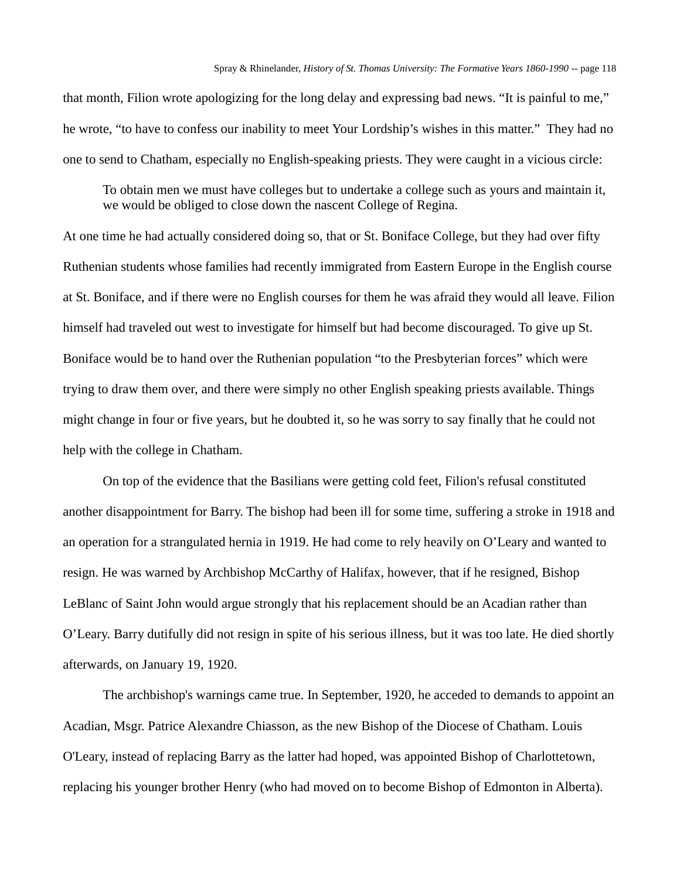that month, Filion wrote apologizing for the long delay and expressing bad news. “It is painful to me,” he wrote, “to have to confess our inability to meet Your Lordship’s wishes in this matter.” They had no one to send to Chatham, especially no English-speaking priests. They were caught in a vicious circle:

> To obtain men we must have colleges but to undertake a college such as yours and maintain it, we would be obliged to close down the nascent College of Regina.

At one time he had actually considered doing so, that or St. Boniface College, but they had over fifty Ruthenian students whose families had recently immigrated from Eastern Europe in the English course at St. Boniface, and if there were no English courses for them he was afraid they would all leave. Filion himself had traveled out west to investigate for himself but had become discouraged. To give up St. Boniface would be to hand over the Ruthenian population “to the Presbyterian forces” which were trying to draw them over, and there were simply no other English speaking priests available. Things might change in four or five years, but he doubted it, so he was sorry to say finally that he could not help with the college in Chatham.

On top of the evidence that the Basilians were getting cold feet, Filion's refusal constituted another disappointment for Barry. The bishop had been ill for some time, suffering a stroke in 1918 and an operation for a strangulated hernia in 1919. He had come to rely heavily on O’Leary and wanted to resign. He was warned by Archbishop McCarthy of Halifax, however, that if he resigned, Bishop LeBlanc of Saint John would argue strongly that his replacement should be an Acadian rather than O’Leary. Barry dutifully did not resign in spite of his serious illness, but it was too late. He died shortly afterwards, on January 19, 1920.

The archbishop's warnings came true. In September, 1920, he acceded to demands to appoint an Acadian, Msgr. Patrice Alexandre Chiasson, as the new Bishop of the Diocese of Chatham. Louis O'Leary, instead of replacing Barry as the latter had hoped, was appointed Bishop of Charlottetown, replacing his younger brother Henry (who had moved on to become Bishop of Edmonton in Alberta).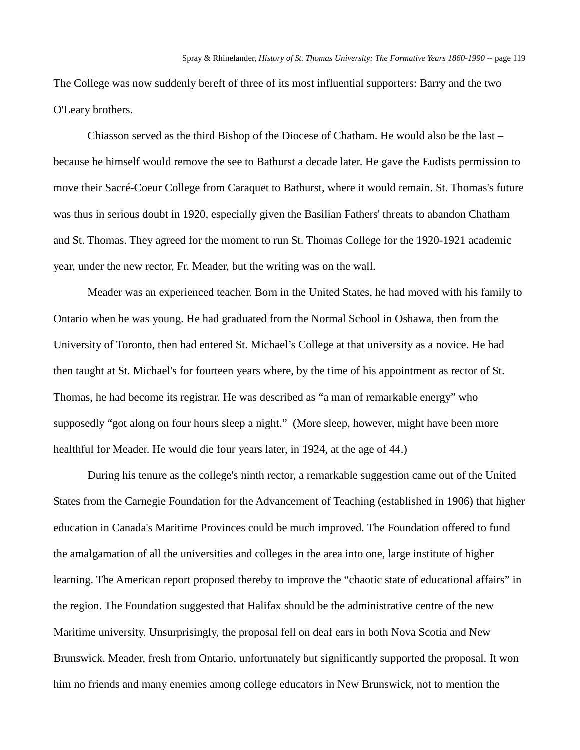The College was now suddenly bereft of three of its most influential supporters: Barry and the two O'Leary brothers.

Chiasson served as the third Bishop of the Diocese of Chatham. He would also be the last – because he himself would remove the see to Bathurst a decade later. He gave the Eudists permission to move their Sacré-Coeur College from Caraquet to Bathurst, where it would remain. St. Thomas's future was thus in serious doubt in 1920, especially given the Basilian Fathers' threats to abandon Chatham and St. Thomas. They agreed for the moment to run St. Thomas College for the 1920-1921 academic year, under the new rector, Fr. Meader, but the writing was on the wall.

Meader was an experienced teacher. Born in the United States, he had moved with his family to Ontario when he was young. He had graduated from the Normal School in Oshawa, then from the University of Toronto, then had entered St. Michael's College at that university as a novice. He had then taught at St. Michael's for fourteen years where, by the time of his appointment as rector of St. Thomas, he had become its registrar. He was described as "a man of remarkable energy" who supposedly "got along on four hours sleep a night." (More sleep, however, might have been more healthful for Meader. He would die four years later, in 1924, at the age of 44.)

During his tenure as the college's ninth rector, a remarkable suggestion came out of the United States from the Carnegie Foundation for the Advancement of Teaching (established in 1906) that higher education in Canada's Maritime Provinces could be much improved. The Foundation offered to fund the amalgamation of all the universities and colleges in the area into one, large institute of higher learning. The American report proposed thereby to improve the "chaotic state of educational affairs" in the region. The Foundation suggested that Halifax should be the administrative centre of the new Maritime university. Unsurprisingly, the proposal fell on deaf ears in both Nova Scotia and New Brunswick. Meader, fresh from Ontario, unfortunately but significantly supported the proposal. It won him no friends and many enemies among college educators in New Brunswick, not to mention the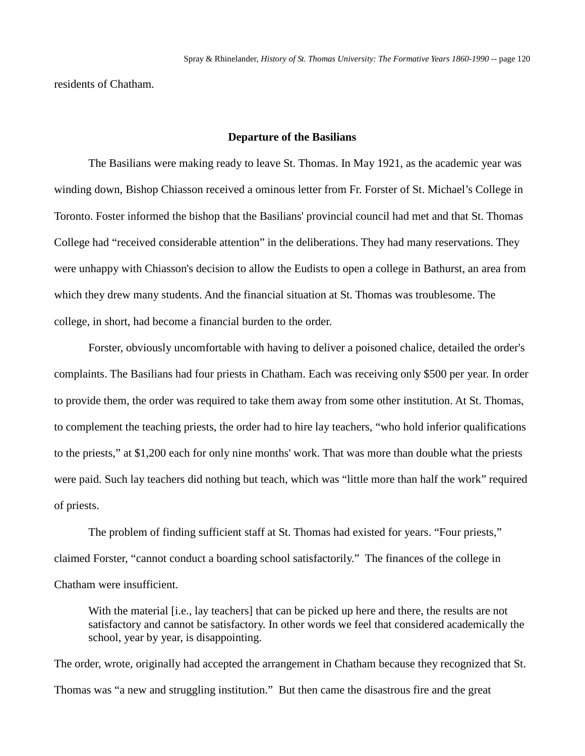residents of Chatham.

### Departure of the Basilians

The Basilians were making ready to leave St. Thomas. In May 1921, as the academic year was winding down, Bishop Chiasson received a ominous letter from Fr. Forster of St. Michael's College in Toronto. Foster informed the bishop that the Basilians' provincial council had met and that St. Thomas College had "received considerable attention" in the deliberations. They had many reservations. They were unhappy with Chiasson's decision to allow the Eudists to open a college in Bathurst, an area from which they drew many students. And the financial situation at St. Thomas was troublesome. The college, in short, had become a financial burden to the order.

Forster, obviously uncomfortable with having to deliver a poisoned chalice, detailed the order's complaints. The Basilians had four priests in Chatham. Each was receiving only $500 per year. In order to provide them, the order was required to take them away from some other institution. At St. Thomas, to complement the teaching priests, the order had to hire lay teachers, "who hold inferior qualifications to the priests," at $1,200 each for only nine months' work. That was more than double what the priests were paid. Such lay teachers did nothing but teach, which was "little more than half the work" required of priests.

The problem of finding sufficient staff at St. Thomas had existed for years. "Four priests," claimed Forster, "cannot conduct a boarding school satisfactorily." The finances of the college in Chatham were insufficient.

> With the material [i.e., lay teachers] that can be picked up here and there, the results are not satisfactory and cannot be satisfactory. In other words we feel that considered academically the school, year by year, is disappointing.

The order, wrote, originally had accepted the arrangement in Chatham because they recognized that St. Thomas was "a new and struggling institution." But then came the disastrous fire and the great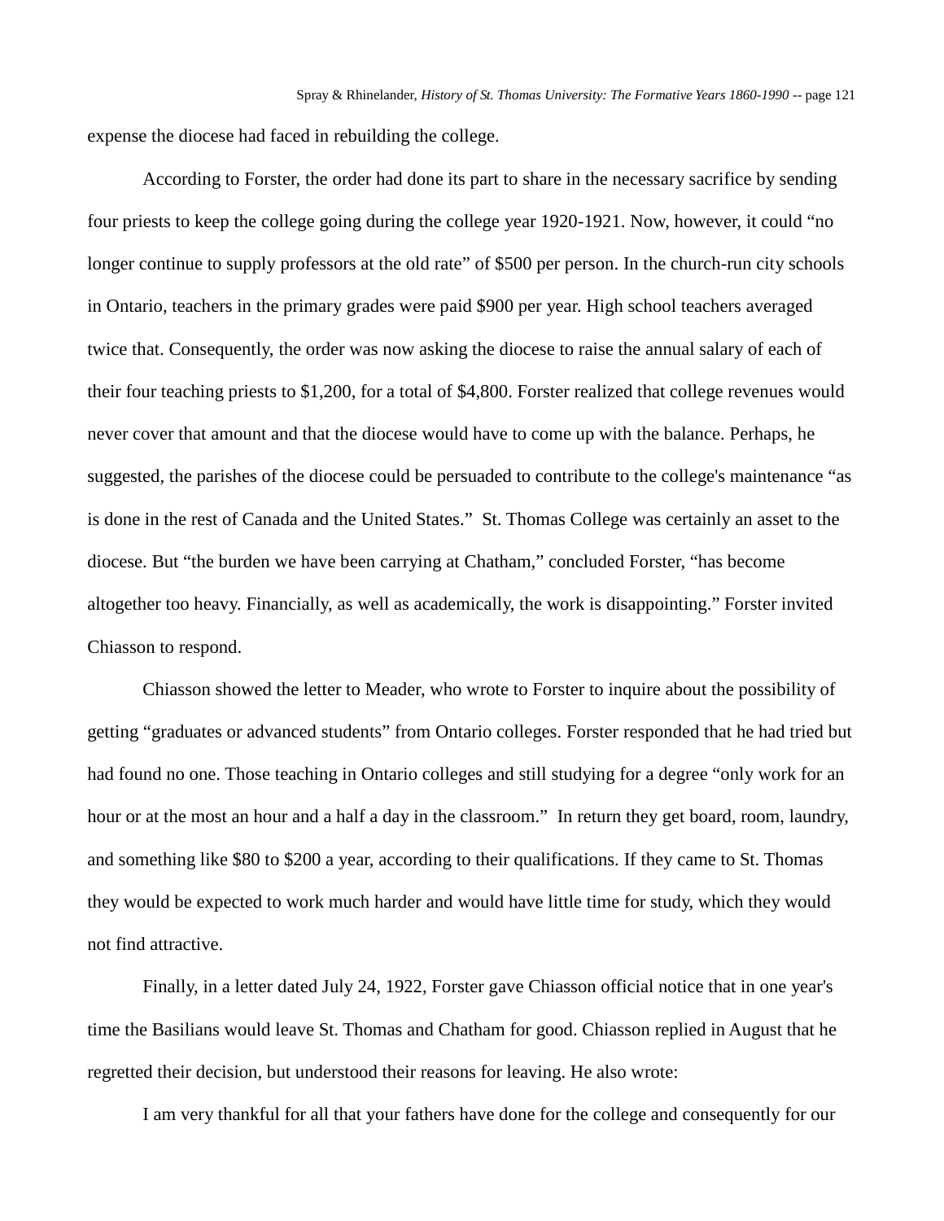expense the diocese had faced in rebuilding the college.

According to Forster, the order had done its part to share in the necessary sacrifice by sending four priests to keep the college going during the college year 1920-1921. Now, however, it could "no longer continue to supply professors at the old rate" of $500 per person. In the church-run city schools in Ontario, teachers in the primary grades were paid $900 per year. High school teachers averaged twice that. Consequently, the order was now asking the diocese to raise the annual salary of each of their four teaching priests to $1,200, for a total of $4,800. Forster realized that college revenues would never cover that amount and that the diocese would have to come up with the balance. Perhaps, he suggested, the parishes of the diocese could be persuaded to contribute to the college's maintenance "as is done in the rest of Canada and the United States." St. Thomas College was certainly an asset to the diocese. But "the burden we have been carrying at Chatham," concluded Forster, "has become altogether too heavy. Financially, as well as academically, the work is disappointing." Forster invited Chiasson to respond.

Chiasson showed the letter to Meader, who wrote to Forster to inquire about the possibility of getting "graduates or advanced students" from Ontario colleges. Forster responded that he had tried but had found no one. Those teaching in Ontario colleges and still studying for a degree "only work for an hour or at the most an hour and a half a day in the classroom." In return they get board, room, laundry, and something like $80 to $200 a year, according to their qualifications. If they came to St. Thomas they would be expected to work much harder and would have little time for study, which they would not find attractive.

Finally, in a letter dated July 24, 1922, Forster gave Chiasson official notice that in one year's time the Basilians would leave St. Thomas and Chatham for good. Chiasson replied in August that he regretted their decision, but understood their reasons for leaving. He also wrote:

I am very thankful for all that your fathers have done for the college and consequently for our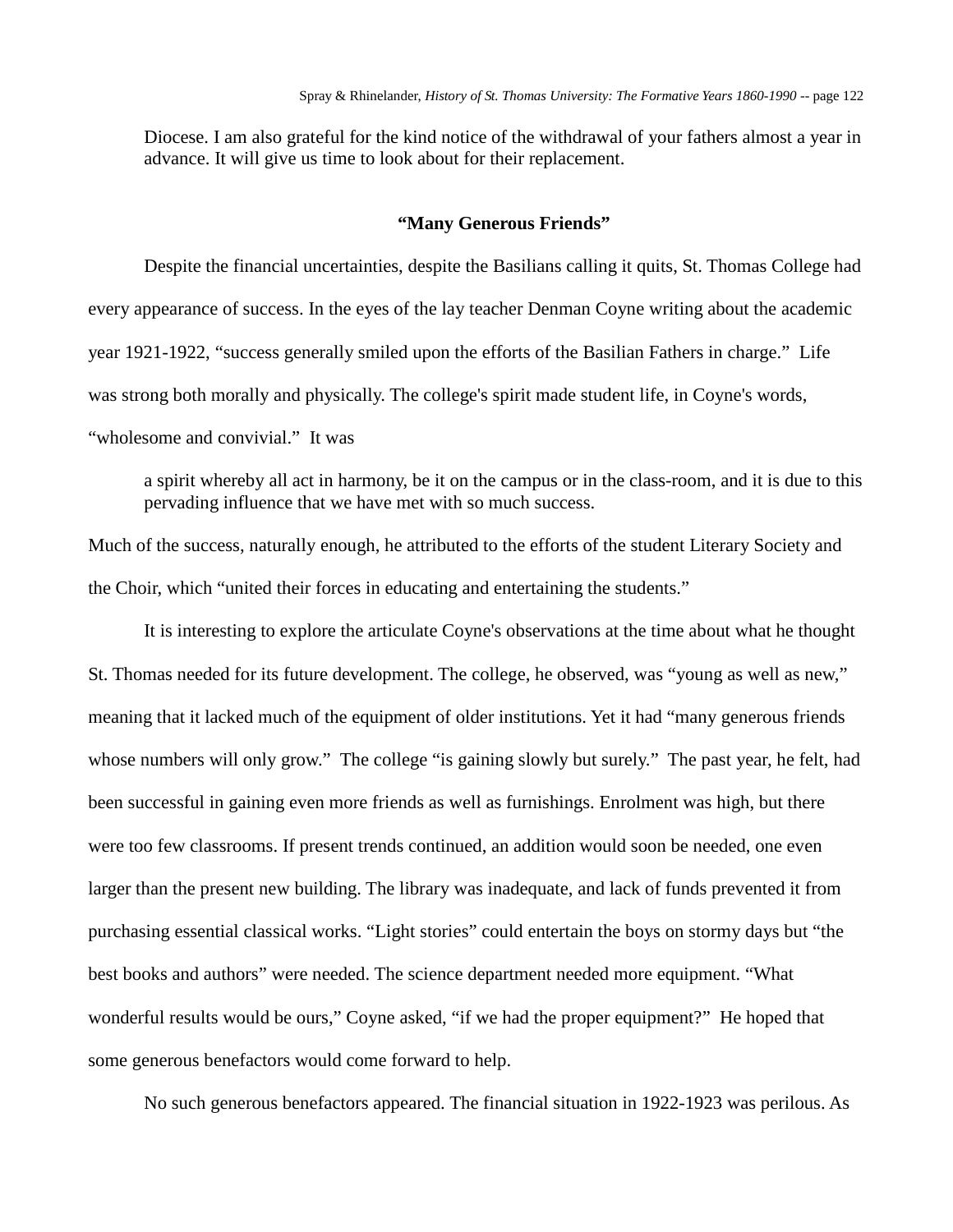> Diocese. I am also grateful for the kind notice of the withdrawal of your fathers almost a year in advance. It will give us time to look about for their replacement.

### “Many Generous Friends”

Despite the financial uncertainties, despite the Basilians calling it quits, St. Thomas College had every appearance of success. In the eyes of the lay teacher Denman Coyne writing about the academic year 1921-1922, “success generally smiled upon the efforts of the Basilian Fathers in charge.” Life was strong both morally and physically. The college's spirit made student life, in Coyne's words, “wholesome and convivial.” It was

> a spirit whereby all act in harmony, be it on the campus or in the class-room, and it is due to this pervading influence that we have met with so much success.

Much of the success, naturally enough, he attributed to the efforts of the student Literary Society and the Choir, which “united their forces in educating and entertaining the students.”

It is interesting to explore the articulate Coyne's observations at the time about what he thought St. Thomas needed for its future development. The college, he observed, was “young as well as new,” meaning that it lacked much of the equipment of older institutions. Yet it had “many generous friends whose numbers will only grow.” The college “is gaining slowly but surely.” The past year, he felt, had been successful in gaining even more friends as well as furnishings. Enrolment was high, but there were too few classrooms. If present trends continued, an addition would soon be needed, one even larger than the present new building. The library was inadequate, and lack of funds prevented it from purchasing essential classical works. “Light stories” could entertain the boys on stormy days but “the best books and authors” were needed. The science department needed more equipment. “What wonderful results would be ours,” Coyne asked, “if we had the proper equipment?” He hoped that some generous benefactors would come forward to help.

No such generous benefactors appeared. The financial situation in 1922-1923 was perilous. As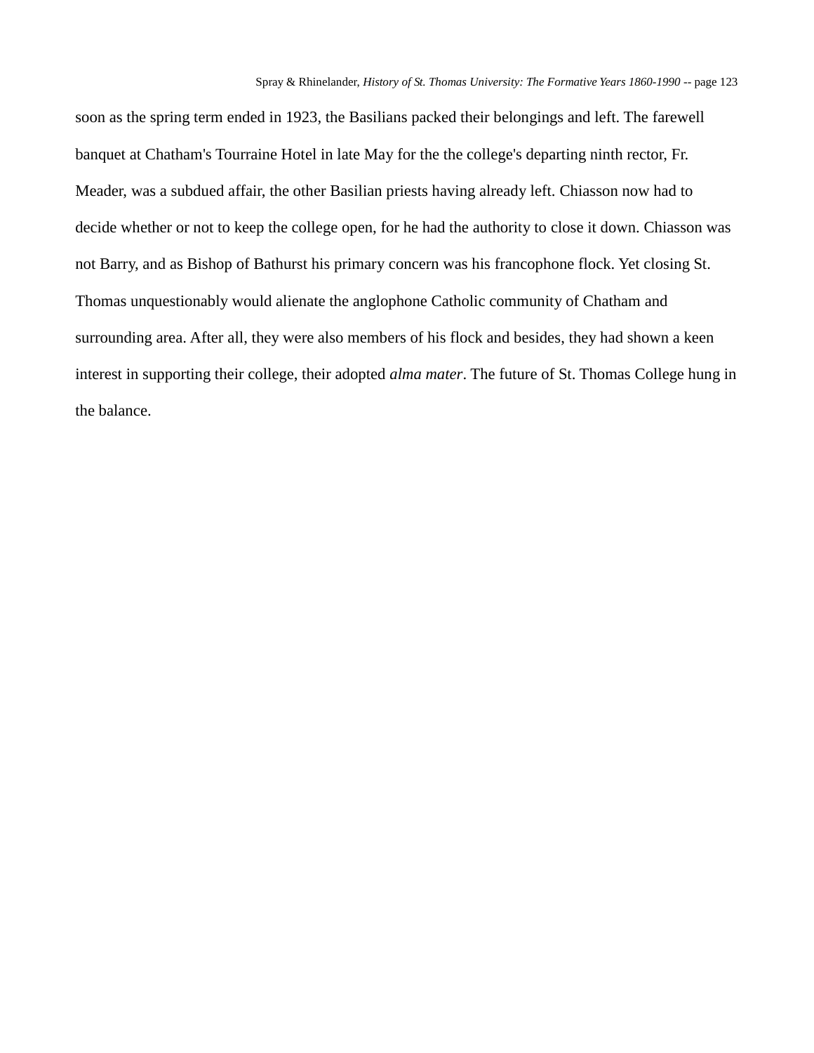soon as the spring term ended in 1923, the Basilians packed their belongings and left. The farewell banquet at Chatham's Tourraine Hotel in late May for the the college's departing ninth rector, Fr. Meader, was a subdued affair, the other Basilian priests having already left. Chiasson now had to decide whether or not to keep the college open, for he had the authority to close it down. Chiasson was not Barry, and as Bishop of Bathurst his primary concern was his francophone flock. Yet closing St. Thomas unquestionably would alienate the anglophone Catholic community of Chatham and surrounding area. After all, they were also members of his flock and besides, they had shown a keen interest in supporting their college, their adopted *alma mater*. The future of St. Thomas College hung in the balance.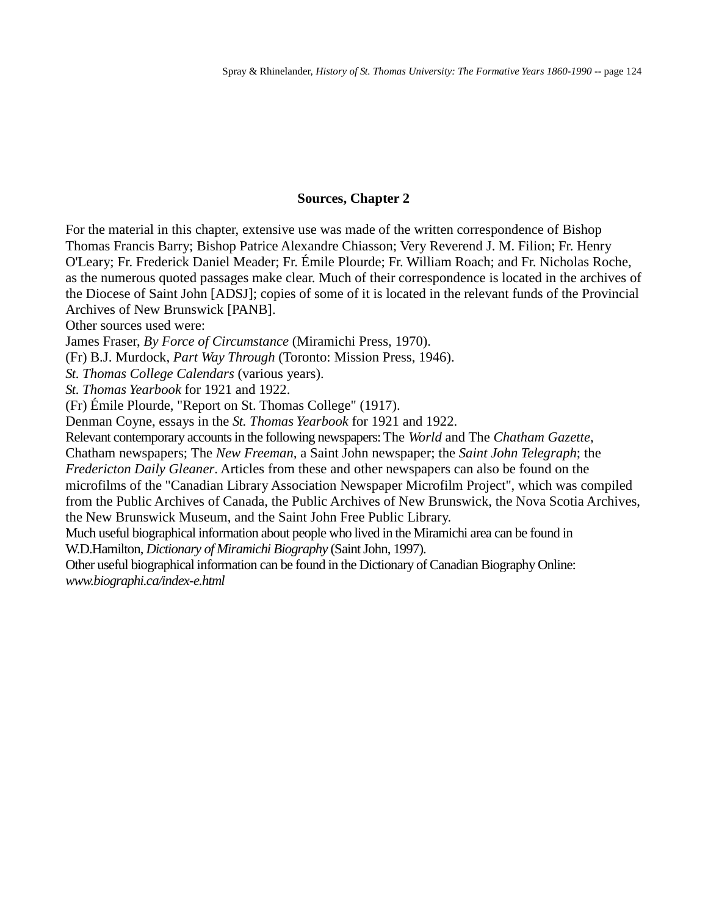## Sources, Chapter 2

For the material in this chapter, extensive use was made of the written correspondence of Bishop Thomas Francis Barry; Bishop Patrice Alexandre Chiasson; Very Reverend J. M. Filion; Fr. Henry O'Leary; Fr. Frederick Daniel Meader; Fr. Émile Plourde; Fr. William Roach; and Fr. Nicholas Roche, as the numerous quoted passages make clear. Much of their correspondence is located in the archives of the Diocese of Saint John [ADSJ]; copies of some of it is located in the relevant funds of the Provincial Archives of New Brunswick [PANB].

Other sources used were:

James Fraser, *By Force of Circumstance* (Miramichi Press, 1970).

(Fr) B.J. Murdock, *Part Way Through* (Toronto: Mission Press, 1946).

*St. Thomas College Calendars* (various years).

*St. Thomas Yearbook* for 1921 and 1922.

(Fr) Émile Plourde, "Report on St. Thomas College" (1917).

Denman Coyne, essays in the *St. Thomas Yearbook* for 1921 and 1922.

Relevant contemporary accounts in the following newspapers: The *World* and The *Chatham Gazette*, Chatham newspapers; The *New Freeman*, a Saint John newspaper; the *Saint John Telegraph*; the *Fredericton Daily Gleaner*. Articles from these and other newspapers can also be found on the microfilms of the "Canadian Library Association Newspaper Microfilm Project", which was compiled from the Public Archives of Canada, the Public Archives of New Brunswick, the Nova Scotia Archives, the New Brunswick Museum, and the Saint John Free Public Library.

Much useful biographical information about people who lived in the Miramichi area can be found in W.D.Hamilton, *Dictionary of Miramichi Biography* (Saint John, 1997).

Other useful biographical information can be found in the Dictionary of Canadian Biography Online: *www.biographi.ca/index-e.html*